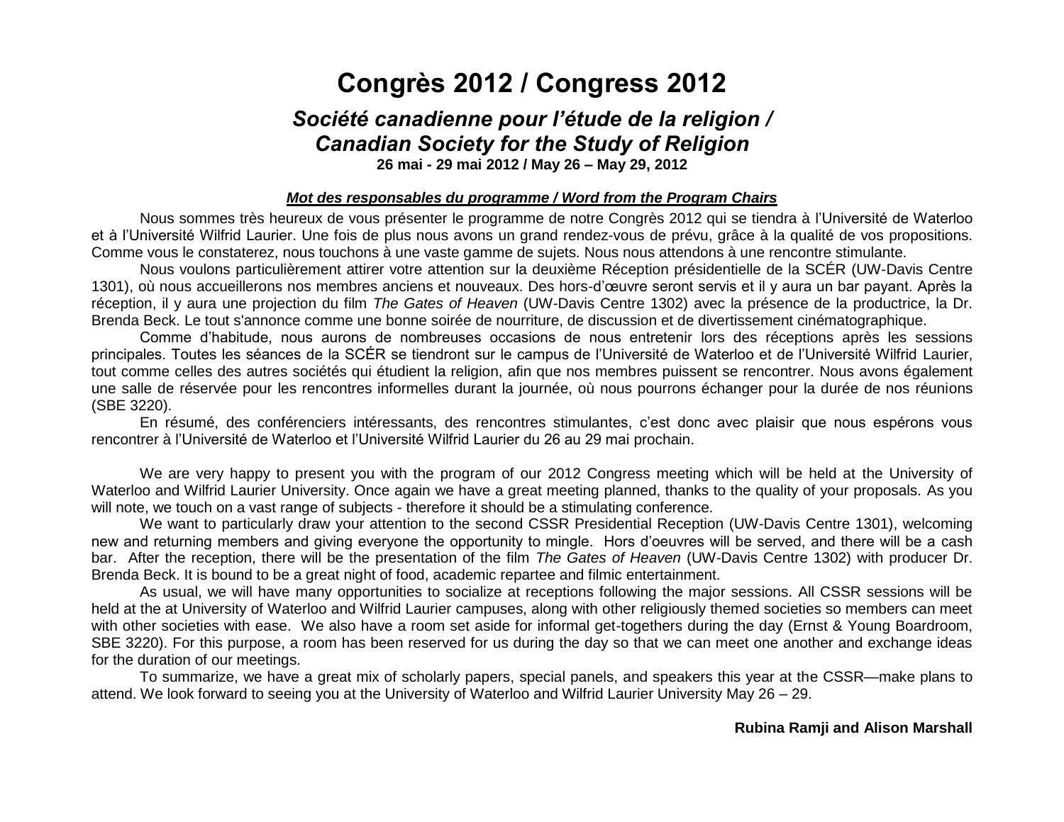# Congrès 2012 / Congress 2012

## *Société canadienne pour l'étude de la religion / Canadian Society for the Study of Religion*

**26 mai - 29 mai 2012 / May 26 – May 29, 2012**

***Mot des responsables du programme / Word from the Program Chairs***

Nous sommes très heureux de vous présenter le programme de notre Congrès 2012 qui se tiendra à l'Université de Waterloo et à l'Université Wilfrid Laurier. Une fois de plus nous avons un grand rendez-vous de prévu, grâce à la qualité de vos propositions. Comme vous le constaterez, nous touchons à une vaste gamme de sujets. Nous nous attendons à une rencontre stimulante.

Nous voulons particulièrement attirer votre attention sur la deuxième Réception présidentielle de la SCÉR (UW-Davis Centre 1301), où nous accueillerons nos membres anciens et nouveaux. Des hors-d'œuvre seront servis et il y aura un bar payant. Après la réception, il y aura une projection du film *The Gates of Heaven* (UW-Davis Centre 1302) avec la présence de la productrice, la Dr. Brenda Beck. Le tout s'annonce comme une bonne soirée de nourriture, de discussion et de divertissement cinématographique.

Comme d'habitude, nous aurons de nombreuses occasions de nous entretenir lors des réceptions après les sessions principales. Toutes les séances de la SCÉR se tiendront sur le campus de l'Université de Waterloo et de l'Université Wilfrid Laurier, tout comme celles des autres sociétés qui étudient la religion, afin que nos membres puissent se rencontrer. Nous avons également une salle de réservée pour les rencontres informelles durant la journée, où nous pourrons échanger pour la durée de nos réunions (SBE 3220).

En résumé, des conférenciers intéressants, des rencontres stimulantes, c'est donc avec plaisir que nous espérons vous rencontrer à l'Université de Waterloo et l'Université Wilfrid Laurier du 26 au 29 mai prochain.

We are very happy to present you with the program of our 2012 Congress meeting which will be held at the University of Waterloo and Wilfrid Laurier University. Once again we have a great meeting planned, thanks to the quality of your proposals. As you will note, we touch on a vast range of subjects - therefore it should be a stimulating conference.

We want to particularly draw your attention to the second CSSR Presidential Reception (UW-Davis Centre 1301), welcoming new and returning members and giving everyone the opportunity to mingle. Hors d'oeuvres will be served, and there will be a cash bar. After the reception, there will be the presentation of the film *The Gates of Heaven* (UW-Davis Centre 1302) with producer Dr. Brenda Beck. It is bound to be a great night of food, academic repartee and filmic entertainment.

As usual, we will have many opportunities to socialize at receptions following the major sessions. All CSSR sessions will be held at the at University of Waterloo and Wilfrid Laurier campuses, along with other religiously themed societies so members can meet with other societies with ease. We also have a room set aside for informal get-togethers during the day (Ernst & Young Boardroom, SBE 3220). For this purpose, a room has been reserved for us during the day so that we can meet one another and exchange ideas for the duration of our meetings.

To summarize, we have a great mix of scholarly papers, special panels, and speakers this year at the CSSR—make plans to attend. We look forward to seeing you at the University of Waterloo and Wilfrid Laurier University May 26 – 29.

**Rubina Ramji and Alison Marshall**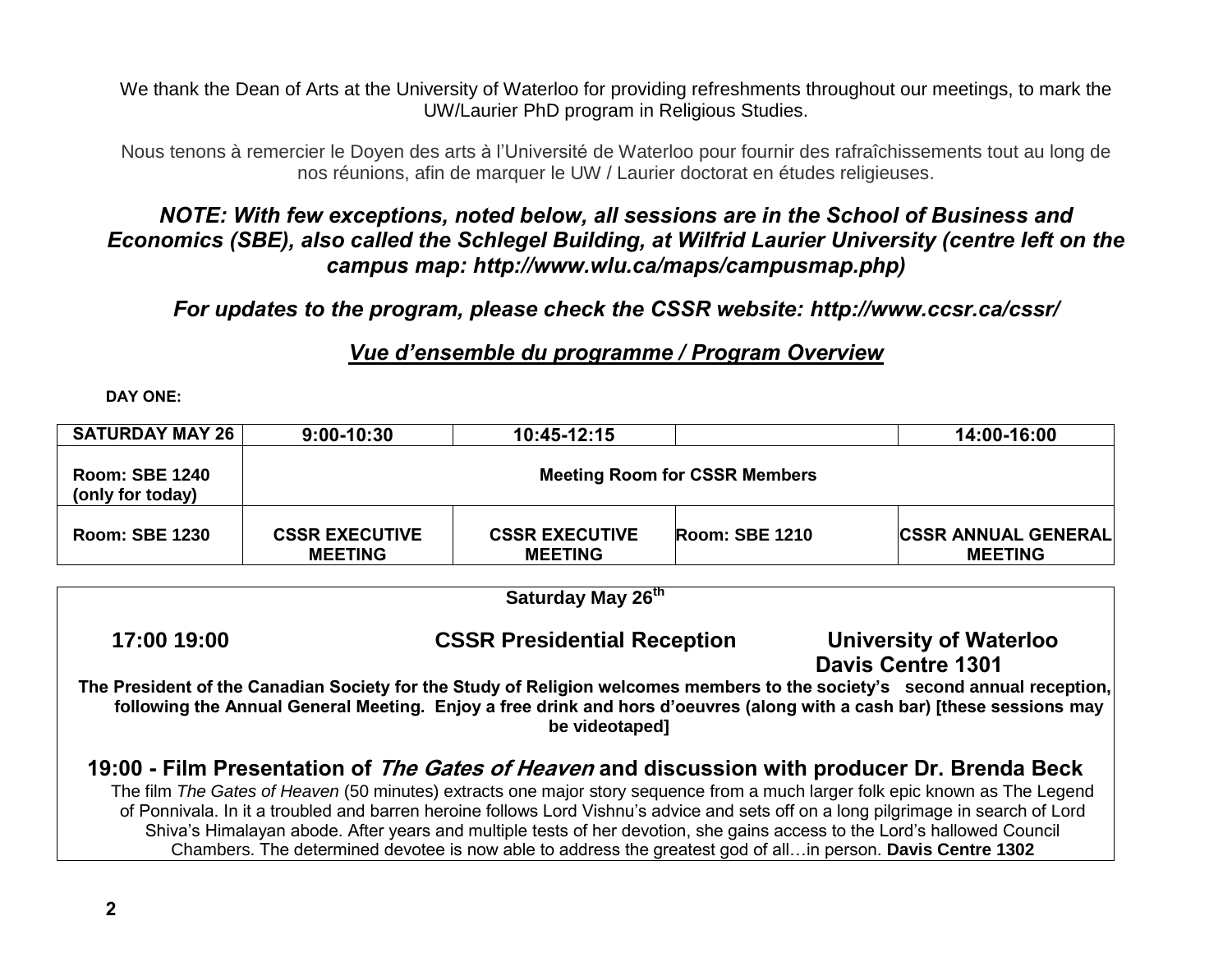We thank the Dean of Arts at the University of Waterloo for providing refreshments throughout our meetings, to mark the UW/Laurier PhD program in Religious Studies.

Nous tenons à remercier le Doyen des arts à l'Université de Waterloo pour fournir des rafraîchissements tout au long de nos réunions, afin de marquer le UW / Laurier doctorat en études religieuses.

***NOTE: With few exceptions, noted below, all sessions are in the School of Business and Economics (SBE), also called the Schlegel Building, at Wilfrid Laurier University (centre left on the campus map: http://www.wlu.ca/maps/campusmap.php)***

***For updates to the program, please check the CSSR website: http://www.ccsr.ca/cssr/***

## *Vue d'ensemble du programme / Program Overview*

**DAY ONE:**

| **SATURDAY MAY 26** | **9:00-10:30** | **10:45-12:15** | | **14:00-16:00** |
|---|---|---|---|---|
| **Room: SBE 1240 (only for today)** | **Meeting Room for CSSR Members** | | | |
| **Room: SBE 1230** | **CSSR EXECUTIVE MEETING** | **CSSR EXECUTIVE MEETING** | **Room: SBE 1210** | **CSSR ANNUAL GENERAL MEETING** |

**Saturday May 26th**

**17:00 19:00 — CSSR Presidential Reception — University of Waterloo Davis Centre 1301**

**The President of the Canadian Society for the Study of Religion welcomes members to the society's second annual reception, following the Annual General Meeting. Enjoy a free drink and hors d'oeuvres (along with a cash bar) [these sessions may be videotaped]**

### 19:00 - Film Presentation of *The Gates of Heaven* and discussion with producer Dr. Brenda Beck

The film *The Gates of Heaven* (50 minutes) extracts one major story sequence from a much larger folk epic known as The Legend of Ponnivala. In it a troubled and barren heroine follows Lord Vishnu's advice and sets off on a long pilgrimage in search of Lord Shiva's Himalayan abode. After years and multiple tests of her devotion, she gains access to the Lord's hallowed Council Chambers. The determined devotee is now able to address the greatest god of all…in person. **Davis Centre 1302**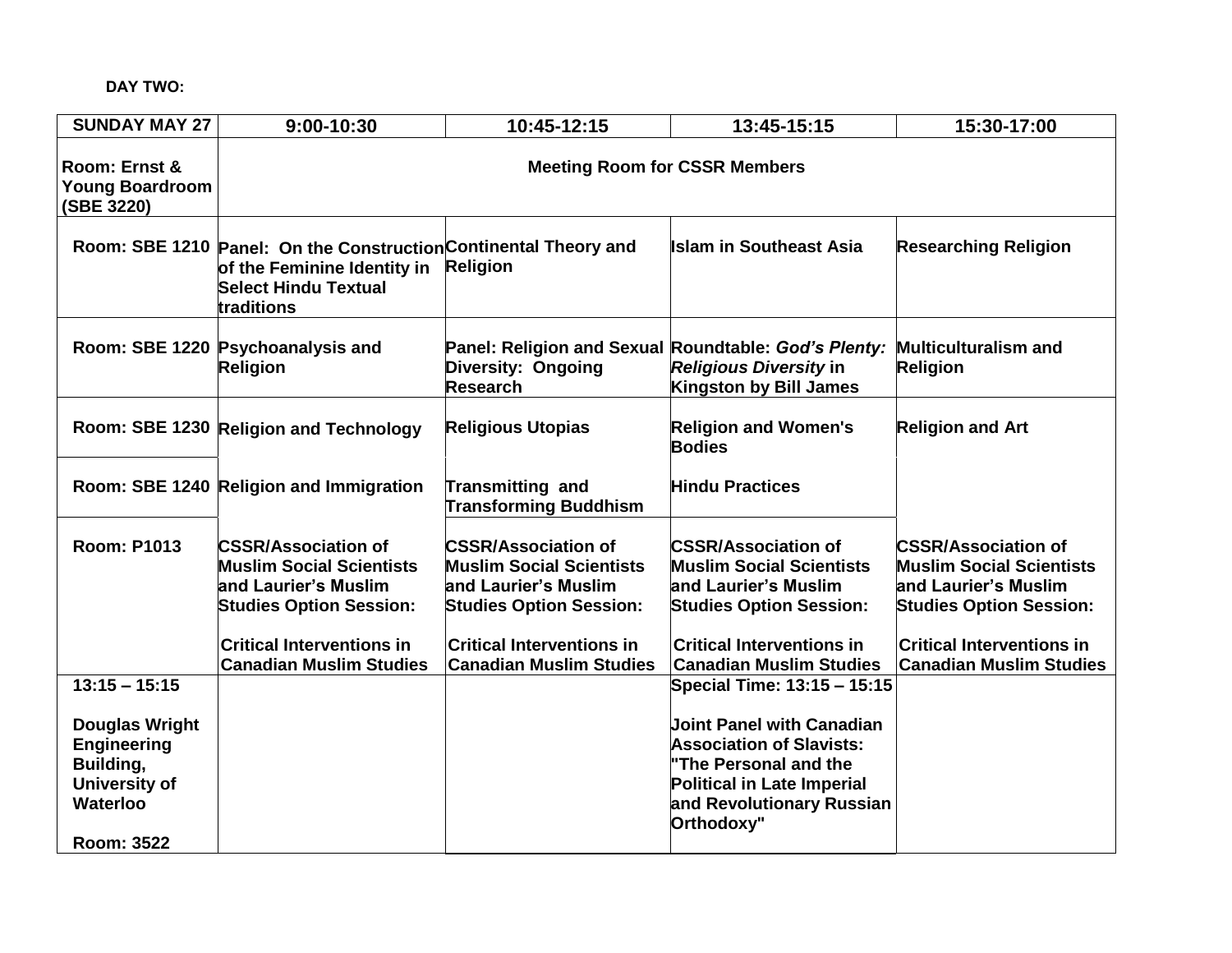**DAY TWO:**

| SUNDAY MAY 27 | 9:00-10:30 | 10:45-12:15 | 13:45-15:15 | 15:30-17:00 |
|---|---|---|---|---|
| Room: Ernst & Young Boardroom (SBE 3220) | Meeting Room for CSSR Members | | | |
| Room: SBE 1210 | Panel: On the Construction of the Feminine Identity in Select Hindu Textual traditions | Continental Theory and Religion | Islam in Southeast Asia | Researching Religion |
| Room: SBE 1220 | Psychoanalysis and Religion | Panel: Religion and Sexual Diversity: Ongoing Research | Roundtable: *God's Plenty: Religious Diversity* in Kingston by Bill James | Multiculturalism and Religion |
| Room: SBE 1230 | Religion and Technology | Religious Utopias | Religion and Women's Bodies | Religion and Art |
| Room: SBE 1240 | Religion and Immigration | Transmitting and Transforming Buddhism | Hindu Practices | |
| Room: P1013 | CSSR/Association of Muslim Social Scientists and Laurier's Muslim Studies Option Session: Critical Interventions in Canadian Muslim Studies | CSSR/Association of Muslim Social Scientists and Laurier's Muslim Studies Option Session: Critical Interventions in Canadian Muslim Studies | CSSR/Association of Muslim Social Scientists and Laurier's Muslim Studies Option Session: Critical Interventions in Canadian Muslim Studies | CSSR/Association of Muslim Social Scientists and Laurier's Muslim Studies Option Session: Critical Interventions in Canadian Muslim Studies |
| 13:15 – 15:15 Douglas Wright Engineering Building, University of Waterloo Room: 3522 | | | Special Time: 13:15 – 15:15 Joint Panel with Canadian Association of Slavists: "The Personal and the Political in Late Imperial and Revolutionary Russian Orthodoxy" | |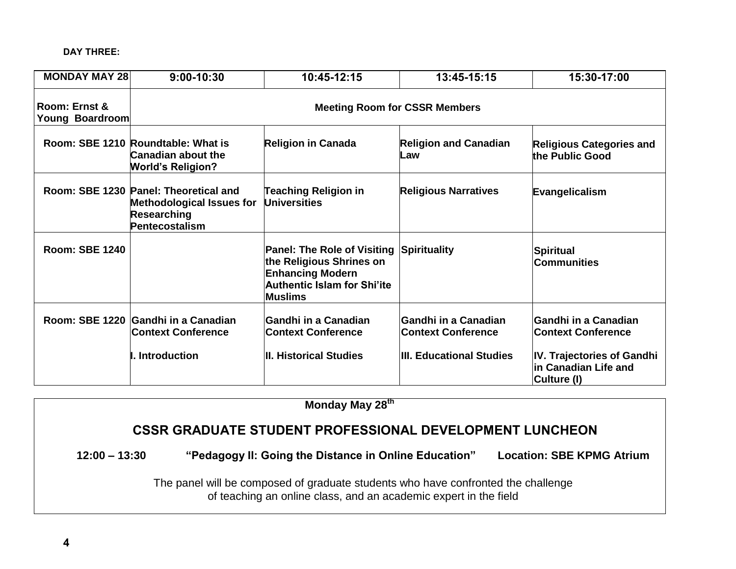**DAY THREE:**

| MONDAY MAY 28 | 9:00-10:30 | 10:45-12:15 | 13:45-15:15 | 15:30-17:00 |
|---|---|---|---|---|
| Room: Ernst & Young Boardroom | Meeting Room for CSSR Members | | | |
| Room: SBE 1210 | Roundtable: What is Canadian about the World's Religion? | Religion in Canada | Religion and Canadian Law | Religious Categories and the Public Good |
| Room: SBE 1230 | Panel: Theoretical and Methodological Issues for Researching Pentecostalism | Teaching Religion in Universities | Religious Narratives | Evangelicalism |
| Room: SBE 1240 | | Panel: The Role of Visiting the Religious Shrines on Enhancing Modern Authentic Islam for Shi'ite Muslims | Spirituality | Spiritual Communities |
| Room: SBE 1220 | Gandhi in a Canadian Context Conference<br><br>I. Introduction | Gandhi in a Canadian Context Conference<br><br>II. Historical Studies | Gandhi in a Canadian Context Conference<br><br>III. Educational Studies | Gandhi in a Canadian Context Conference<br><br>IV. Trajectories of Gandhi in Canadian Life and Culture (I) |

**Monday May 28th**

## CSSR GRADUATE STUDENT PROFESSIONAL DEVELOPMENT LUNCHEON

**12:00 – 13:30** **"Pedagogy II: Going the Distance in Online Education"** **Location: SBE KPMG Atrium**

The panel will be composed of graduate students who have confronted the challenge of teaching an online class, and an academic expert in the field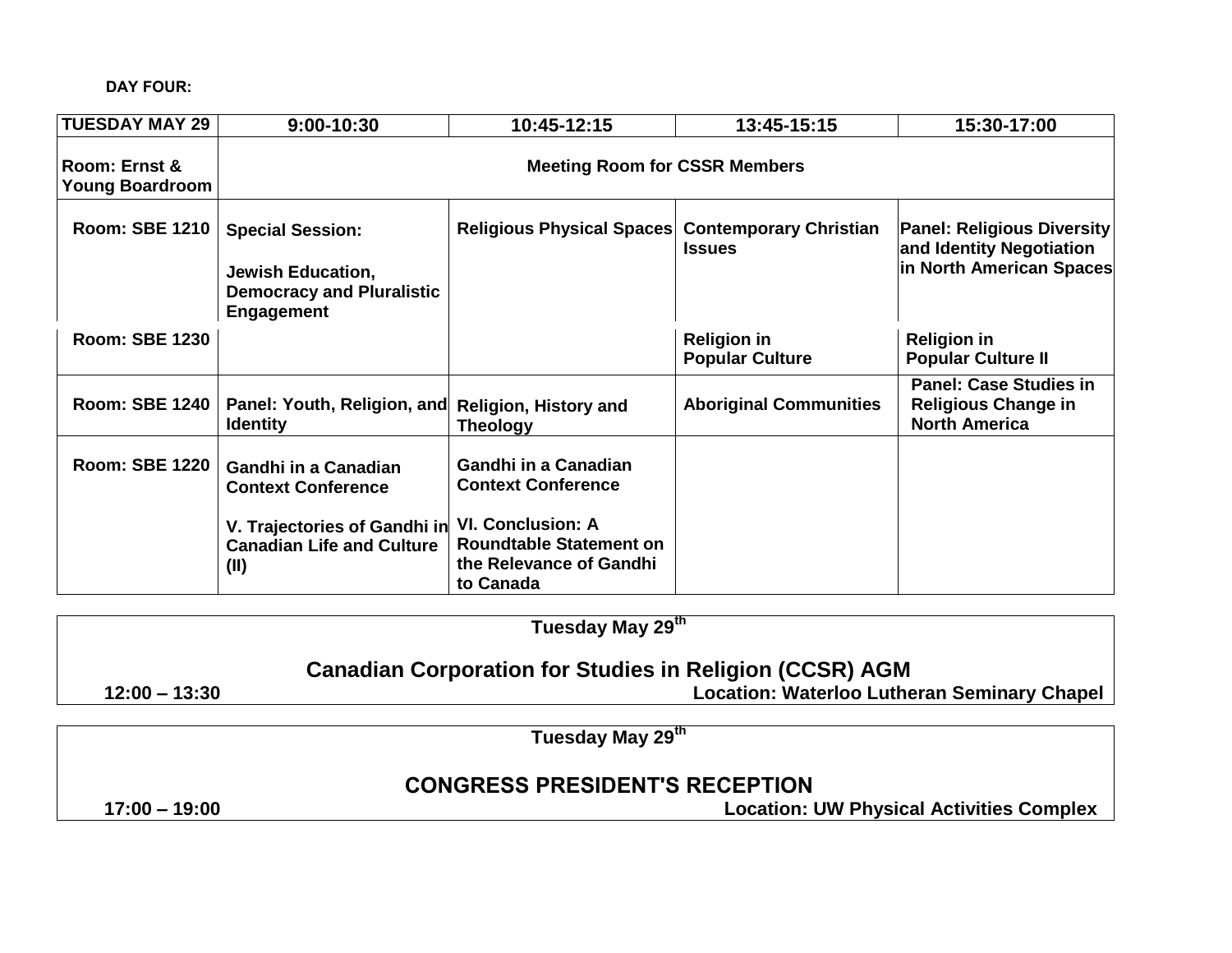**DAY FOUR:**

| TUESDAY MAY 29 | 9:00-10:30 | 10:45-12:15 | 13:45-15:15 | 15:30-17:00 |
|---|---|---|---|---|
| Room: Ernst & Young Boardroom | Meeting Room for CSSR Members | | | |
| Room: SBE 1210 | Special Session: Jewish Education, Democracy and Pluralistic Engagement | Religious Physical Spaces | Contemporary Christian Issues | Panel: Religious Diversity and Identity Negotiation in North American Spaces |
| Room: SBE 1230 | | | Religion in Popular Culture | Religion in Popular Culture II |
| Room: SBE 1240 | Panel: Youth, Religion, and Identity | Religion, History and Theology | Aboriginal Communities | Panel: Case Studies in Religious Change in North America |
| Room: SBE 1220 | Gandhi in a Canadian Context Conference<br><br>V. Trajectories of Gandhi in Canadian Life and Culture (II) | Gandhi in a Canadian Context Conference<br><br>VI. Conclusion: A Roundtable Statement on the Relevance of Gandhi to Canada | | |

**Tuesday May 29th**

**Canadian Corporation for Studies in Religion (CCSR) AGM**

**12:00 – 13:30** — **Location: Waterloo Lutheran Seminary Chapel**

**Tuesday May 29th**

**CONGRESS PRESIDENT'S RECEPTION**

**17:00 – 19:00** — **Location: UW Physical Activities Complex**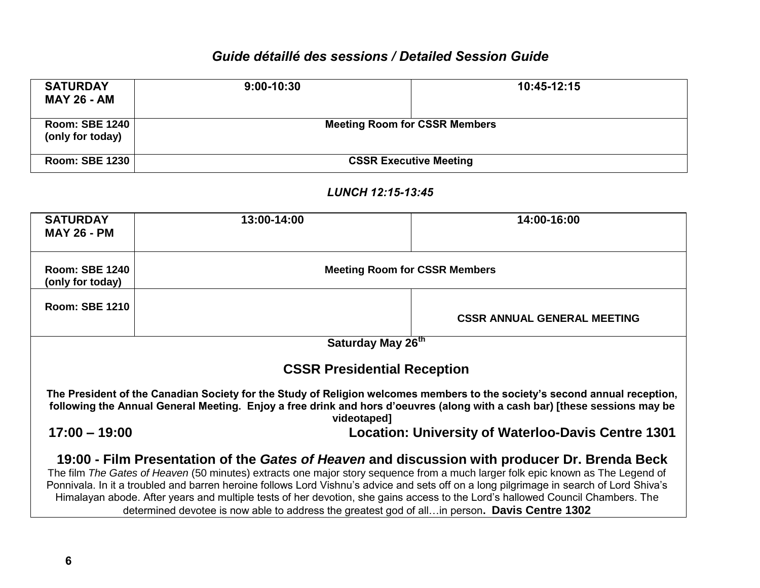## *Guide détaillé des sessions / Detailed Session Guide*

| **SATURDAY MAY 26 - AM** | **9:00-10:30** | **10:45-12:15** |
|---|---|---|
| **Room: SBE 1240 (only for today)** | **Meeting Room for CSSR Members** | |
| **Room: SBE 1230** | **CSSR Executive Meeting** | |

***LUNCH 12:15-13:45***

| **SATURDAY MAY 26 - PM** | **13:00-14:00** | **14:00-16:00** |
|---|---|---|
| **Room: SBE 1240 (only for today)** | **Meeting Room for CSSR Members** | |
| **Room: SBE 1210** | | **CSSR ANNUAL GENERAL MEETING** |

**Saturday May 26th**

### CSSR Presidential Reception

**The President of the Canadian Society for the Study of Religion welcomes members to the society's second annual reception, following the Annual General Meeting. Enjoy a free drink and hors d'oeuvres (along with a cash bar) [these sessions may be videotaped]**

**17:00 – 19:00** **Location: University of Waterloo-Davis Centre 1301**

**19:00 - Film Presentation of the *Gates of Heaven* and discussion with producer Dr. Brenda Beck**

The film *The Gates of Heaven* (50 minutes) extracts one major story sequence from a much larger folk epic known as The Legend of Ponnivala. In it a troubled and barren heroine follows Lord Vishnu's advice and sets off on a long pilgrimage in search of Lord Shiva's Himalayan abode. After years and multiple tests of her devotion, she gains access to the Lord's hallowed Council Chambers. The determined devotee is now able to address the greatest god of all…in person**. Davis Centre 1302**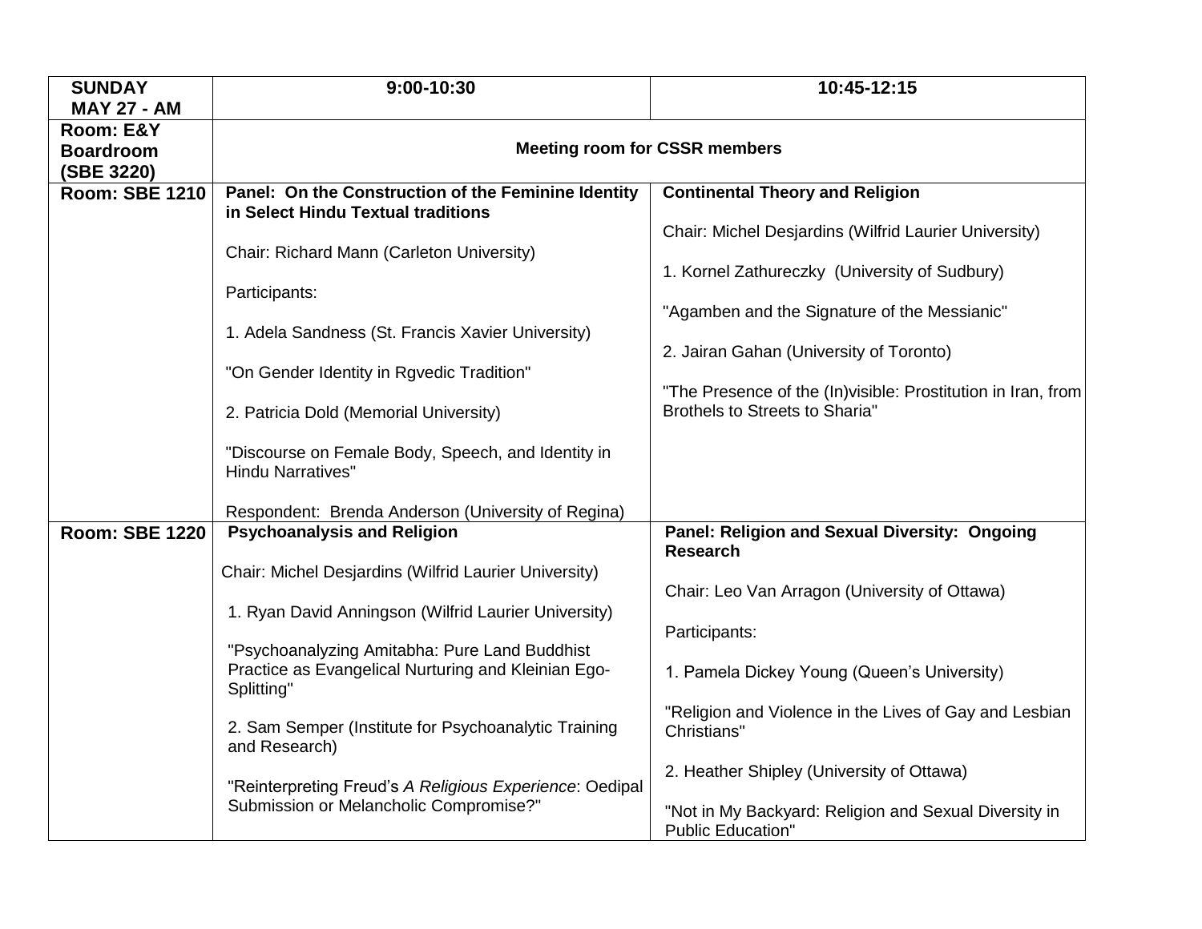| **SUNDAY MAY 27 - AM** | **9:00-10:30** | **10:45-12:15** |
|---|---|---|
| **Room: E&Y Boardroom (SBE 3220)** | **Meeting room for CSSR members** | |
| **Room: SBE 1210** | **Panel: On the Construction of the Feminine Identity in Select Hindu Textual traditions**<br><br>Chair: Richard Mann (Carleton University)<br><br>Participants:<br><br>1. Adela Sandness (St. Francis Xavier University)<br><br>"On Gender Identity in Rgvedic Tradition"<br><br>2. Patricia Dold (Memorial University)<br><br>"Discourse on Female Body, Speech, and Identity in Hindu Narratives"<br><br>Respondent: Brenda Anderson (University of Regina) | **Continental Theory and Religion**<br><br>Chair: Michel Desjardins (Wilfrid Laurier University)<br><br>1. Kornel Zathureczky (University of Sudbury)<br><br>"Agamben and the Signature of the Messianic"<br><br>2. Jairan Gahan (University of Toronto)<br><br>"The Presence of the (In)visible: Prostitution in Iran, from Brothels to Streets to Sharia" |
| **Room: SBE 1220** | **Psychoanalysis and Religion**<br><br>Chair: Michel Desjardins (Wilfrid Laurier University)<br><br>1. Ryan David Anningson (Wilfrid Laurier University)<br><br>"Psychoanalyzing Amitabha: Pure Land Buddhist Practice as Evangelical Nurturing and Kleinian Ego-Splitting"<br><br>2. Sam Semper (Institute for Psychoanalytic Training and Research)<br><br>"Reinterpreting Freud's *A Religious Experience*: Oedipal Submission or Melancholic Compromise?" | **Panel: Religion and Sexual Diversity: Ongoing Research**<br><br>Chair: Leo Van Arragon (University of Ottawa)<br><br>Participants:<br><br>1. Pamela Dickey Young (Queen's University)<br><br>"Religion and Violence in the Lives of Gay and Lesbian Christians"<br><br>2. Heather Shipley (University of Ottawa)<br><br>"Not in My Backyard: Religion and Sexual Diversity in Public Education" |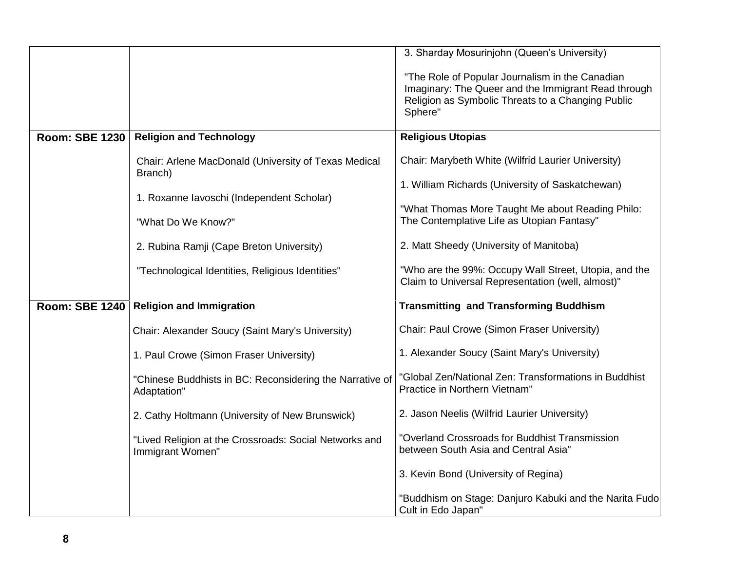| | | |
|---|---|---|
| | | 3. Sharday Mosurinjohn (Queen's University)<br><br>"The Role of Popular Journalism in the Canadian Imaginary: The Queer and the Immigrant Read through Religion as Symbolic Threats to a Changing Public Sphere" |
| **Room: SBE 1230** | **Religion and Technology**<br><br>Chair: Arlene MacDonald (University of Texas Medical Branch)<br><br>1. Roxanne Iavoschi (Independent Scholar)<br><br>"What Do We Know?"<br><br>2. Rubina Ramji (Cape Breton University)<br><br>"Technological Identities, Religious Identities" | **Religious Utopias**<br><br>Chair: Marybeth White (Wilfrid Laurier University)<br><br>1. William Richards (University of Saskatchewan)<br><br>"What Thomas More Taught Me about Reading Philo: The Contemplative Life as Utopian Fantasy"<br><br>2. Matt Sheedy (University of Manitoba)<br><br>"Who are the 99%: Occupy Wall Street, Utopia, and the Claim to Universal Representation (well, almost)" |
| **Room: SBE 1240** | **Religion and Immigration**<br><br>Chair: Alexander Soucy (Saint Mary's University)<br><br>1. Paul Crowe (Simon Fraser University)<br><br>"Chinese Buddhists in BC: Reconsidering the Narrative of Adaptation"<br><br>2. Cathy Holtmann (University of New Brunswick)<br><br>"Lived Religion at the Crossroads: Social Networks and Immigrant Women" | **Transmitting and Transforming Buddhism**<br><br>Chair: Paul Crowe (Simon Fraser University)<br><br>1. Alexander Soucy (Saint Mary's University)<br><br>"Global Zen/National Zen: Transformations in Buddhist Practice in Northern Vietnam"<br><br>2. Jason Neelis (Wilfrid Laurier University)<br><br>"Overland Crossroads for Buddhist Transmission between South Asia and Central Asia"<br><br>3. Kevin Bond (University of Regina)<br><br>"Buddhism on Stage: Danjuro Kabuki and the Narita Fudo Cult in Edo Japan" |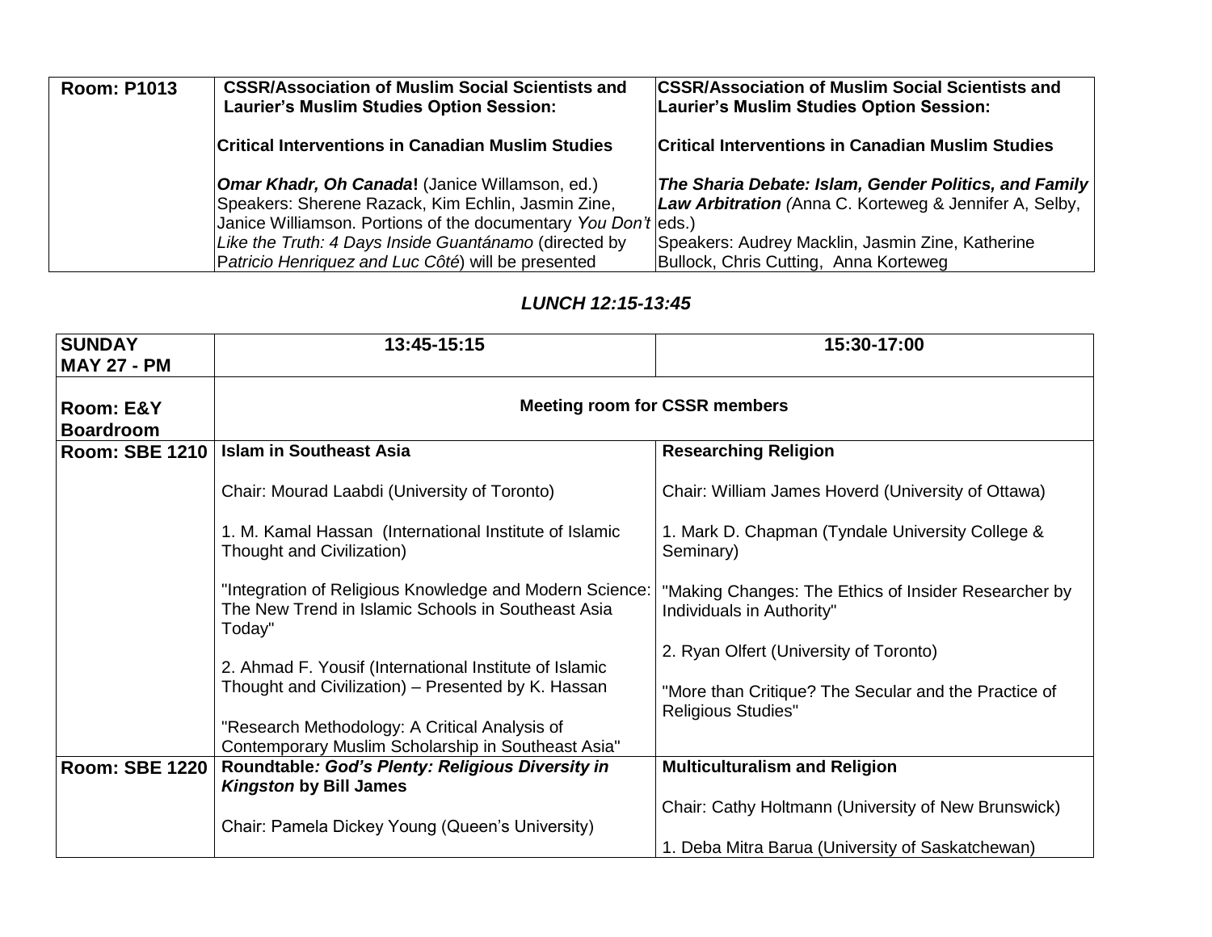| Room: P1013 | **CSSR/Association of Muslim Social Scientists and Laurier's Muslim Studies Option Session:**<br><br>**Critical Interventions in Canadian Muslim Studies**<br><br>***Omar Khadr, Oh Canada*!** (Janice Willamson, ed.)<br>Speakers: Sherene Razack, Kim Echlin, Jasmin Zine, Janice Williamson. Portions of the documentary *You Don't Like the Truth: 4 Days Inside Guantánamo* (directed by *Patricio Henriquez and Luc Côté*) will be presented | **CSSR/Association of Muslim Social Scientists and Laurier's Muslim Studies Option Session:**<br><br>**Critical Interventions in Canadian Muslim Studies**<br><br>***The Sharia Debate: Islam, Gender Politics, and Family Law Arbitration*** *(*Anna C. Korteweg & Jennifer A, Selby, eds.)<br>Speakers: Audrey Macklin, Jasmin Zine, Katherine Bullock, Chris Cutting, Anna Korteweg |
|---|---|---|

***LUNCH 12:15-13:45***

| **SUNDAY MAY 27 - PM** | **13:45-15:15** | **15:30-17:00** |
|---|---|---|
| **Room: E&Y Boardroom** | **Meeting room for CSSR members** | |
| **Room: SBE 1210** | **Islam in Southeast Asia**<br><br>Chair: Mourad Laabdi (University of Toronto)<br><br>1. M. Kamal Hassan (International Institute of Islamic Thought and Civilization)<br><br>"Integration of Religious Knowledge and Modern Science: The New Trend in Islamic Schools in Southeast Asia Today"<br><br>2. Ahmad F. Yousif (International Institute of Islamic Thought and Civilization) – Presented by K. Hassan<br><br>"Research Methodology: A Critical Analysis of Contemporary Muslim Scholarship in Southeast Asia" | **Researching Religion**<br><br>Chair: William James Hoverd (University of Ottawa)<br><br>1. Mark D. Chapman (Tyndale University College & Seminary)<br><br>"Making Changes: The Ethics of Insider Researcher by Individuals in Authority"<br><br>2. Ryan Olfert (University of Toronto)<br><br>"More than Critique? The Secular and the Practice of Religious Studies" |
| **Room: SBE 1220** | **Roundtable*: God's Plenty: Religious Diversity in Kingston* by Bill James**<br><br>Chair: Pamela Dickey Young (Queen's University) | **Multiculturalism and Religion**<br><br>Chair: Cathy Holtmann (University of New Brunswick)<br><br>1. Deba Mitra Barua (University of Saskatchewan) |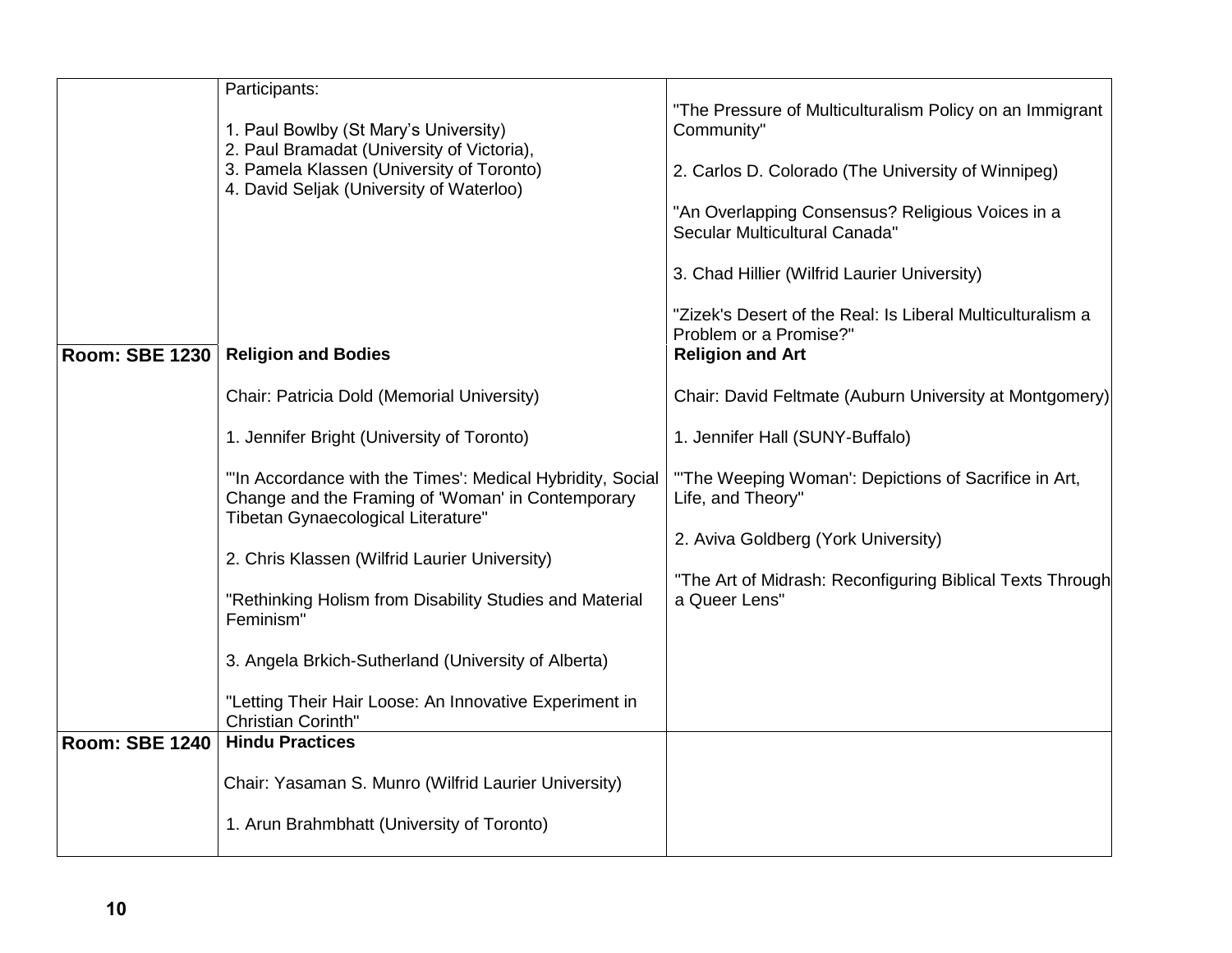| | | |
|---|---|---|
| | Participants:<br><br>1. Paul Bowlby (St Mary's University)<br>2. Paul Bramadat (University of Victoria),<br>3. Pamela Klassen (University of Toronto)<br>4. David Seljak (University of Waterloo) | "The Pressure of Multiculturalism Policy on an Immigrant Community"<br><br>2. Carlos D. Colorado (The University of Winnipeg)<br><br>"An Overlapping Consensus? Religious Voices in a Secular Multicultural Canada"<br><br>3. Chad Hillier (Wilfrid Laurier University)<br><br>"Zizek's Desert of the Real: Is Liberal Multiculturalism a Problem or a Promise?" |
| **Room: SBE 1230** | **Religion and Bodies**<br><br>Chair: Patricia Dold (Memorial University)<br><br>1. Jennifer Bright (University of Toronto)<br><br>"'In Accordance with the Times': Medical Hybridity, Social Change and the Framing of 'Woman' in Contemporary Tibetan Gynaecological Literature"<br><br>2. Chris Klassen (Wilfrid Laurier University)<br><br>"Rethinking Holism from Disability Studies and Material Feminism"<br><br>3. Angela Brkich-Sutherland (University of Alberta)<br><br>"Letting Their Hair Loose: An Innovative Experiment in Christian Corinth" | **Religion and Art**<br><br>Chair: David Feltmate (Auburn University at Montgomery)<br><br>1. Jennifer Hall (SUNY-Buffalo)<br><br>"'The Weeping Woman': Depictions of Sacrifice in Art, Life, and Theory"<br><br>2. Aviva Goldberg (York University)<br><br>"The Art of Midrash: Reconfiguring Biblical Texts Through a Queer Lens" |
| **Room: SBE 1240** | **Hindu Practices**<br><br>Chair: Yasaman S. Munro (Wilfrid Laurier University)<br><br>1. Arun Brahmbhatt (University of Toronto) | |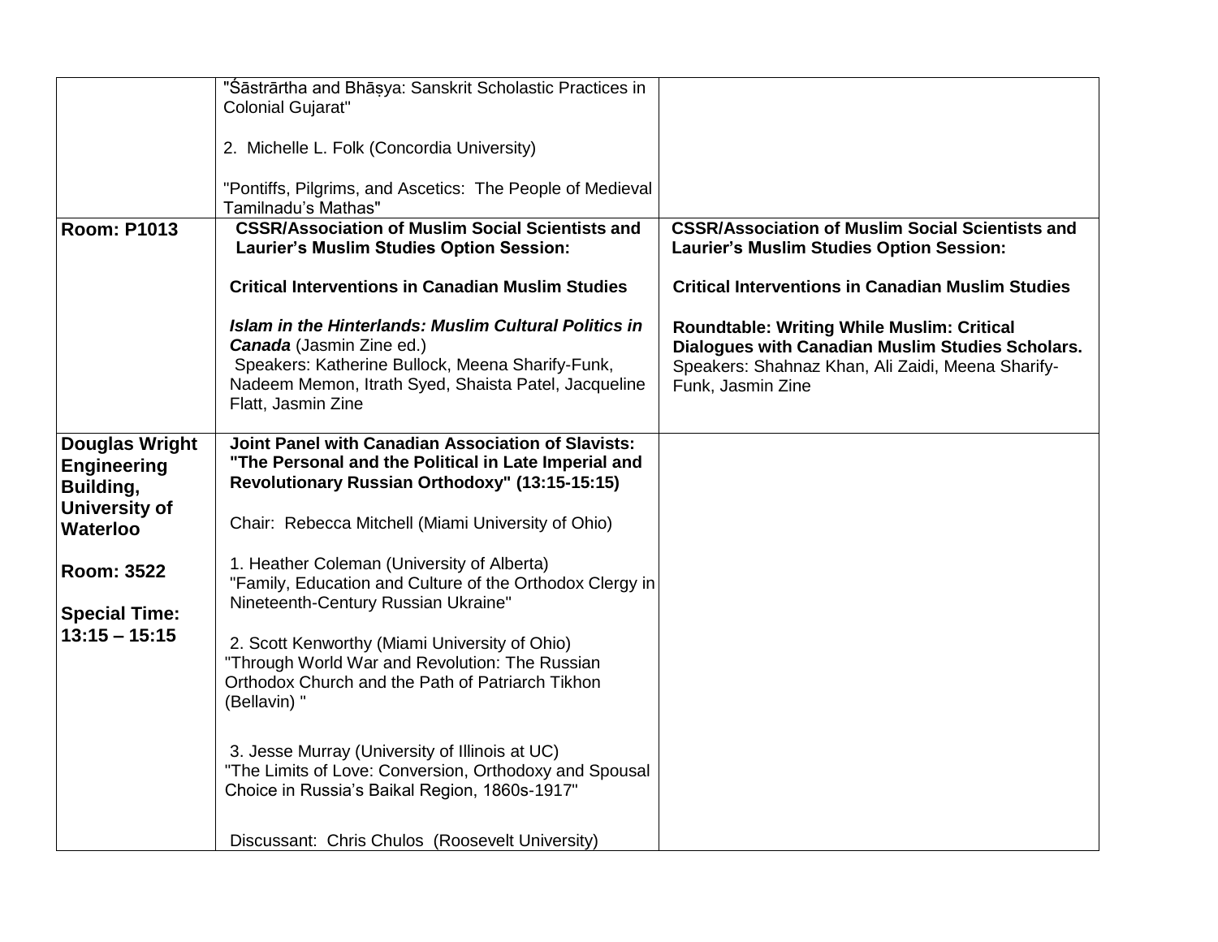| | | |
|---|---|---|
| | "Śāstrārtha and Bhāṣya: Sanskrit Scholastic Practices in Colonial Gujarat"<br><br>2. Michelle L. Folk (Concordia University)<br><br>"Pontiffs, Pilgrims, and Ascetics: The People of Medieval Tamilnadu's Mathas" | |
| **Room: P1013** | **CSSR/Association of Muslim Social Scientists and Laurier's Muslim Studies Option Session:**<br><br>**Critical Interventions in Canadian Muslim Studies**<br><br>***Islam in the Hinterlands: Muslim Cultural Politics in Canada*** (Jasmin Zine ed.)<br>Speakers: Katherine Bullock, Meena Sharify-Funk, Nadeem Memon, Itrath Syed, Shaista Patel, Jacqueline Flatt, Jasmin Zine | **CSSR/Association of Muslim Social Scientists and Laurier's Muslim Studies Option Session:**<br><br>**Critical Interventions in Canadian Muslim Studies**<br><br>**Roundtable: Writing While Muslim: Critical Dialogues with Canadian Muslim Studies Scholars.**<br>Speakers: Shahnaz Khan, Ali Zaidi, Meena Sharify-Funk, Jasmin Zine |
| **Douglas Wright Engineering Building, University of Waterloo**<br><br>**Room: 3522**<br><br>**Special Time: 13:15 – 15:15** | **Joint Panel with Canadian Association of Slavists: "The Personal and the Political in Late Imperial and Revolutionary Russian Orthodoxy" (13:15-15:15)**<br><br>Chair: Rebecca Mitchell (Miami University of Ohio)<br><br>1. Heather Coleman (University of Alberta)<br>"Family, Education and Culture of the Orthodox Clergy in Nineteenth-Century Russian Ukraine"<br><br>2. Scott Kenworthy (Miami University of Ohio)<br>"Through World War and Revolution: The Russian Orthodox Church and the Path of Patriarch Tikhon (Bellavin) "<br><br>3. Jesse Murray (University of Illinois at UC)<br>"The Limits of Love: Conversion, Orthodoxy and Spousal Choice in Russia's Baikal Region, 1860s-1917"<br><br>Discussant: Chris Chulos (Roosevelt University) | |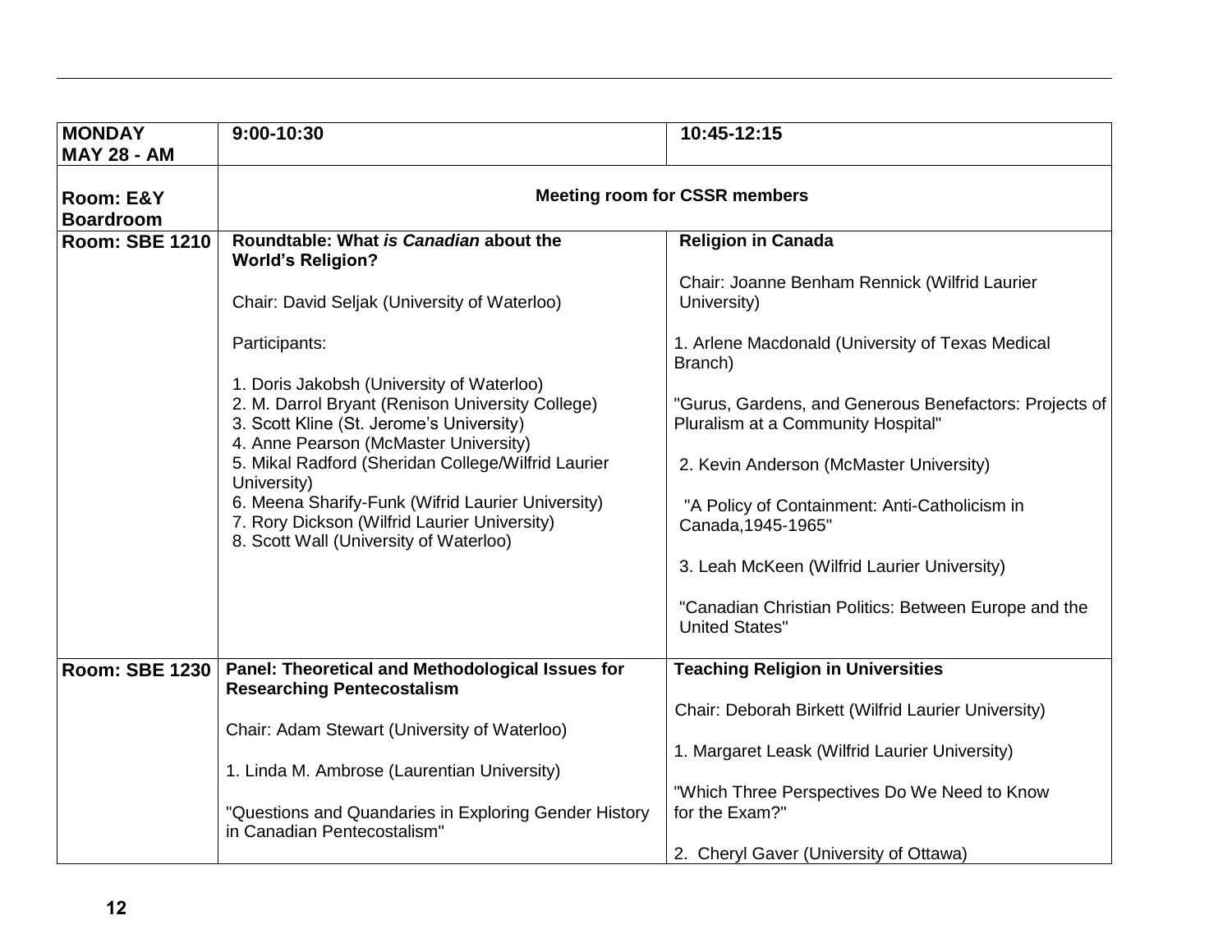| **MONDAY MAY 28 - AM** | **9:00-10:30** | **10:45-12:15** |
|---|---|---|
| **Room: E&Y Boardroom** | **Meeting room for CSSR members** | |
| **Room: SBE 1210** | **Roundtable: What *is Canadian* about the World's Religion?**<br><br>Chair: David Seljak (University of Waterloo)<br><br>Participants:<br><br>1. Doris Jakobsh (University of Waterloo)<br>2. M. Darrol Bryant (Renison University College)<br>3. Scott Kline (St. Jerome's University)<br>4. Anne Pearson (McMaster University)<br>5. Mikal Radford (Sheridan College/Wilfrid Laurier University)<br>6. Meena Sharify-Funk (Wifrid Laurier University)<br>7. Rory Dickson (Wilfrid Laurier University)<br>8. Scott Wall (University of Waterloo) | **Religion in Canada**<br><br>Chair: Joanne Benham Rennick (Wilfrid Laurier University)<br><br>1. Arlene Macdonald (University of Texas Medical Branch)<br><br>"Gurus, Gardens, and Generous Benefactors: Projects of Pluralism at a Community Hospital"<br><br>2. Kevin Anderson (McMaster University)<br><br>"A Policy of Containment: Anti-Catholicism in Canada,1945-1965"<br><br>3. Leah McKeen (Wilfrid Laurier University)<br><br>"Canadian Christian Politics: Between Europe and the United States" |
| **Room: SBE 1230** | **Panel: Theoretical and Methodological Issues for Researching Pentecostalism**<br><br>Chair: Adam Stewart (University of Waterloo)<br><br>1. Linda M. Ambrose (Laurentian University)<br><br>"Questions and Quandaries in Exploring Gender History in Canadian Pentecostalism" | **Teaching Religion in Universities**<br><br>Chair: Deborah Birkett (Wilfrid Laurier University)<br><br>1. Margaret Leask (Wilfrid Laurier University)<br><br>"Which Three Perspectives Do We Need to Know for the Exam?"<br><br>2. Cheryl Gaver (University of Ottawa) |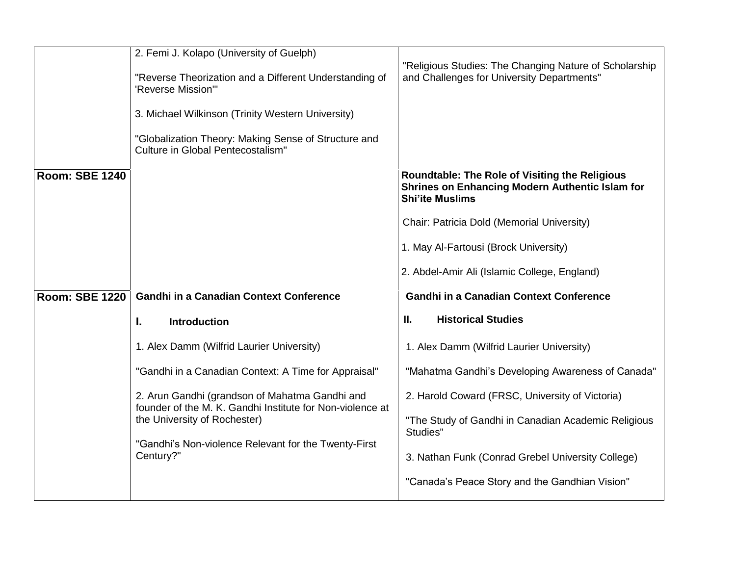| | | |
|---|---|---|
| | 2. Femi J. Kolapo (University of Guelph)<br><br>"Reverse Theorization and a Different Understanding of 'Reverse Mission'"<br><br>3. Michael Wilkinson (Trinity Western University)<br><br>"Globalization Theory: Making Sense of Structure and Culture in Global Pentecostalism" | "Religious Studies: The Changing Nature of Scholarship and Challenges for University Departments" |
| **Room: SBE 1240** | | **Roundtable: The Role of Visiting the Religious Shrines on Enhancing Modern Authentic Islam for Shi'ite Muslims**<br><br>Chair: Patricia Dold (Memorial University)<br><br>1. May Al-Fartousi (Brock University)<br><br>2. Abdel-Amir Ali (Islamic College, England) |
| **Room: SBE 1220** | **Gandhi in a Canadian Context Conference**<br><br>**I. Introduction**<br><br>1. Alex Damm (Wilfrid Laurier University)<br><br>"Gandhi in a Canadian Context: A Time for Appraisal"<br><br>2. Arun Gandhi (grandson of Mahatma Gandhi and founder of the M. K. Gandhi Institute for Non-violence at the University of Rochester)<br><br>"Gandhi's Non-violence Relevant for the Twenty-First Century?" | **Gandhi in a Canadian Context Conference**<br><br>**II. Historical Studies**<br><br>1. Alex Damm (Wilfrid Laurier University)<br><br>"Mahatma Gandhi's Developing Awareness of Canada"<br><br>2. Harold Coward (FRSC, University of Victoria)<br><br>"The Study of Gandhi in Canadian Academic Religious Studies"<br><br>3. Nathan Funk (Conrad Grebel University College)<br><br>"Canada's Peace Story and the Gandhian Vision" |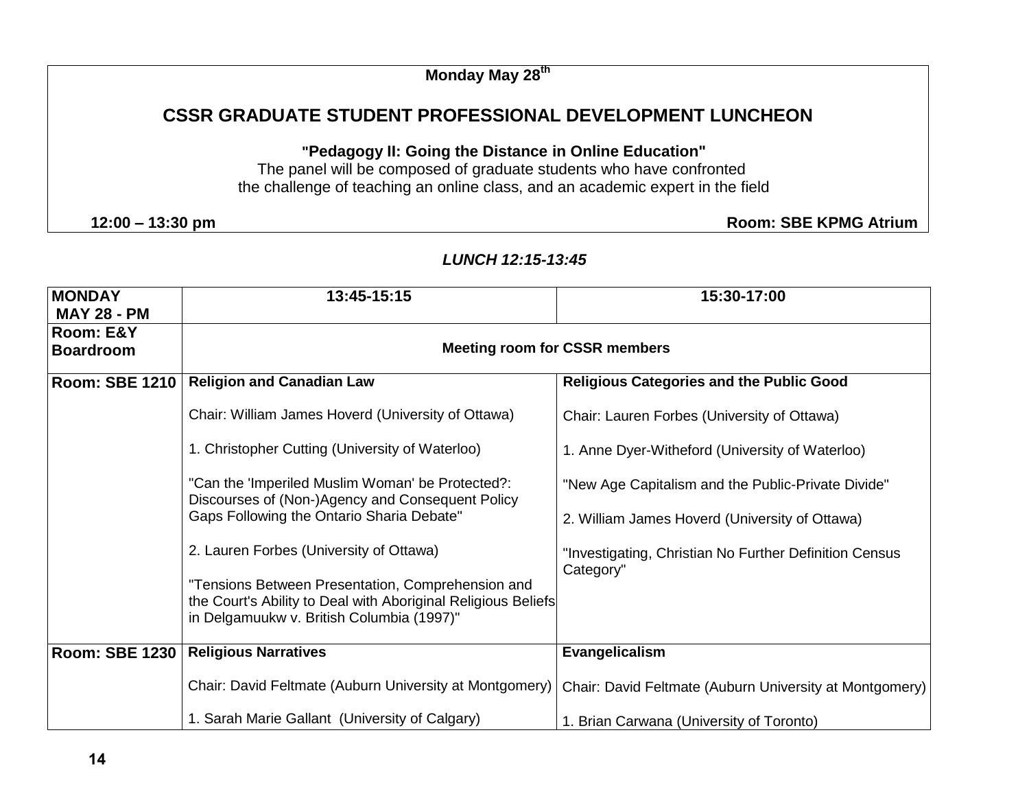**Monday May 28th**

## CSSR GRADUATE STUDENT PROFESSIONAL DEVELOPMENT LUNCHEON

**"Pedagogy II: Going the Distance in Online Education"**

The panel will be composed of graduate students who have confronted the challenge of teaching an online class, and an academic expert in the field

**12:00 – 13:30 pm** **Room: SBE KPMG Atrium**

***LUNCH 12:15-13:45***

| **MONDAY MAY 28 - PM** | **13:45-15:15** | **15:30-17:00** |
|---|---|---|
| **Room: E&Y Boardroom** | **Meeting room for CSSR members** | |
| **Room: SBE 1210** | **Religion and Canadian Law**<br><br>Chair: William James Hoverd (University of Ottawa)<br><br>1. Christopher Cutting (University of Waterloo)<br><br>"Can the 'Imperiled Muslim Woman' be Protected?: Discourses of (Non-)Agency and Consequent Policy Gaps Following the Ontario Sharia Debate"<br><br>2. Lauren Forbes (University of Ottawa)<br><br>"Tensions Between Presentation, Comprehension and the Court's Ability to Deal with Aboriginal Religious Beliefs in Delgamuukw v. British Columbia (1997)" | **Religious Categories and the Public Good**<br><br>Chair: Lauren Forbes (University of Ottawa)<br><br>1. Anne Dyer-Witheford (University of Waterloo)<br><br>"New Age Capitalism and the Public-Private Divide"<br><br>2. William James Hoverd (University of Ottawa)<br><br>"Investigating, Christian No Further Definition Census Category" |
| **Room: SBE 1230** | **Religious Narratives**<br><br>Chair: David Feltmate (Auburn University at Montgomery)<br><br>1. Sarah Marie Gallant (University of Calgary) | **Evangelicalism**<br><br>Chair: David Feltmate (Auburn University at Montgomery)<br><br>1. Brian Carwana (University of Toronto) |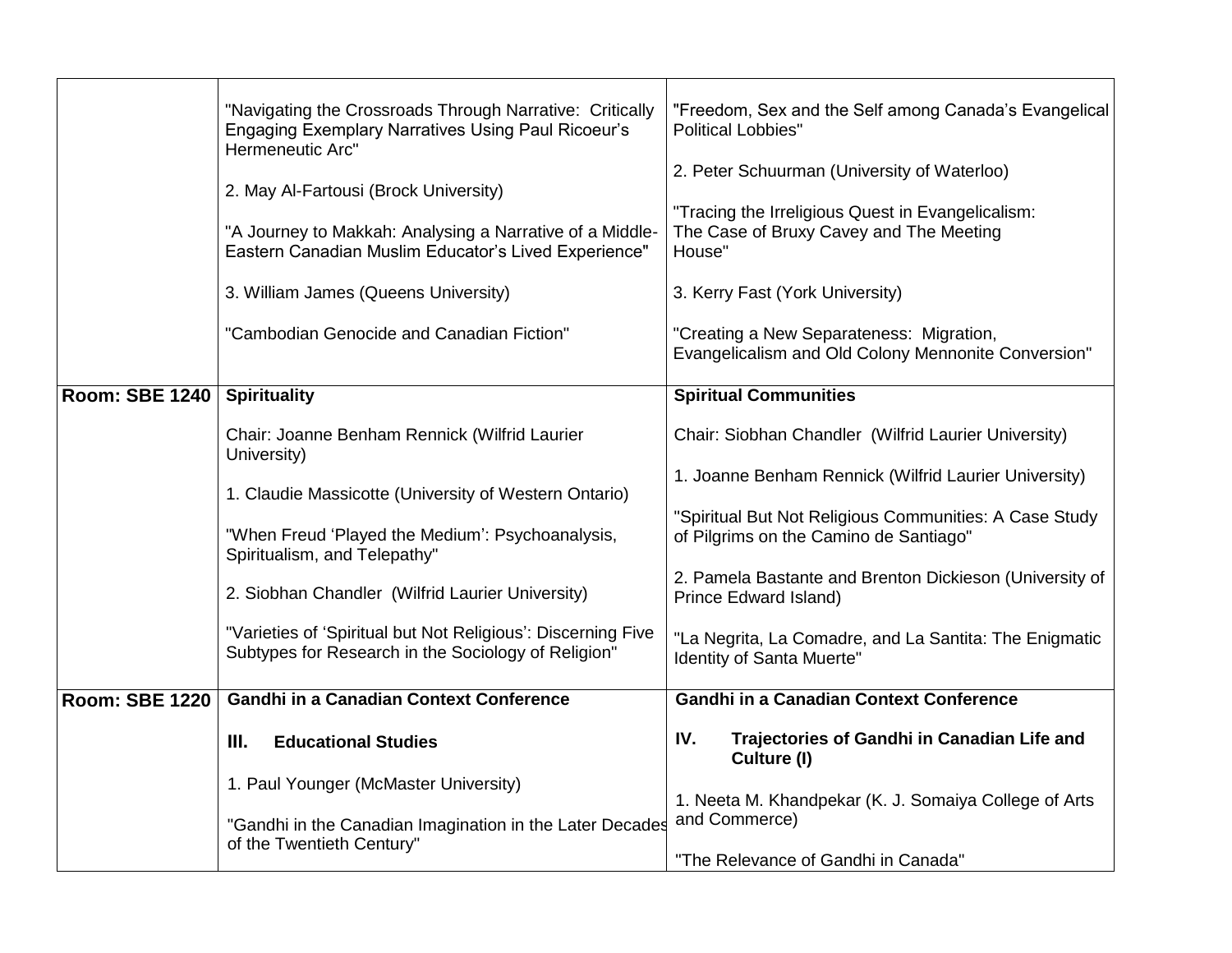| | | |
|---|---|---|
| | "Navigating the Crossroads Through Narrative: Critically Engaging Exemplary Narratives Using Paul Ricoeur's Hermeneutic Arc"<br><br>2. May Al-Fartousi (Brock University)<br><br>"A Journey to Makkah: Analysing a Narrative of a Middle-Eastern Canadian Muslim Educator's Lived Experience"<br><br>3. William James (Queens University)<br><br>"Cambodian Genocide and Canadian Fiction" | "Freedom, Sex and the Self among Canada's Evangelical Political Lobbies"<br><br>2. Peter Schuurman (University of Waterloo)<br><br>"Tracing the Irreligious Quest in Evangelicalism: The Case of Bruxy Cavey and The Meeting House"<br><br>3. Kerry Fast (York University)<br><br>"Creating a New Separateness: Migration, Evangelicalism and Old Colony Mennonite Conversion" |
| **Room: SBE 1240** | **Spirituality**<br><br>Chair: Joanne Benham Rennick (Wilfrid Laurier University)<br><br>1. Claudie Massicotte (University of Western Ontario)<br><br>"When Freud 'Played the Medium': Psychoanalysis, Spiritualism, and Telepathy"<br><br>2. Siobhan Chandler (Wilfrid Laurier University)<br><br>"Varieties of 'Spiritual but Not Religious': Discerning Five Subtypes for Research in the Sociology of Religion" | **Spiritual Communities**<br><br>Chair: Siobhan Chandler (Wilfrid Laurier University)<br><br>1. Joanne Benham Rennick (Wilfrid Laurier University)<br><br>"Spiritual But Not Religious Communities: A Case Study of Pilgrims on the Camino de Santiago"<br><br>2. Pamela Bastante and Brenton Dickieson (University of Prince Edward Island)<br><br>"La Negrita, La Comadre, and La Santita: The Enigmatic Identity of Santa Muerte" |
| **Room: SBE 1220** | **Gandhi in a Canadian Context Conference**<br><br>**III. Educational Studies**<br><br>1. Paul Younger (McMaster University)<br><br>"Gandhi in the Canadian Imagination in the Later Decades of the Twentieth Century" | **Gandhi in a Canadian Context Conference**<br><br>**IV. Trajectories of Gandhi in Canadian Life and Culture (I)**<br><br>1. Neeta M. Khandpekar (K. J. Somaiya College of Arts and Commerce)<br><br>"The Relevance of Gandhi in Canada" |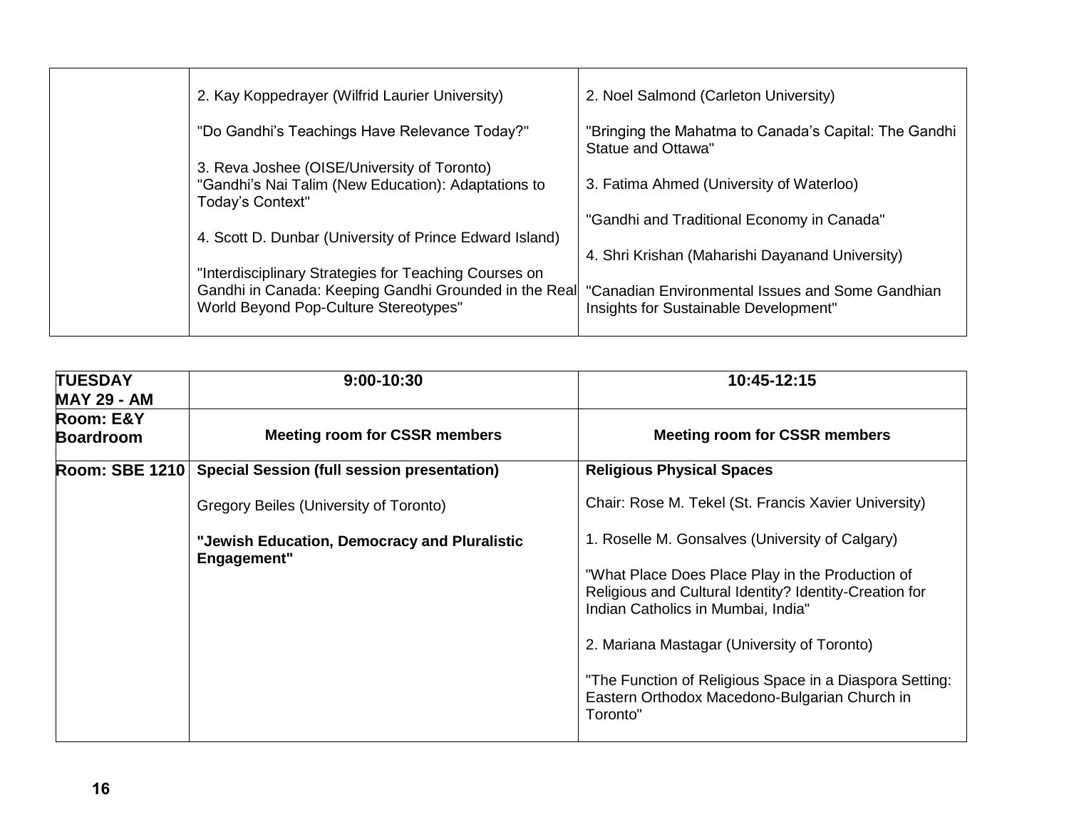| | | |
|---|---|---|
| | 2. Kay Koppedrayer (Wilfrid Laurier University)<br><br>"Do Gandhi's Teachings Have Relevance Today?"<br><br>3. Reva Joshee (OISE/University of Toronto)<br>"Gandhi's Nai Talim (New Education): Adaptations to Today's Context"<br><br>4. Scott D. Dunbar (University of Prince Edward Island)<br><br>"Interdisciplinary Strategies for Teaching Courses on Gandhi in Canada: Keeping Gandhi Grounded in the Real World Beyond Pop-Culture Stereotypes" | 2. Noel Salmond (Carleton University)<br><br>"Bringing the Mahatma to Canada's Capital: The Gandhi Statue and Ottawa"<br><br>3. Fatima Ahmed (University of Waterloo)<br><br>"Gandhi and Traditional Economy in Canada"<br><br>4. Shri Krishan (Maharishi Dayanand University)<br><br>"Canadian Environmental Issues and Some Gandhian Insights for Sustainable Development" |

| **TUESDAY MAY 29 - AM** | **9:00-10:30** | **10:45-12:15** |
|---|---|---|
| **Room: E&Y Boardroom** | **Meeting room for CSSR members** | **Meeting room for CSSR members** |
| **Room: SBE 1210** | **Special Session (full session presentation)**<br><br>Gregory Beiles (University of Toronto)<br><br>**"Jewish Education, Democracy and Pluralistic Engagement"** | **Religious Physical Spaces**<br><br>Chair: Rose M. Tekel (St. Francis Xavier University)<br><br>1. Roselle M. Gonsalves (University of Calgary)<br><br>"What Place Does Place Play in the Production of Religious and Cultural Identity? Identity-Creation for Indian Catholics in Mumbai, India"<br><br>2. Mariana Mastagar (University of Toronto)<br><br>"The Function of Religious Space in a Diaspora Setting: Eastern Orthodox Macedono-Bulgarian Church in Toronto" |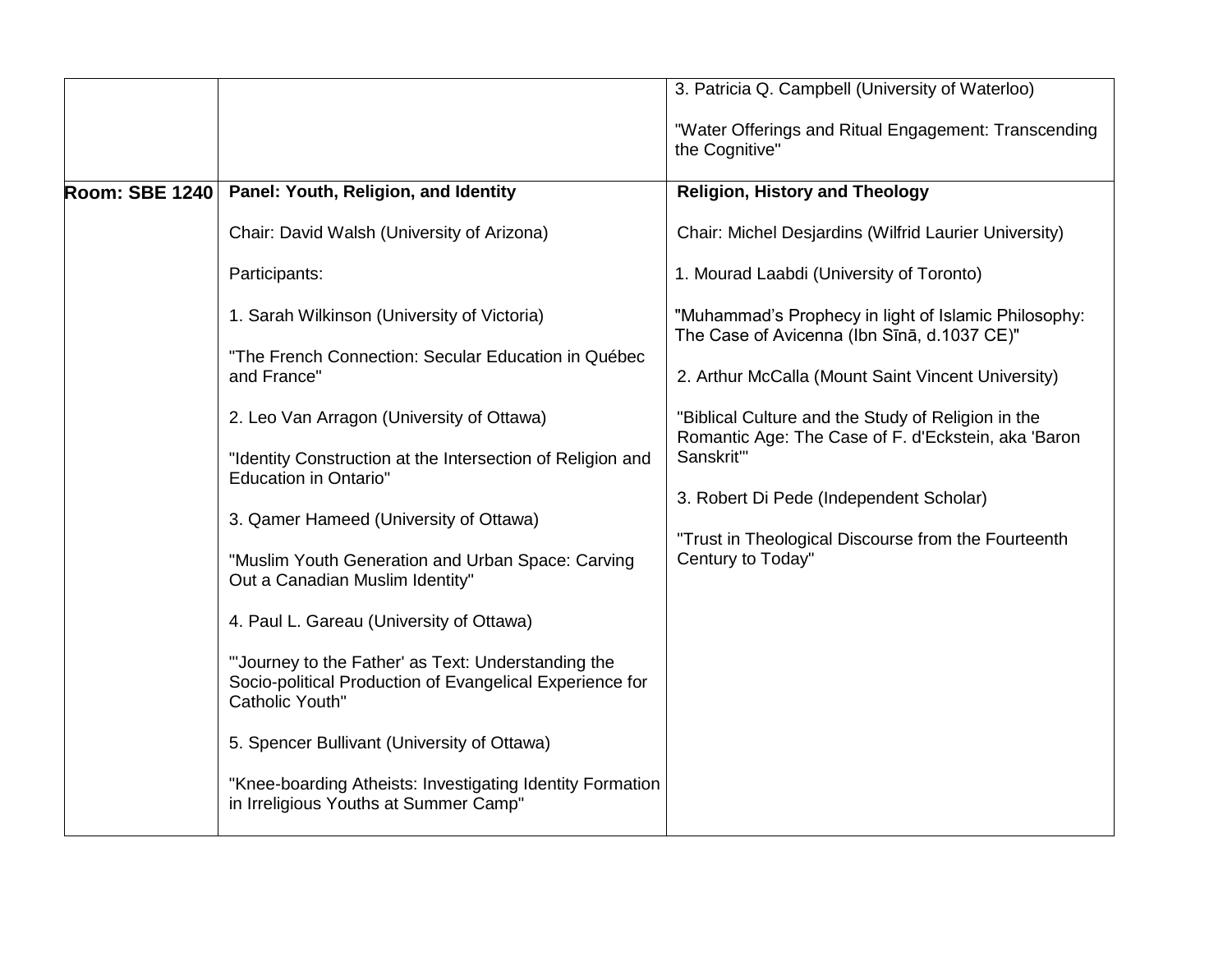| | | |
|---|---|---|
| | | 3. Patricia Q. Campbell (University of Waterloo)<br><br>"Water Offerings and Ritual Engagement: Transcending the Cognitive" |
| **Room: SBE 1240** | **Panel: Youth, Religion, and Identity**<br><br>Chair: David Walsh (University of Arizona)<br><br>Participants:<br><br>1. Sarah Wilkinson (University of Victoria)<br><br>"The French Connection: Secular Education in Québec and France"<br><br>2. Leo Van Arragon (University of Ottawa)<br><br>"Identity Construction at the Intersection of Religion and Education in Ontario"<br><br>3. Qamer Hameed (University of Ottawa)<br><br>"Muslim Youth Generation and Urban Space: Carving Out a Canadian Muslim Identity"<br><br>4. Paul L. Gareau (University of Ottawa)<br><br>"'Journey to the Father' as Text: Understanding the Socio-political Production of Evangelical Experience for Catholic Youth"<br><br>5. Spencer Bullivant (University of Ottawa)<br><br>"Knee-boarding Atheists: Investigating Identity Formation in Irreligious Youths at Summer Camp" | **Religion, History and Theology**<br><br>Chair: Michel Desjardins (Wilfrid Laurier University)<br><br>1. Mourad Laabdi (University of Toronto)<br><br>"Muhammad's Prophecy in light of Islamic Philosophy: The Case of Avicenna (Ibn Sīnā, d.1037 CE)"<br><br>2. Arthur McCalla (Mount Saint Vincent University)<br><br>"Biblical Culture and the Study of Religion in the Romantic Age: The Case of F. d'Eckstein, aka 'Baron Sanskrit'"<br><br>3. Robert Di Pede (Independent Scholar)<br><br>"Trust in Theological Discourse from the Fourteenth Century to Today" |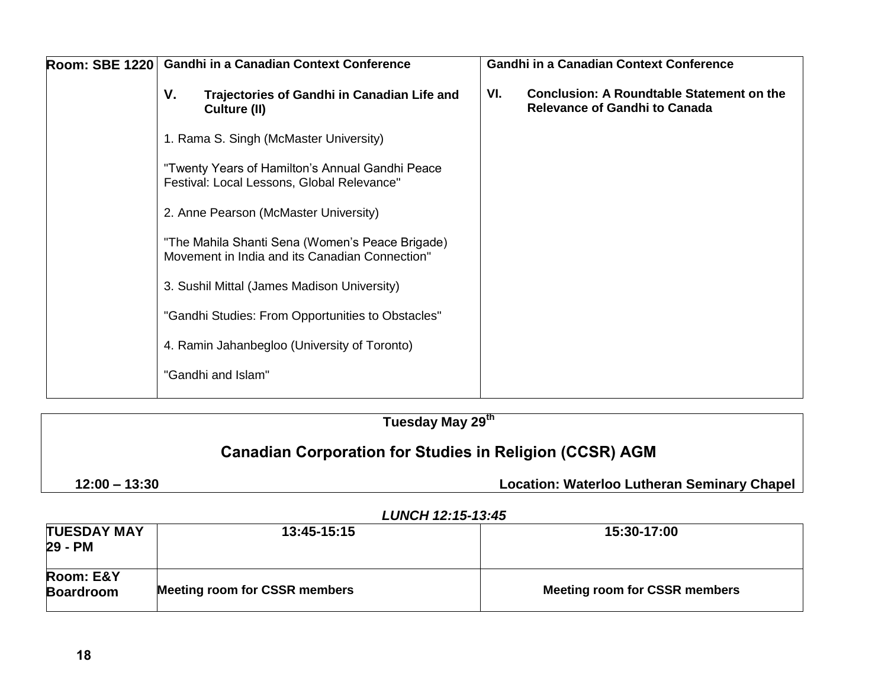| Room: SBE 1220 | Gandhi in a Canadian Context Conference | Gandhi in a Canadian Context Conference |
| --- | --- | --- |
| | **V. Trajectories of Gandhi in Canadian Life and Culture (II)**<br><br>1. Rama S. Singh (McMaster University)<br><br>"Twenty Years of Hamilton's Annual Gandhi Peace Festival: Local Lessons, Global Relevance"<br><br>2. Anne Pearson (McMaster University)<br><br>"The Mahila Shanti Sena (Women's Peace Brigade) Movement in India and its Canadian Connection"<br><br>3. Sushil Mittal (James Madison University)<br><br>"Gandhi Studies: From Opportunities to Obstacles"<br><br>4. Ramin Jahanbegloo (University of Toronto)<br><br>"Gandhi and Islam" | **VI. Conclusion: A Roundtable Statement on the Relevance of Gandhi to Canada** |

**Tuesday May 29th**

## Canadian Corporation for Studies in Religion (CCSR) AGM

**12:00 – 13:30** **Location: Waterloo Lutheran Seminary Chapel**

***LUNCH 12:15-13:45***

| TUESDAY MAY 29 - PM | 13:45-15:15 | 15:30-17:00 |
| --- | --- | --- |
| **Room: E&Y Boardroom** | **Meeting room for CSSR members** | **Meeting room for CSSR members** |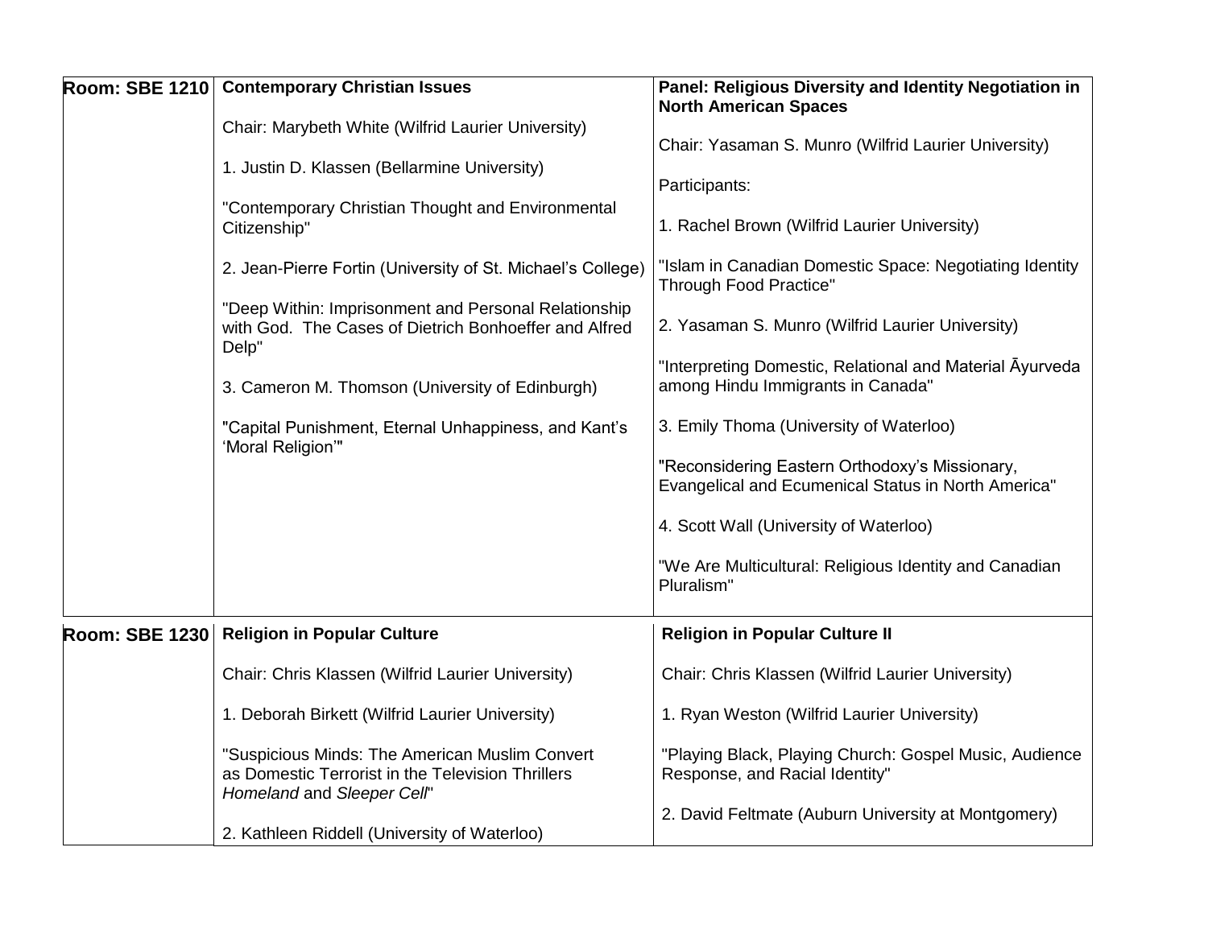| | | |
|---|---|---|
| **Room: SBE 1210** | **Contemporary Christian Issues**<br><br>Chair: Marybeth White (Wilfrid Laurier University)<br><br>1. Justin D. Klassen (Bellarmine University)<br><br>"Contemporary Christian Thought and Environmental Citizenship"<br><br>2. Jean-Pierre Fortin (University of St. Michael's College)<br><br>"Deep Within: Imprisonment and Personal Relationship with God. The Cases of Dietrich Bonhoeffer and Alfred Delp"<br><br>3. Cameron M. Thomson (University of Edinburgh)<br><br>"Capital Punishment, Eternal Unhappiness, and Kant's 'Moral Religion'" | **Panel: Religious Diversity and Identity Negotiation in North American Spaces**<br><br>Chair: Yasaman S. Munro (Wilfrid Laurier University)<br><br>Participants:<br><br>1. Rachel Brown (Wilfrid Laurier University)<br><br>"Islam in Canadian Domestic Space: Negotiating Identity Through Food Practice"<br><br>2. Yasaman S. Munro (Wilfrid Laurier University)<br><br>"Interpreting Domestic, Relational and Material Āyurveda among Hindu Immigrants in Canada"<br><br>3. Emily Thoma (University of Waterloo)<br><br>"Reconsidering Eastern Orthodoxy's Missionary, Evangelical and Ecumenical Status in North America"<br><br>4. Scott Wall (University of Waterloo)<br><br>"We Are Multicultural: Religious Identity and Canadian Pluralism" |
| **Room: SBE 1230** | **Religion in Popular Culture**<br><br>Chair: Chris Klassen (Wilfrid Laurier University)<br><br>1. Deborah Birkett (Wilfrid Laurier University)<br><br>"Suspicious Minds: The American Muslim Convert as Domestic Terrorist in the Television Thrillers *Homeland* and *Sleeper Cell*"<br><br>2. Kathleen Riddell (University of Waterloo) | **Religion in Popular Culture II**<br><br>Chair: Chris Klassen (Wilfrid Laurier University)<br><br>1. Ryan Weston (Wilfrid Laurier University)<br><br>"Playing Black, Playing Church: Gospel Music, Audience Response, and Racial Identity"<br><br>2. David Feltmate (Auburn University at Montgomery) |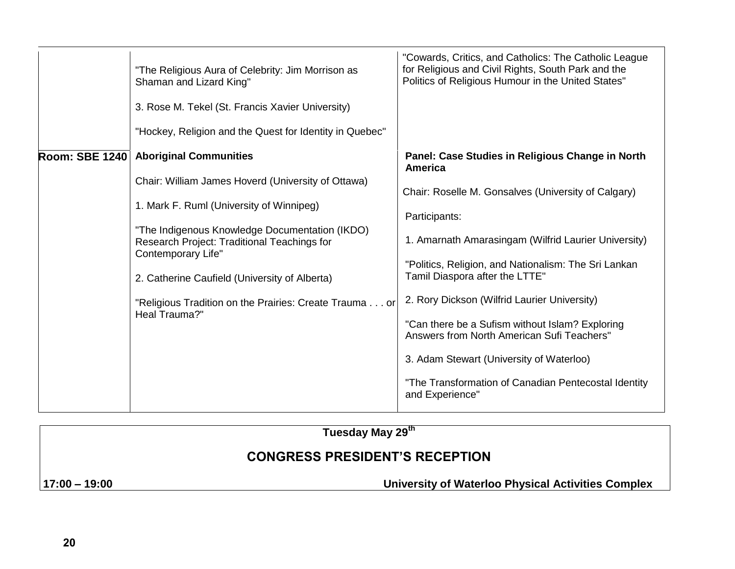| | | |
|---|---|---|
| | "The Religious Aura of Celebrity: Jim Morrison as Shaman and Lizard King"<br><br>3. Rose M. Tekel (St. Francis Xavier University)<br><br>"Hockey, Religion and the Quest for Identity in Quebec" | "Cowards, Critics, and Catholics: The Catholic League for Religious and Civil Rights, South Park and the Politics of Religious Humour in the United States" |
| **Room: SBE 1240** | **Aboriginal Communities**<br><br>Chair: William James Hoverd (University of Ottawa)<br><br>1. Mark F. Ruml (University of Winnipeg)<br><br>"The Indigenous Knowledge Documentation (IKDO) Research Project: Traditional Teachings for Contemporary Life"<br><br>2. Catherine Caufield (University of Alberta)<br><br>"Religious Tradition on the Prairies: Create Trauma . . . or Heal Trauma?" | **Panel: Case Studies in Religious Change in North America**<br><br>Chair: Roselle M. Gonsalves (University of Calgary)<br><br>Participants:<br><br>1. Amarnath Amarasingam (Wilfrid Laurier University)<br><br>"Politics, Religion, and Nationalism: The Sri Lankan Tamil Diaspora after the LTTE"<br><br>2. Rory Dickson (Wilfrid Laurier University)<br><br>"Can there be a Sufism without Islam? Exploring Answers from North American Sufi Teachers"<br><br>3. Adam Stewart (University of Waterloo)<br><br>"The Transformation of Canadian Pentecostal Identity and Experience" |

**Tuesday May 29th**

## CONGRESS PRESIDENT'S RECEPTION

**17:00 – 19:00** **University of Waterloo Physical Activities Complex**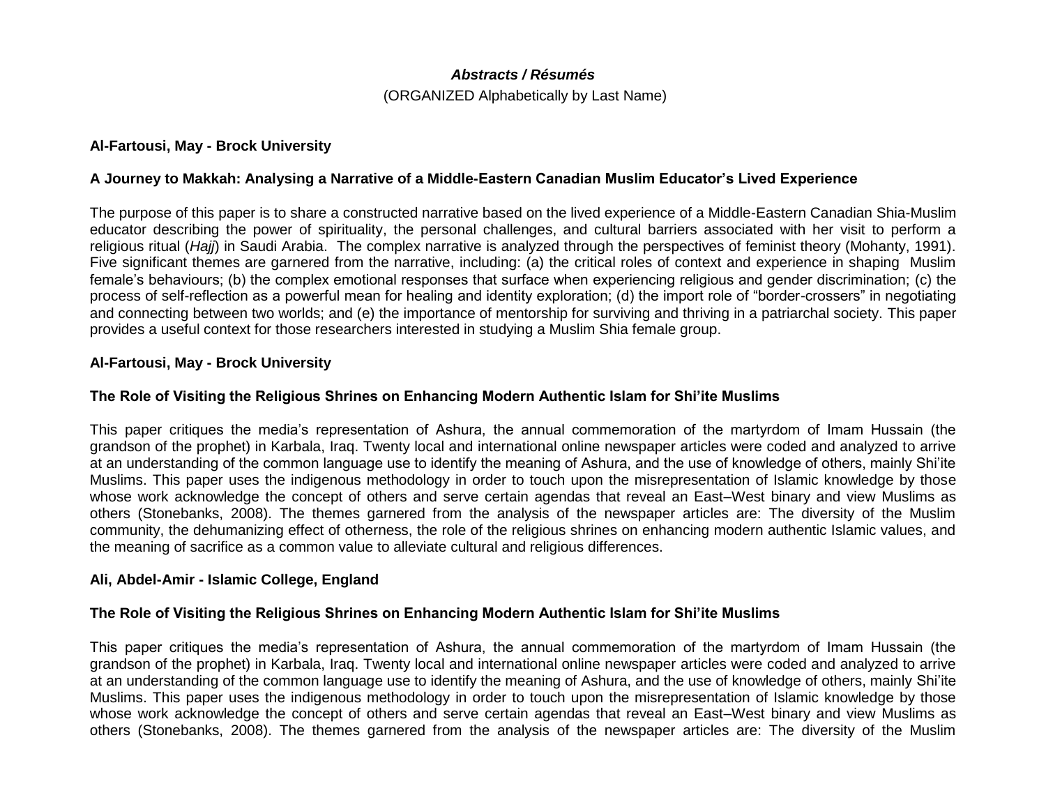## *Abstracts / Résumés*

(ORGANIZED Alphabetically by Last Name)

**Al-Fartousi, May - Brock University**

**A Journey to Makkah: Analysing a Narrative of a Middle-Eastern Canadian Muslim Educator's Lived Experience**

The purpose of this paper is to share a constructed narrative based on the lived experience of a Middle-Eastern Canadian Shia-Muslim educator describing the power of spirituality, the personal challenges, and cultural barriers associated with her visit to perform a religious ritual (*Hajj*) in Saudi Arabia. The complex narrative is analyzed through the perspectives of feminist theory (Mohanty, 1991). Five significant themes are garnered from the narrative, including: (a) the critical roles of context and experience in shaping Muslim female's behaviours; (b) the complex emotional responses that surface when experiencing religious and gender discrimination; (c) the process of self-reflection as a powerful mean for healing and identity exploration; (d) the import role of "border-crossers" in negotiating and connecting between two worlds; and (e) the importance of mentorship for surviving and thriving in a patriarchal society. This paper provides a useful context for those researchers interested in studying a Muslim Shia female group.

**Al-Fartousi, May - Brock University**

**The Role of Visiting the Religious Shrines on Enhancing Modern Authentic Islam for Shi'ite Muslims**

This paper critiques the media's representation of Ashura, the annual commemoration of the martyrdom of Imam Hussain (the grandson of the prophet) in Karbala, Iraq. Twenty local and international online newspaper articles were coded and analyzed to arrive at an understanding of the common language use to identify the meaning of Ashura, and the use of knowledge of others, mainly Shi'ite Muslims. This paper uses the indigenous methodology in order to touch upon the misrepresentation of Islamic knowledge by those whose work acknowledge the concept of others and serve certain agendas that reveal an East–West binary and view Muslims as others (Stonebanks, 2008). The themes garnered from the analysis of the newspaper articles are: The diversity of the Muslim community, the dehumanizing effect of otherness, the role of the religious shrines on enhancing modern authentic Islamic values, and the meaning of sacrifice as a common value to alleviate cultural and religious differences.

**Ali, Abdel-Amir - Islamic College, England**

**The Role of Visiting the Religious Shrines on Enhancing Modern Authentic Islam for Shi'ite Muslims**

This paper critiques the media's representation of Ashura, the annual commemoration of the martyrdom of Imam Hussain (the grandson of the prophet) in Karbala, Iraq. Twenty local and international online newspaper articles were coded and analyzed to arrive at an understanding of the common language use to identify the meaning of Ashura, and the use of knowledge of others, mainly Shi'ite Muslims. This paper uses the indigenous methodology in order to touch upon the misrepresentation of Islamic knowledge by those whose work acknowledge the concept of others and serve certain agendas that reveal an East–West binary and view Muslims as others (Stonebanks, 2008). The themes garnered from the analysis of the newspaper articles are: The diversity of the Muslim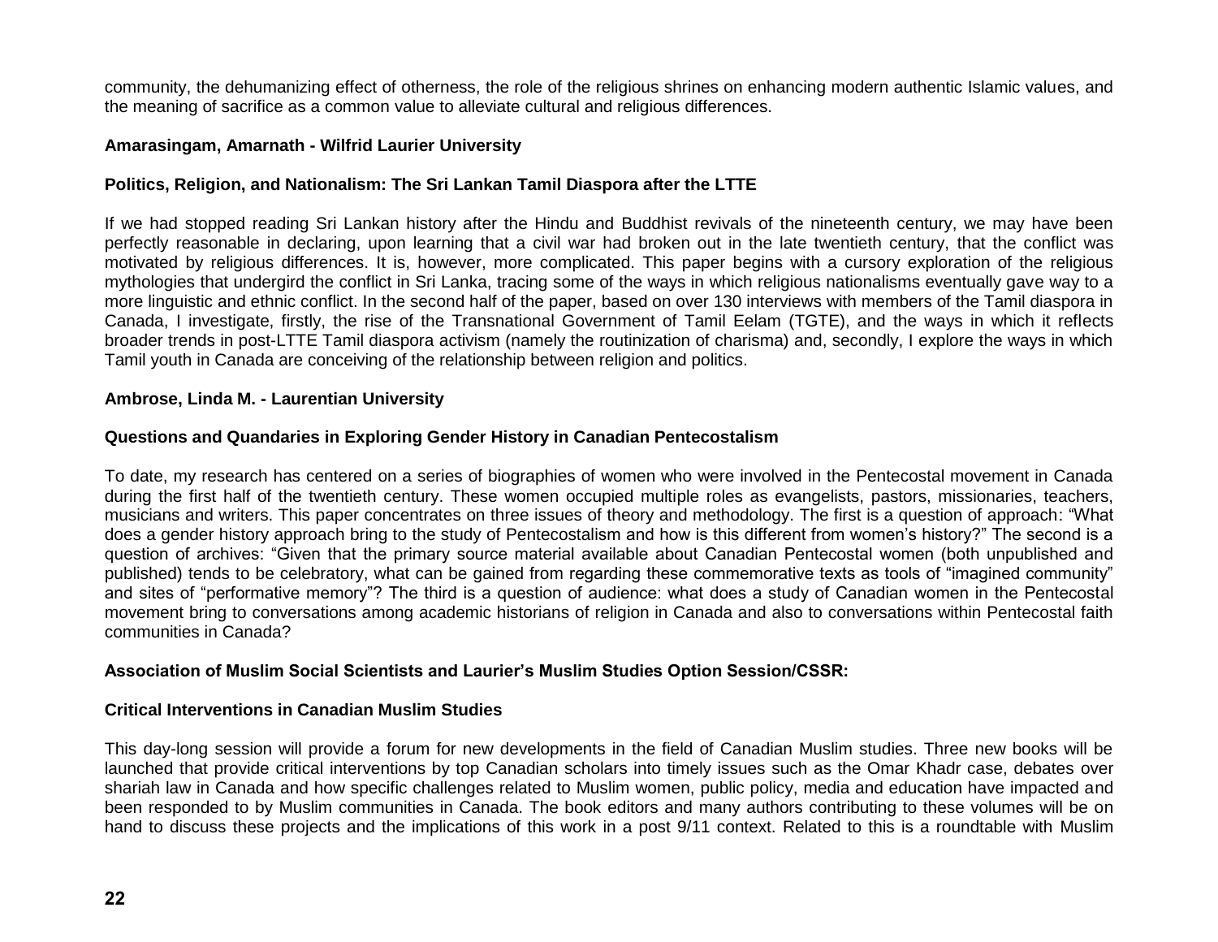community, the dehumanizing effect of otherness, the role of the religious shrines on enhancing modern authentic Islamic values, and the meaning of sacrifice as a common value to alleviate cultural and religious differences.

**Amarasingam, Amarnath - Wilfrid Laurier University**

**Politics, Religion, and Nationalism: The Sri Lankan Tamil Diaspora after the LTTE**

If we had stopped reading Sri Lankan history after the Hindu and Buddhist revivals of the nineteenth century, we may have been perfectly reasonable in declaring, upon learning that a civil war had broken out in the late twentieth century, that the conflict was motivated by religious differences. It is, however, more complicated. This paper begins with a cursory exploration of the religious mythologies that undergird the conflict in Sri Lanka, tracing some of the ways in which religious nationalisms eventually gave way to a more linguistic and ethnic conflict. In the second half of the paper, based on over 130 interviews with members of the Tamil diaspora in Canada, I investigate, firstly, the rise of the Transnational Government of Tamil Eelam (TGTE), and the ways in which it reflects broader trends in post-LTTE Tamil diaspora activism (namely the routinization of charisma) and, secondly, I explore the ways in which Tamil youth in Canada are conceiving of the relationship between religion and politics.

**Ambrose, Linda M. - Laurentian University**

**Questions and Quandaries in Exploring Gender History in Canadian Pentecostalism**

To date, my research has centered on a series of biographies of women who were involved in the Pentecostal movement in Canada during the first half of the twentieth century. These women occupied multiple roles as evangelists, pastors, missionaries, teachers, musicians and writers. This paper concentrates on three issues of theory and methodology. The first is a question of approach: "What does a gender history approach bring to the study of Pentecostalism and how is this different from women's history?" The second is a question of archives: "Given that the primary source material available about Canadian Pentecostal women (both unpublished and published) tends to be celebratory, what can be gained from regarding these commemorative texts as tools of "imagined community" and sites of "performative memory"? The third is a question of audience: what does a study of Canadian women in the Pentecostal movement bring to conversations among academic historians of religion in Canada and also to conversations within Pentecostal faith communities in Canada?

**Association of Muslim Social Scientists and Laurier's Muslim Studies Option Session/CSSR:**

**Critical Interventions in Canadian Muslim Studies**

This day-long session will provide a forum for new developments in the field of Canadian Muslim studies. Three new books will be launched that provide critical interventions by top Canadian scholars into timely issues such as the Omar Khadr case, debates over shariah law in Canada and how specific challenges related to Muslim women, public policy, media and education have impacted and been responded to by Muslim communities in Canada. The book editors and many authors contributing to these volumes will be on hand to discuss these projects and the implications of this work in a post 9/11 context. Related to this is a roundtable with Muslim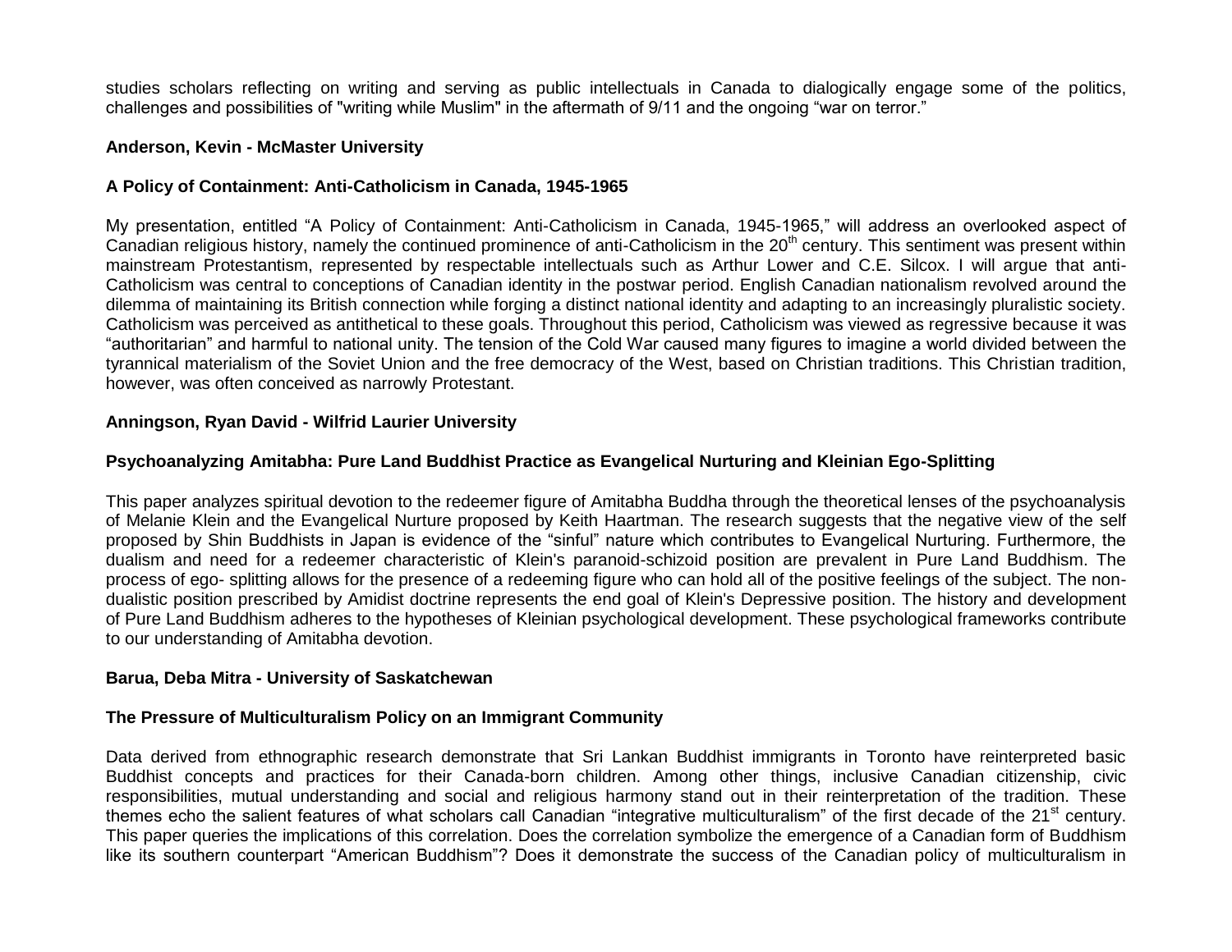studies scholars reflecting on writing and serving as public intellectuals in Canada to dialogically engage some of the politics, challenges and possibilities of "writing while Muslim" in the aftermath of 9/11 and the ongoing “war on terror.”

**Anderson, Kevin - McMaster University**

**A Policy of Containment: Anti-Catholicism in Canada, 1945-1965**

My presentation, entitled “A Policy of Containment: Anti-Catholicism in Canada, 1945-1965,” will address an overlooked aspect of Canadian religious history, namely the continued prominence of anti-Catholicism in the 20th century. This sentiment was present within mainstream Protestantism, represented by respectable intellectuals such as Arthur Lower and C.E. Silcox. I will argue that anti-Catholicism was central to conceptions of Canadian identity in the postwar period. English Canadian nationalism revolved around the dilemma of maintaining its British connection while forging a distinct national identity and adapting to an increasingly pluralistic society. Catholicism was perceived as antithetical to these goals. Throughout this period, Catholicism was viewed as regressive because it was “authoritarian” and harmful to national unity. The tension of the Cold War caused many figures to imagine a world divided between the tyrannical materialism of the Soviet Union and the free democracy of the West, based on Christian traditions. This Christian tradition, however, was often conceived as narrowly Protestant.

**Anningson, Ryan David - Wilfrid Laurier University**

**Psychoanalyzing Amitabha: Pure Land Buddhist Practice as Evangelical Nurturing and Kleinian Ego-Splitting**

This paper analyzes spiritual devotion to the redeemer figure of Amitabha Buddha through the theoretical lenses of the psychoanalysis of Melanie Klein and the Evangelical Nurture proposed by Keith Haartman. The research suggests that the negative view of the self proposed by Shin Buddhists in Japan is evidence of the “sinful” nature which contributes to Evangelical Nurturing. Furthermore, the dualism and need for a redeemer characteristic of Klein's paranoid-schizoid position are prevalent in Pure Land Buddhism. The process of ego- splitting allows for the presence of a redeeming figure who can hold all of the positive feelings of the subject. The non-dualistic position prescribed by Amidist doctrine represents the end goal of Klein's Depressive position. The history and development of Pure Land Buddhism adheres to the hypotheses of Kleinian psychological development. These psychological frameworks contribute to our understanding of Amitabha devotion.

**Barua, Deba Mitra - University of Saskatchewan**

**The Pressure of Multiculturalism Policy on an Immigrant Community**

Data derived from ethnographic research demonstrate that Sri Lankan Buddhist immigrants in Toronto have reinterpreted basic Buddhist concepts and practices for their Canada-born children. Among other things, inclusive Canadian citizenship, civic responsibilities, mutual understanding and social and religious harmony stand out in their reinterpretation of the tradition. These themes echo the salient features of what scholars call Canadian “integrative multiculturalism” of the first decade of the 21st century. This paper queries the implications of this correlation. Does the correlation symbolize the emergence of a Canadian form of Buddhism like its southern counterpart “American Buddhism”? Does it demonstrate the success of the Canadian policy of multiculturalism in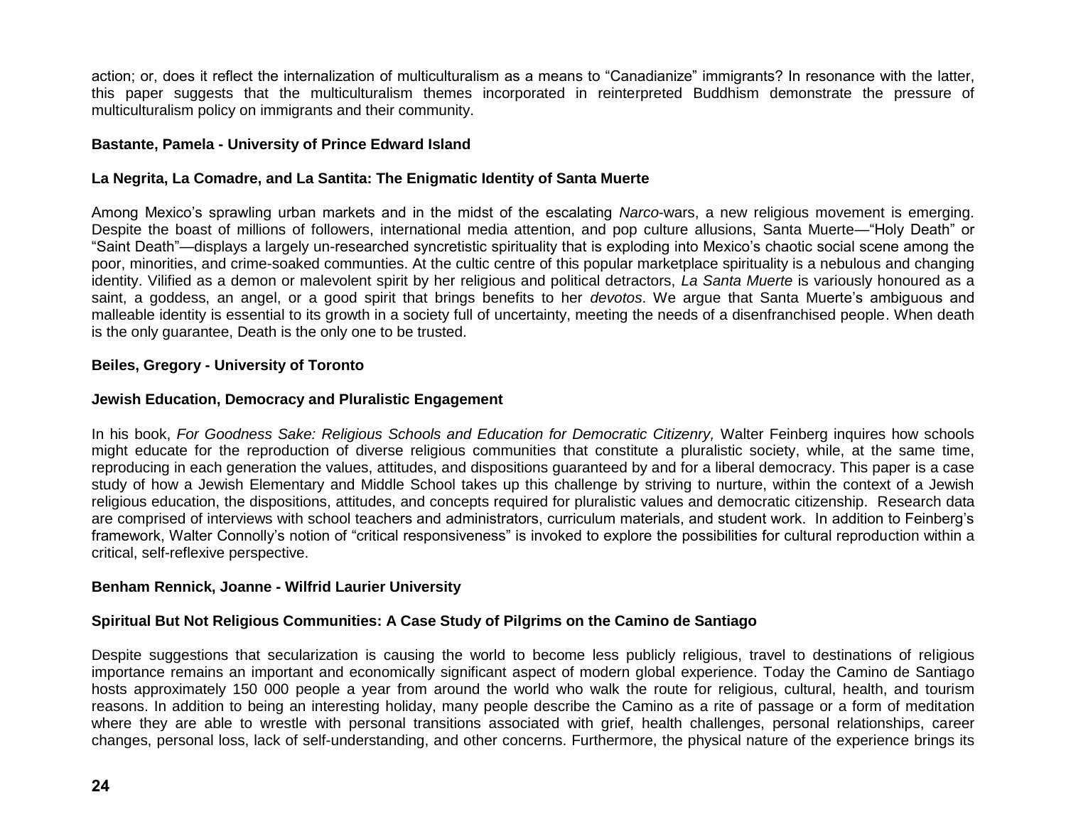action; or, does it reflect the internalization of multiculturalism as a means to "Canadianize" immigrants? In resonance with the latter, this paper suggests that the multiculturalism themes incorporated in reinterpreted Buddhism demonstrate the pressure of multiculturalism policy on immigrants and their community.

**Bastante, Pamela - University of Prince Edward Island**

**La Negrita, La Comadre, and La Santita: The Enigmatic Identity of Santa Muerte**

Among Mexico's sprawling urban markets and in the midst of the escalating *Narco*-wars, a new religious movement is emerging. Despite the boast of millions of followers, international media attention, and pop culture allusions, Santa Muerte—"Holy Death" or "Saint Death"—displays a largely un-researched syncretistic spirituality that is exploding into Mexico's chaotic social scene among the poor, minorities, and crime-soaked communties. At the cultic centre of this popular marketplace spirituality is a nebulous and changing identity. Vilified as a demon or malevolent spirit by her religious and political detractors, *La Santa Muerte* is variously honoured as a saint, a goddess, an angel, or a good spirit that brings benefits to her *devotos*. We argue that Santa Muerte's ambiguous and malleable identity is essential to its growth in a society full of uncertainty, meeting the needs of a disenfranchised people. When death is the only guarantee, Death is the only one to be trusted.

**Beiles, Gregory - University of Toronto**

**Jewish Education, Democracy and Pluralistic Engagement**

In his book, *For Goodness Sake: Religious Schools and Education for Democratic Citizenry,* Walter Feinberg inquires how schools might educate for the reproduction of diverse religious communities that constitute a pluralistic society, while, at the same time, reproducing in each generation the values, attitudes, and dispositions guaranteed by and for a liberal democracy. This paper is a case study of how a Jewish Elementary and Middle School takes up this challenge by striving to nurture, within the context of a Jewish religious education, the dispositions, attitudes, and concepts required for pluralistic values and democratic citizenship. Research data are comprised of interviews with school teachers and administrators, curriculum materials, and student work. In addition to Feinberg's framework, Walter Connolly's notion of "critical responsiveness" is invoked to explore the possibilities for cultural reproduction within a critical, self-reflexive perspective.

**Benham Rennick, Joanne - Wilfrid Laurier University**

**Spiritual But Not Religious Communities: A Case Study of Pilgrims on the Camino de Santiago**

Despite suggestions that secularization is causing the world to become less publicly religious, travel to destinations of religious importance remains an important and economically significant aspect of modern global experience. Today the Camino de Santiago hosts approximately 150 000 people a year from around the world who walk the route for religious, cultural, health, and tourism reasons. In addition to being an interesting holiday, many people describe the Camino as a rite of passage or a form of meditation where they are able to wrestle with personal transitions associated with grief, health challenges, personal relationships, career changes, personal loss, lack of self-understanding, and other concerns. Furthermore, the physical nature of the experience brings its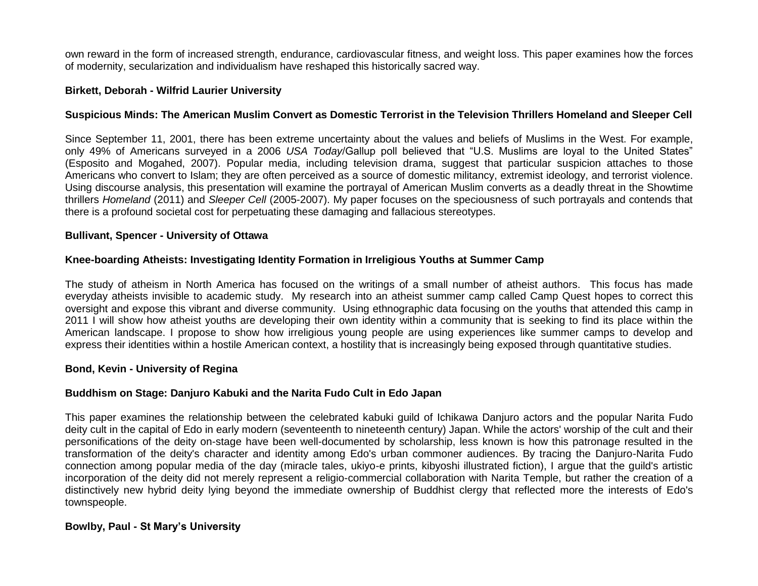own reward in the form of increased strength, endurance, cardiovascular fitness, and weight loss. This paper examines how the forces of modernity, secularization and individualism have reshaped this historically sacred way.

**Birkett, Deborah - Wilfrid Laurier University**

**Suspicious Minds: The American Muslim Convert as Domestic Terrorist in the Television Thrillers Homeland and Sleeper Cell**

Since September 11, 2001, there has been extreme uncertainty about the values and beliefs of Muslims in the West. For example, only 49% of Americans surveyed in a 2006 *USA Today*/Gallup poll believed that "U.S. Muslims are loyal to the United States" (Esposito and Mogahed, 2007). Popular media, including television drama, suggest that particular suspicion attaches to those Americans who convert to Islam; they are often perceived as a source of domestic militancy, extremist ideology, and terrorist violence. Using discourse analysis, this presentation will examine the portrayal of American Muslim converts as a deadly threat in the Showtime thrillers *Homeland* (2011) and *Sleeper Cell* (2005-2007). My paper focuses on the speciousness of such portrayals and contends that there is a profound societal cost for perpetuating these damaging and fallacious stereotypes.

**Bullivant, Spencer - University of Ottawa**

**Knee-boarding Atheists: Investigating Identity Formation in Irreligious Youths at Summer Camp**

The study of atheism in North America has focused on the writings of a small number of atheist authors. This focus has made everyday atheists invisible to academic study. My research into an atheist summer camp called Camp Quest hopes to correct this oversight and expose this vibrant and diverse community. Using ethnographic data focusing on the youths that attended this camp in 2011 I will show how atheist youths are developing their own identity within a community that is seeking to find its place within the American landscape. I propose to show how irreligious young people are using experiences like summer camps to develop and express their identities within a hostile American context, a hostility that is increasingly being exposed through quantitative studies.

**Bond, Kevin - University of Regina**

**Buddhism on Stage: Danjuro Kabuki and the Narita Fudo Cult in Edo Japan**

This paper examines the relationship between the celebrated kabuki guild of Ichikawa Danjuro actors and the popular Narita Fudo deity cult in the capital of Edo in early modern (seventeenth to nineteenth century) Japan. While the actors' worship of the cult and their personifications of the deity on-stage have been well-documented by scholarship, less known is how this patronage resulted in the transformation of the deity's character and identity among Edo's urban commoner audiences. By tracing the Danjuro-Narita Fudo connection among popular media of the day (miracle tales, ukiyo-e prints, kibyoshi illustrated fiction), I argue that the guild's artistic incorporation of the deity did not merely represent a religio-commercial collaboration with Narita Temple, but rather the creation of a distinctively new hybrid deity lying beyond the immediate ownership of Buddhist clergy that reflected more the interests of Edo's townspeople.

**Bowlby, Paul - St Mary's University**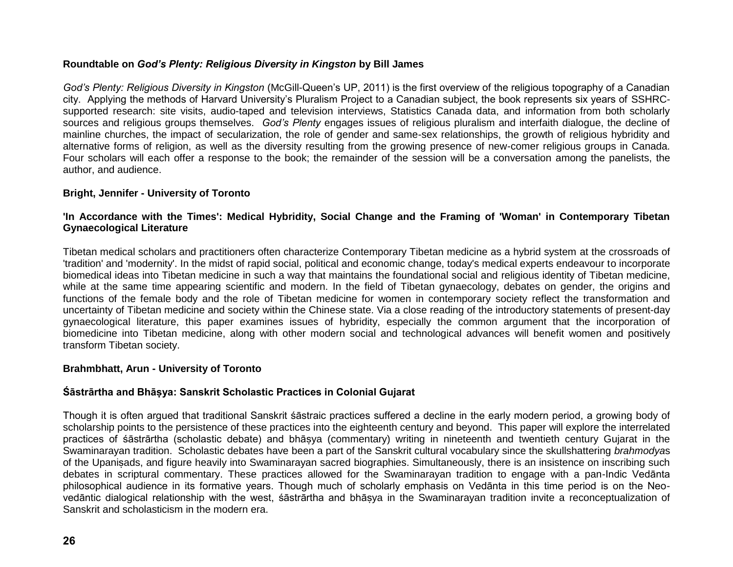**Roundtable on *God's Plenty: Religious Diversity in Kingston* by Bill James**

*God's Plenty: Religious Diversity in Kingston* (McGill-Queen's UP, 2011) is the first overview of the religious topography of a Canadian city. Applying the methods of Harvard University's Pluralism Project to a Canadian subject, the book represents six years of SSHRC-supported research: site visits, audio-taped and television interviews, Statistics Canada data, and information from both scholarly sources and religious groups themselves. *God's Plenty* engages issues of religious pluralism and interfaith dialogue, the decline of mainline churches, the impact of secularization, the role of gender and same-sex relationships, the growth of religious hybridity and alternative forms of religion, as well as the diversity resulting from the growing presence of new-comer religious groups in Canada. Four scholars will each offer a response to the book; the remainder of the session will be a conversation among the panelists, the author, and audience.

**Bright, Jennifer - University of Toronto**

**'In Accordance with the Times': Medical Hybridity, Social Change and the Framing of 'Woman' in Contemporary Tibetan Gynaecological Literature**

Tibetan medical scholars and practitioners often characterize Contemporary Tibetan medicine as a hybrid system at the crossroads of 'tradition' and 'modernity'. In the midst of rapid social, political and economic change, today's medical experts endeavour to incorporate biomedical ideas into Tibetan medicine in such a way that maintains the foundational social and religious identity of Tibetan medicine, while at the same time appearing scientific and modern. In the field of Tibetan gynaecology, debates on gender, the origins and functions of the female body and the role of Tibetan medicine for women in contemporary society reflect the transformation and uncertainty of Tibetan medicine and society within the Chinese state. Via a close reading of the introductory statements of present-day gynaecological literature, this paper examines issues of hybridity, especially the common argument that the incorporation of biomedicine into Tibetan medicine, along with other modern social and technological advances will benefit women and positively transform Tibetan society.

**Brahmbhatt, Arun - University of Toronto**

**Śāstrārtha and Bhāṣya: Sanskrit Scholastic Practices in Colonial Gujarat**

Though it is often argued that traditional Sanskrit śāstraic practices suffered a decline in the early modern period, a growing body of scholarship points to the persistence of these practices into the eighteenth century and beyond. This paper will explore the interrelated practices of śāstrārtha (scholastic debate) and bhāṣya (commentary) writing in nineteenth and twentieth century Gujarat in the Swaminarayan tradition. Scholastic debates have been a part of the Sanskrit cultural vocabulary since the skullshattering *brahmodya*s of the Upaniṣads, and figure heavily into Swaminarayan sacred biographies. Simultaneously, there is an insistence on inscribing such debates in scriptural commentary. These practices allowed for the Swaminarayan tradition to engage with a pan-Indic Vedānta philosophical audience in its formative years. Though much of scholarly emphasis on Vedānta in this time period is on the Neo-vedāntic dialogical relationship with the west, śāstrārtha and bhāṣya in the Swaminarayan tradition invite a reconceptualization of Sanskrit and scholasticism in the modern era.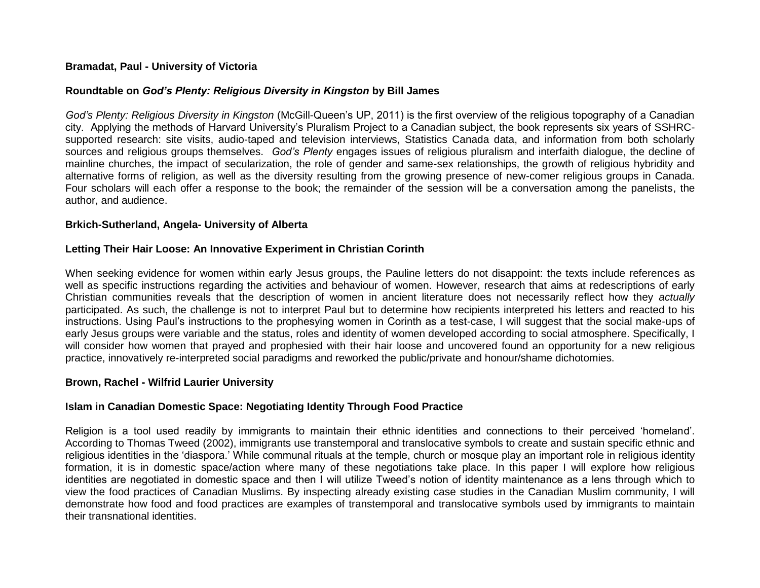**Bramadat, Paul - University of Victoria**

**Roundtable on *God's Plenty: Religious Diversity in Kingston* by Bill James**

*God's Plenty: Religious Diversity in Kingston* (McGill-Queen's UP, 2011) is the first overview of the religious topography of a Canadian city. Applying the methods of Harvard University's Pluralism Project to a Canadian subject, the book represents six years of SSHRC-supported research: site visits, audio-taped and television interviews, Statistics Canada data, and information from both scholarly sources and religious groups themselves. *God's Plenty* engages issues of religious pluralism and interfaith dialogue, the decline of mainline churches, the impact of secularization, the role of gender and same-sex relationships, the growth of religious hybridity and alternative forms of religion, as well as the diversity resulting from the growing presence of new-comer religious groups in Canada. Four scholars will each offer a response to the book; the remainder of the session will be a conversation among the panelists, the author, and audience.

**Brkich-Sutherland, Angela- University of Alberta**

**Letting Their Hair Loose: An Innovative Experiment in Christian Corinth**

When seeking evidence for women within early Jesus groups, the Pauline letters do not disappoint: the texts include references as well as specific instructions regarding the activities and behaviour of women. However, research that aims at redescriptions of early Christian communities reveals that the description of women in ancient literature does not necessarily reflect how they *actually* participated. As such, the challenge is not to interpret Paul but to determine how recipients interpreted his letters and reacted to his instructions. Using Paul's instructions to the prophesying women in Corinth as a test-case, I will suggest that the social make-ups of early Jesus groups were variable and the status, roles and identity of women developed according to social atmosphere. Specifically, I will consider how women that prayed and prophesied with their hair loose and uncovered found an opportunity for a new religious practice, innovatively re-interpreted social paradigms and reworked the public/private and honour/shame dichotomies.

**Brown, Rachel - Wilfrid Laurier University**

**Islam in Canadian Domestic Space: Negotiating Identity Through Food Practice**

Religion is a tool used readily by immigrants to maintain their ethnic identities and connections to their perceived 'homeland'. According to Thomas Tweed (2002), immigrants use transtemporal and translocative symbols to create and sustain specific ethnic and religious identities in the 'diaspora.' While communal rituals at the temple, church or mosque play an important role in religious identity formation, it is in domestic space/action where many of these negotiations take place. In this paper I will explore how religious identities are negotiated in domestic space and then I will utilize Tweed's notion of identity maintenance as a lens through which to view the food practices of Canadian Muslims. By inspecting already existing case studies in the Canadian Muslim community, I will demonstrate how food and food practices are examples of transtemporal and translocative symbols used by immigrants to maintain their transnational identities.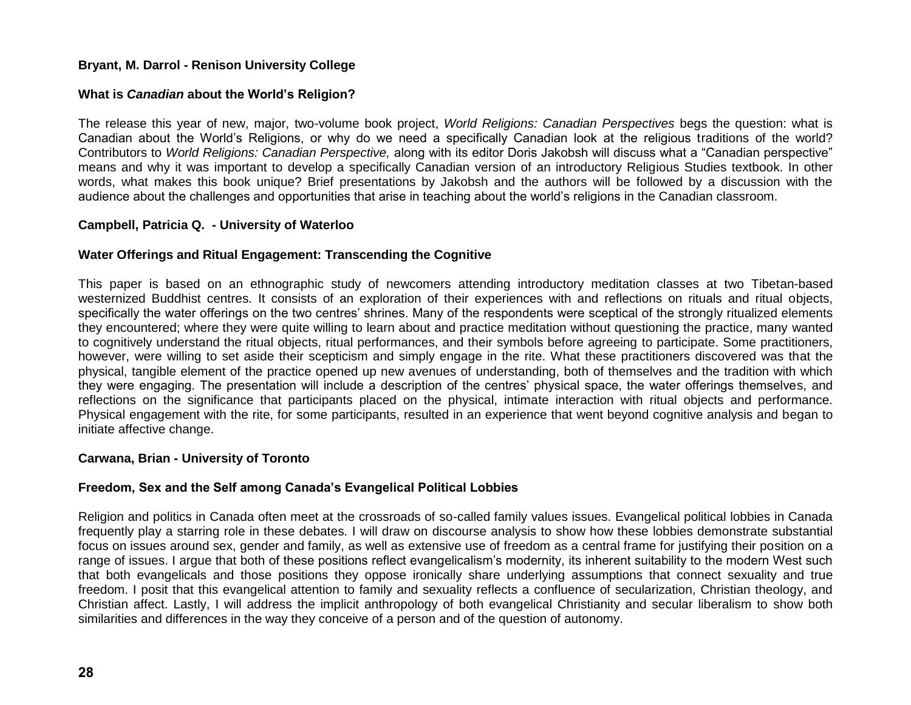**Bryant, M. Darrol - Renison University College**

**What is *Canadian* about the World's Religion?**

The release this year of new, major, two-volume book project, *World Religions: Canadian Perspectives* begs the question: what is Canadian about the World's Religions, or why do we need a specifically Canadian look at the religious traditions of the world? Contributors to *World Religions: Canadian Perspective,* along with its editor Doris Jakobsh will discuss what a "Canadian perspective" means and why it was important to develop a specifically Canadian version of an introductory Religious Studies textbook. In other words, what makes this book unique? Brief presentations by Jakobsh and the authors will be followed by a discussion with the audience about the challenges and opportunities that arise in teaching about the world's religions in the Canadian classroom.

**Campbell, Patricia Q. - University of Waterloo**

**Water Offerings and Ritual Engagement: Transcending the Cognitive**

This paper is based on an ethnographic study of newcomers attending introductory meditation classes at two Tibetan-based westernized Buddhist centres. It consists of an exploration of their experiences with and reflections on rituals and ritual objects, specifically the water offerings on the two centres' shrines. Many of the respondents were sceptical of the strongly ritualized elements they encountered; where they were quite willing to learn about and practice meditation without questioning the practice, many wanted to cognitively understand the ritual objects, ritual performances, and their symbols before agreeing to participate. Some practitioners, however, were willing to set aside their scepticism and simply engage in the rite. What these practitioners discovered was that the physical, tangible element of the practice opened up new avenues of understanding, both of themselves and the tradition with which they were engaging. The presentation will include a description of the centres' physical space, the water offerings themselves, and reflections on the significance that participants placed on the physical, intimate interaction with ritual objects and performance. Physical engagement with the rite, for some participants, resulted in an experience that went beyond cognitive analysis and began to initiate affective change.

**Carwana, Brian - University of Toronto**

**Freedom, Sex and the Self among Canada's Evangelical Political Lobbies**

Religion and politics in Canada often meet at the crossroads of so-called family values issues. Evangelical political lobbies in Canada frequently play a starring role in these debates. I will draw on discourse analysis to show how these lobbies demonstrate substantial focus on issues around sex, gender and family, as well as extensive use of freedom as a central frame for justifying their position on a range of issues. I argue that both of these positions reflect evangelicalism's modernity, its inherent suitability to the modern West such that both evangelicals and those positions they oppose ironically share underlying assumptions that connect sexuality and true freedom. I posit that this evangelical attention to family and sexuality reflects a confluence of secularization, Christian theology, and Christian affect. Lastly, I will address the implicit anthropology of both evangelical Christianity and secular liberalism to show both similarities and differences in the way they conceive of a person and of the question of autonomy.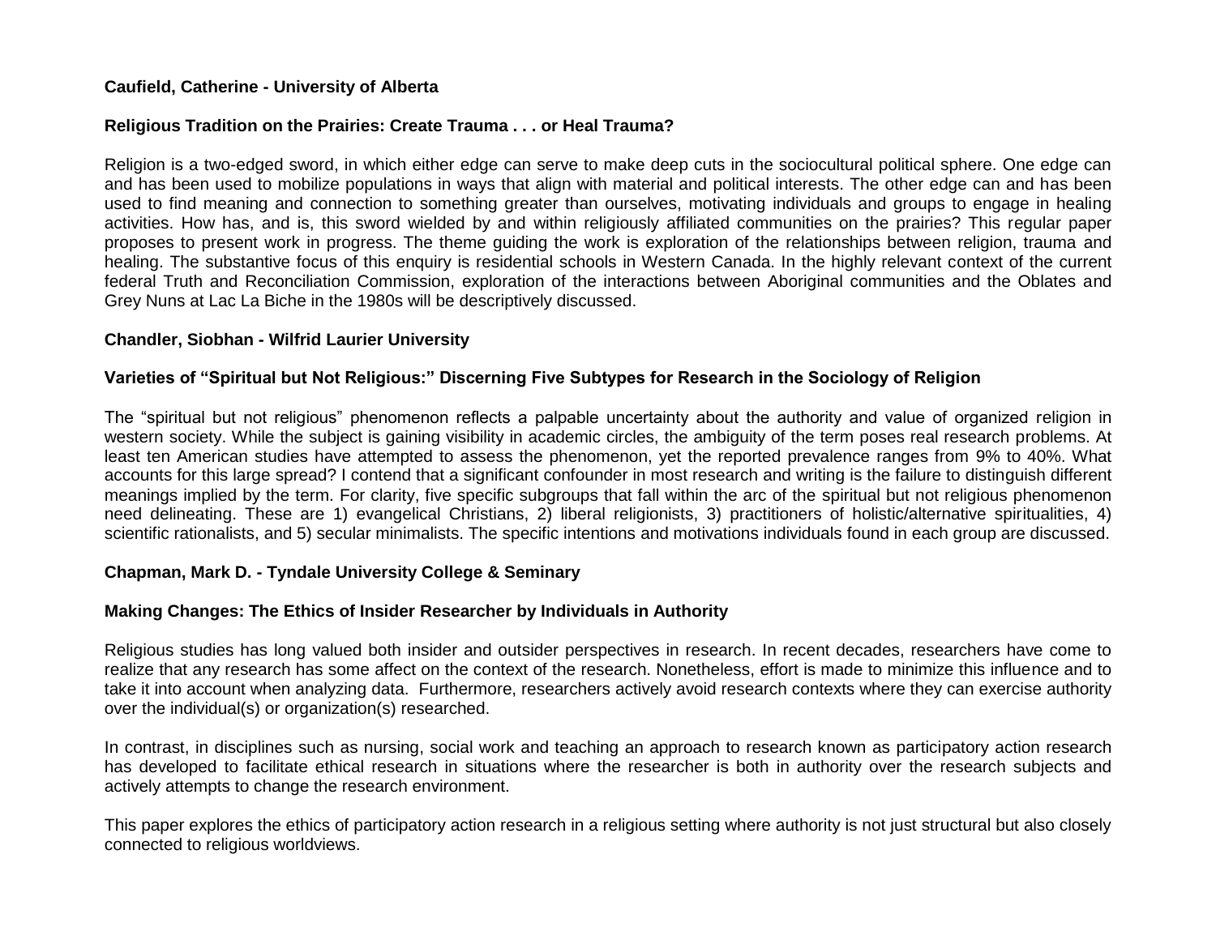**Caufield, Catherine - University of Alberta**

**Religious Tradition on the Prairies: Create Trauma . . . or Heal Trauma?**

Religion is a two-edged sword, in which either edge can serve to make deep cuts in the sociocultural political sphere. One edge can and has been used to mobilize populations in ways that align with material and political interests. The other edge can and has been used to find meaning and connection to something greater than ourselves, motivating individuals and groups to engage in healing activities. How has, and is, this sword wielded by and within religiously affiliated communities on the prairies? This regular paper proposes to present work in progress. The theme guiding the work is exploration of the relationships between religion, trauma and healing. The substantive focus of this enquiry is residential schools in Western Canada. In the highly relevant context of the current federal Truth and Reconciliation Commission, exploration of the interactions between Aboriginal communities and the Oblates and Grey Nuns at Lac La Biche in the 1980s will be descriptively discussed.

**Chandler, Siobhan - Wilfrid Laurier University**

**Varieties of "Spiritual but Not Religious:" Discerning Five Subtypes for Research in the Sociology of Religion**

The "spiritual but not religious" phenomenon reflects a palpable uncertainty about the authority and value of organized religion in western society. While the subject is gaining visibility in academic circles, the ambiguity of the term poses real research problems. At least ten American studies have attempted to assess the phenomenon, yet the reported prevalence ranges from 9% to 40%. What accounts for this large spread? I contend that a significant confounder in most research and writing is the failure to distinguish different meanings implied by the term. For clarity, five specific subgroups that fall within the arc of the spiritual but not religious phenomenon need delineating. These are 1) evangelical Christians, 2) liberal religionists, 3) practitioners of holistic/alternative spiritualities, 4) scientific rationalists, and 5) secular minimalists. The specific intentions and motivations individuals found in each group are discussed.

**Chapman, Mark D. - Tyndale University College & Seminary**

**Making Changes: The Ethics of Insider Researcher by Individuals in Authority**

Religious studies has long valued both insider and outsider perspectives in research. In recent decades, researchers have come to realize that any research has some affect on the context of the research. Nonetheless, effort is made to minimize this influence and to take it into account when analyzing data. Furthermore, researchers actively avoid research contexts where they can exercise authority over the individual(s) or organization(s) researched.

In contrast, in disciplines such as nursing, social work and teaching an approach to research known as participatory action research has developed to facilitate ethical research in situations where the researcher is both in authority over the research subjects and actively attempts to change the research environment.

This paper explores the ethics of participatory action research in a religious setting where authority is not just structural but also closely connected to religious worldviews.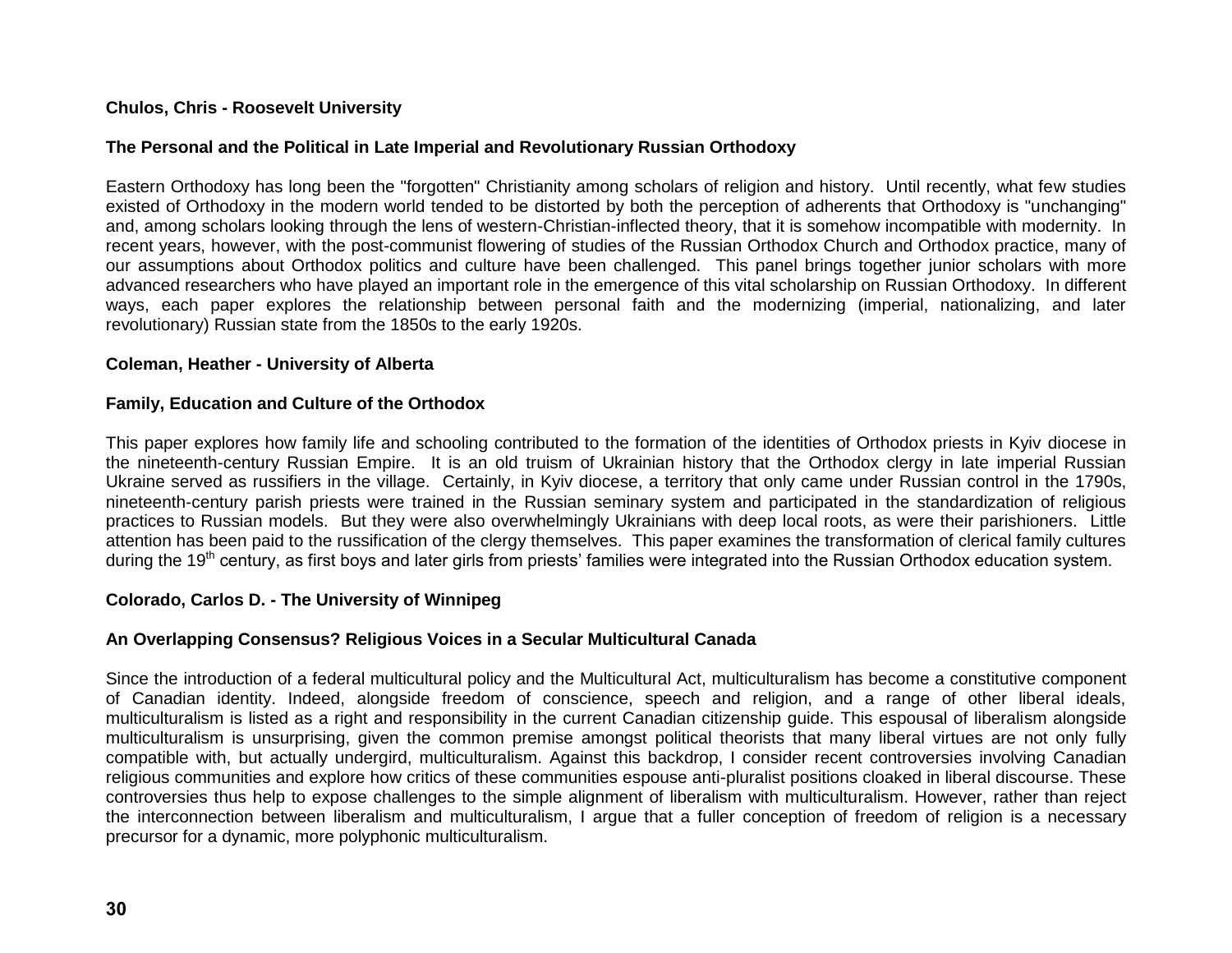**Chulos, Chris - Roosevelt University**

**The Personal and the Political in Late Imperial and Revolutionary Russian Orthodoxy**

Eastern Orthodoxy has long been the "forgotten" Christianity among scholars of religion and history. Until recently, what few studies existed of Orthodoxy in the modern world tended to be distorted by both the perception of adherents that Orthodoxy is "unchanging" and, among scholars looking through the lens of western-Christian-inflected theory, that it is somehow incompatible with modernity. In recent years, however, with the post-communist flowering of studies of the Russian Orthodox Church and Orthodox practice, many of our assumptions about Orthodox politics and culture have been challenged. This panel brings together junior scholars with more advanced researchers who have played an important role in the emergence of this vital scholarship on Russian Orthodoxy. In different ways, each paper explores the relationship between personal faith and the modernizing (imperial, nationalizing, and later revolutionary) Russian state from the 1850s to the early 1920s.

**Coleman, Heather - University of Alberta**

**Family, Education and Culture of the Orthodox**

This paper explores how family life and schooling contributed to the formation of the identities of Orthodox priests in Kyiv diocese in the nineteenth-century Russian Empire. It is an old truism of Ukrainian history that the Orthodox clergy in late imperial Russian Ukraine served as russifiers in the village. Certainly, in Kyiv diocese, a territory that only came under Russian control in the 1790s, nineteenth-century parish priests were trained in the Russian seminary system and participated in the standardization of religious practices to Russian models. But they were also overwhelmingly Ukrainians with deep local roots, as were their parishioners. Little attention has been paid to the russification of the clergy themselves. This paper examines the transformation of clerical family cultures during the 19th century, as first boys and later girls from priests' families were integrated into the Russian Orthodox education system.

**Colorado, Carlos D. - The University of Winnipeg**

**An Overlapping Consensus? Religious Voices in a Secular Multicultural Canada**

Since the introduction of a federal multicultural policy and the Multicultural Act, multiculturalism has become a constitutive component of Canadian identity. Indeed, alongside freedom of conscience, speech and religion, and a range of other liberal ideals, multiculturalism is listed as a right and responsibility in the current Canadian citizenship guide. This espousal of liberalism alongside multiculturalism is unsurprising, given the common premise amongst political theorists that many liberal virtues are not only fully compatible with, but actually undergird, multiculturalism. Against this backdrop, I consider recent controversies involving Canadian religious communities and explore how critics of these communities espouse anti-pluralist positions cloaked in liberal discourse. These controversies thus help to expose challenges to the simple alignment of liberalism with multiculturalism. However, rather than reject the interconnection between liberalism and multiculturalism, I argue that a fuller conception of freedom of religion is a necessary precursor for a dynamic, more polyphonic multiculturalism.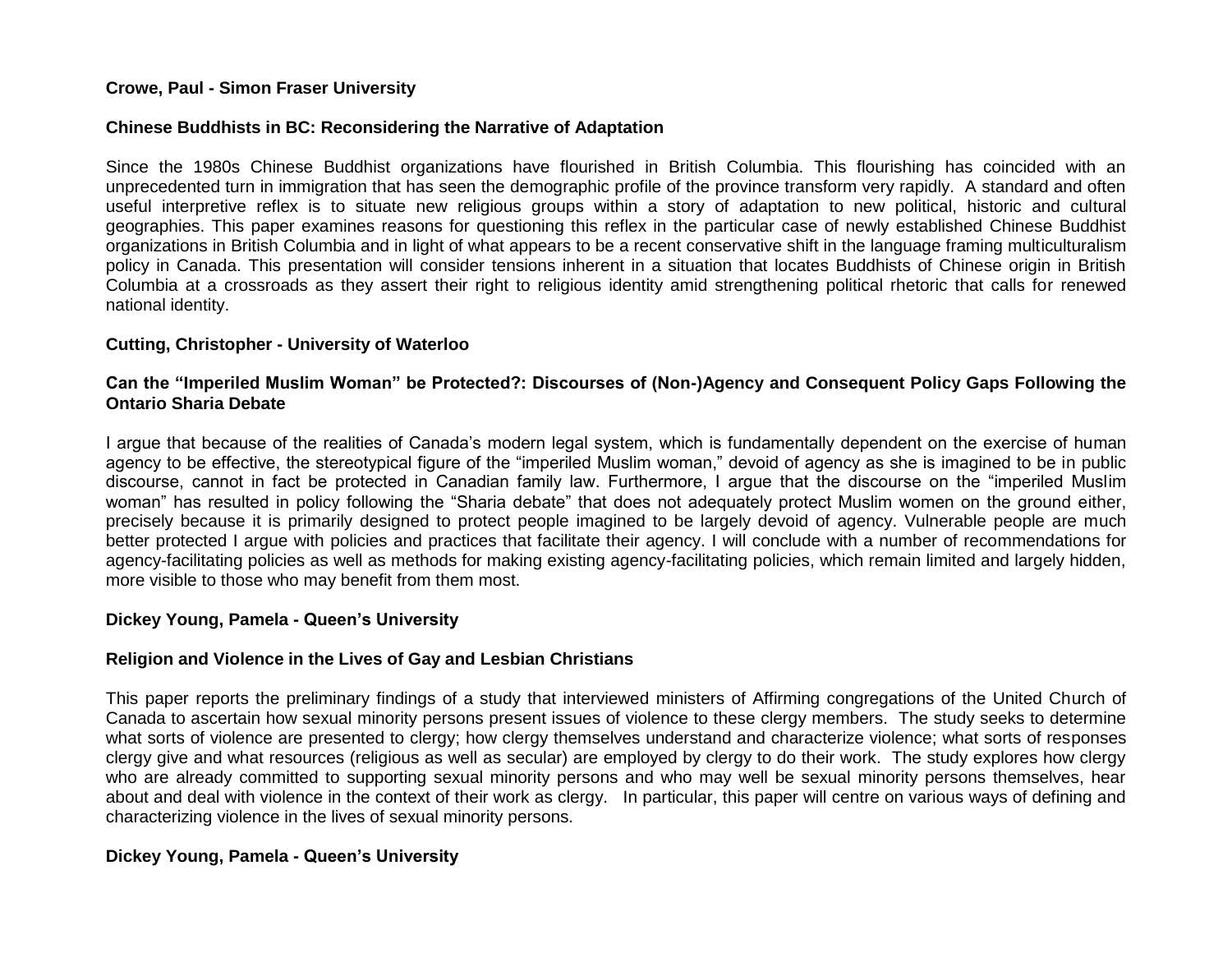**Crowe, Paul - Simon Fraser University**

**Chinese Buddhists in BC: Reconsidering the Narrative of Adaptation**

Since the 1980s Chinese Buddhist organizations have flourished in British Columbia. This flourishing has coincided with an unprecedented turn in immigration that has seen the demographic profile of the province transform very rapidly. A standard and often useful interpretive reflex is to situate new religious groups within a story of adaptation to new political, historic and cultural geographies. This paper examines reasons for questioning this reflex in the particular case of newly established Chinese Buddhist organizations in British Columbia and in light of what appears to be a recent conservative shift in the language framing multiculturalism policy in Canada. This presentation will consider tensions inherent in a situation that locates Buddhists of Chinese origin in British Columbia at a crossroads as they assert their right to religious identity amid strengthening political rhetoric that calls for renewed national identity.

**Cutting, Christopher - University of Waterloo**

**Can the "Imperiled Muslim Woman" be Protected?: Discourses of (Non-)Agency and Consequent Policy Gaps Following the Ontario Sharia Debate**

I argue that because of the realities of Canada's modern legal system, which is fundamentally dependent on the exercise of human agency to be effective, the stereotypical figure of the "imperiled Muslim woman," devoid of agency as she is imagined to be in public discourse, cannot in fact be protected in Canadian family law. Furthermore, I argue that the discourse on the "imperiled Muslim woman" has resulted in policy following the "Sharia debate" that does not adequately protect Muslim women on the ground either, precisely because it is primarily designed to protect people imagined to be largely devoid of agency. Vulnerable people are much better protected I argue with policies and practices that facilitate their agency. I will conclude with a number of recommendations for agency-facilitating policies as well as methods for making existing agency-facilitating policies, which remain limited and largely hidden, more visible to those who may benefit from them most.

**Dickey Young, Pamela - Queen's University**

**Religion and Violence in the Lives of Gay and Lesbian Christians**

This paper reports the preliminary findings of a study that interviewed ministers of Affirming congregations of the United Church of Canada to ascertain how sexual minority persons present issues of violence to these clergy members. The study seeks to determine what sorts of violence are presented to clergy; how clergy themselves understand and characterize violence; what sorts of responses clergy give and what resources (religious as well as secular) are employed by clergy to do their work. The study explores how clergy who are already committed to supporting sexual minority persons and who may well be sexual minority persons themselves, hear about and deal with violence in the context of their work as clergy. In particular, this paper will centre on various ways of defining and characterizing violence in the lives of sexual minority persons.

**Dickey Young, Pamela - Queen's University**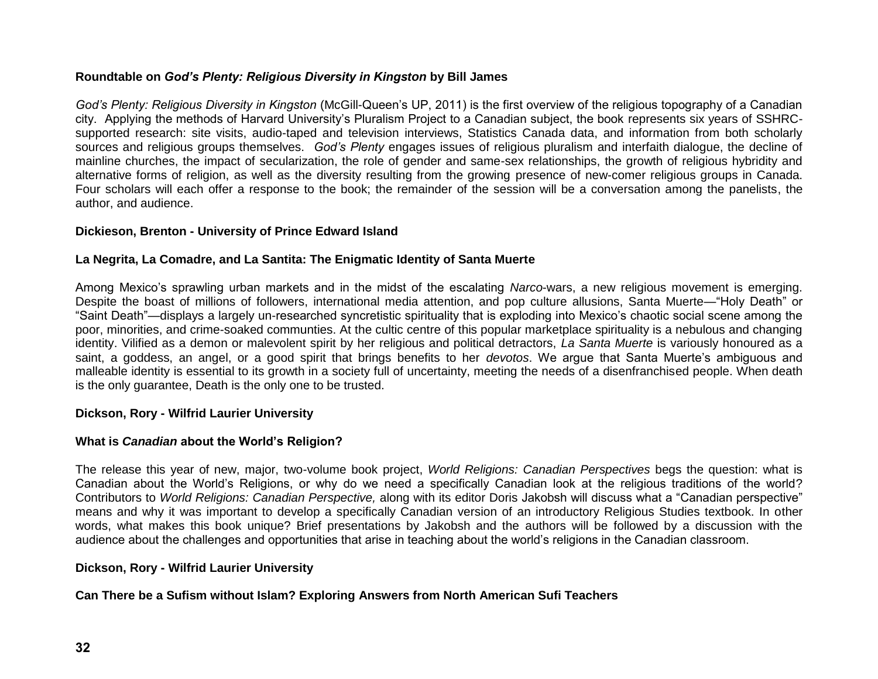**Roundtable on *God's Plenty: Religious Diversity in Kingston* by Bill James**

*God's Plenty: Religious Diversity in Kingston* (McGill-Queen's UP, 2011) is the first overview of the religious topography of a Canadian city. Applying the methods of Harvard University's Pluralism Project to a Canadian subject, the book represents six years of SSHRC-supported research: site visits, audio-taped and television interviews, Statistics Canada data, and information from both scholarly sources and religious groups themselves. *God's Plenty* engages issues of religious pluralism and interfaith dialogue, the decline of mainline churches, the impact of secularization, the role of gender and same-sex relationships, the growth of religious hybridity and alternative forms of religion, as well as the diversity resulting from the growing presence of new-comer religious groups in Canada. Four scholars will each offer a response to the book; the remainder of the session will be a conversation among the panelists, the author, and audience.

**Dickieson, Brenton - University of Prince Edward Island**

**La Negrita, La Comadre, and La Santita: The Enigmatic Identity of Santa Muerte**

Among Mexico's sprawling urban markets and in the midst of the escalating *Narco*-wars, a new religious movement is emerging. Despite the boast of millions of followers, international media attention, and pop culture allusions, Santa Muerte—"Holy Death" or "Saint Death"—displays a largely un-researched syncretistic spirituality that is exploding into Mexico's chaotic social scene among the poor, minorities, and crime-soaked communties. At the cultic centre of this popular marketplace spirituality is a nebulous and changing identity. Vilified as a demon or malevolent spirit by her religious and political detractors, *La Santa Muerte* is variously honoured as a saint, a goddess, an angel, or a good spirit that brings benefits to her *devotos*. We argue that Santa Muerte's ambiguous and malleable identity is essential to its growth in a society full of uncertainty, meeting the needs of a disenfranchised people. When death is the only guarantee, Death is the only one to be trusted.

**Dickson, Rory - Wilfrid Laurier University**

**What is *Canadian* about the World's Religion?**

The release this year of new, major, two-volume book project, *World Religions: Canadian Perspectives* begs the question: what is Canadian about the World's Religions, or why do we need a specifically Canadian look at the religious traditions of the world? Contributors to *World Religions: Canadian Perspective,* along with its editor Doris Jakobsh will discuss what a "Canadian perspective" means and why it was important to develop a specifically Canadian version of an introductory Religious Studies textbook. In other words, what makes this book unique? Brief presentations by Jakobsh and the authors will be followed by a discussion with the audience about the challenges and opportunities that arise in teaching about the world's religions in the Canadian classroom.

**Dickson, Rory - Wilfrid Laurier University**

**Can There be a Sufism without Islam? Exploring Answers from North American Sufi Teachers**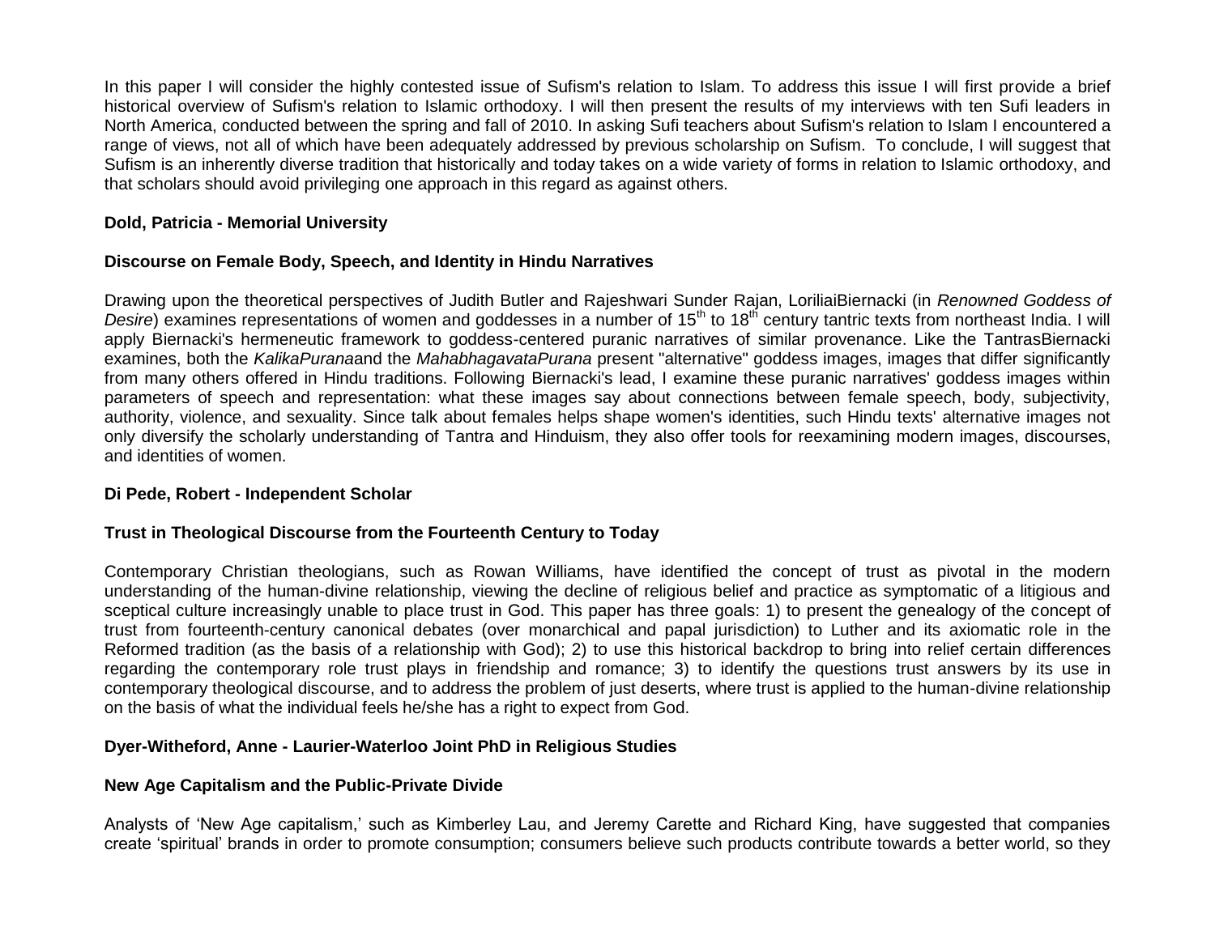In this paper I will consider the highly contested issue of Sufism's relation to Islam. To address this issue I will first provide a brief historical overview of Sufism's relation to Islamic orthodoxy. I will then present the results of my interviews with ten Sufi leaders in North America, conducted between the spring and fall of 2010. In asking Sufi teachers about Sufism's relation to Islam I encountered a range of views, not all of which have been adequately addressed by previous scholarship on Sufism. To conclude, I will suggest that Sufism is an inherently diverse tradition that historically and today takes on a wide variety of forms in relation to Islamic orthodoxy, and that scholars should avoid privileging one approach in this regard as against others.

**Dold, Patricia - Memorial University**

**Discourse on Female Body, Speech, and Identity in Hindu Narratives**

Drawing upon the theoretical perspectives of Judith Butler and Rajeshwari Sunder Rajan, LoriliaiBiernacki (in *Renowned Goddess of Desire*) examines representations of women and goddesses in a number of 15th to 18th century tantric texts from northeast India. I will apply Biernacki's hermeneutic framework to goddess-centered puranic narratives of similar provenance. Like the TantrasBiernacki examines, both the *KalikaPurana*and the *MahabhagavataPurana* present "alternative" goddess images, images that differ significantly from many others offered in Hindu traditions. Following Biernacki's lead, I examine these puranic narratives' goddess images within parameters of speech and representation: what these images say about connections between female speech, body, subjectivity, authority, violence, and sexuality. Since talk about females helps shape women's identities, such Hindu texts' alternative images not only diversify the scholarly understanding of Tantra and Hinduism, they also offer tools for reexamining modern images, discourses, and identities of women.

**Di Pede, Robert - Independent Scholar**

**Trust in Theological Discourse from the Fourteenth Century to Today**

Contemporary Christian theologians, such as Rowan Williams, have identified the concept of trust as pivotal in the modern understanding of the human-divine relationship, viewing the decline of religious belief and practice as symptomatic of a litigious and sceptical culture increasingly unable to place trust in God. This paper has three goals: 1) to present the genealogy of the concept of trust from fourteenth-century canonical debates (over monarchical and papal jurisdiction) to Luther and its axiomatic role in the Reformed tradition (as the basis of a relationship with God); 2) to use this historical backdrop to bring into relief certain differences regarding the contemporary role trust plays in friendship and romance; 3) to identify the questions trust answers by its use in contemporary theological discourse, and to address the problem of just deserts, where trust is applied to the human-divine relationship on the basis of what the individual feels he/she has a right to expect from God.

**Dyer-Witheford, Anne - Laurier-Waterloo Joint PhD in Religious Studies**

**New Age Capitalism and the Public-Private Divide**

Analysts of 'New Age capitalism,' such as Kimberley Lau, and Jeremy Carette and Richard King, have suggested that companies create 'spiritual' brands in order to promote consumption; consumers believe such products contribute towards a better world, so they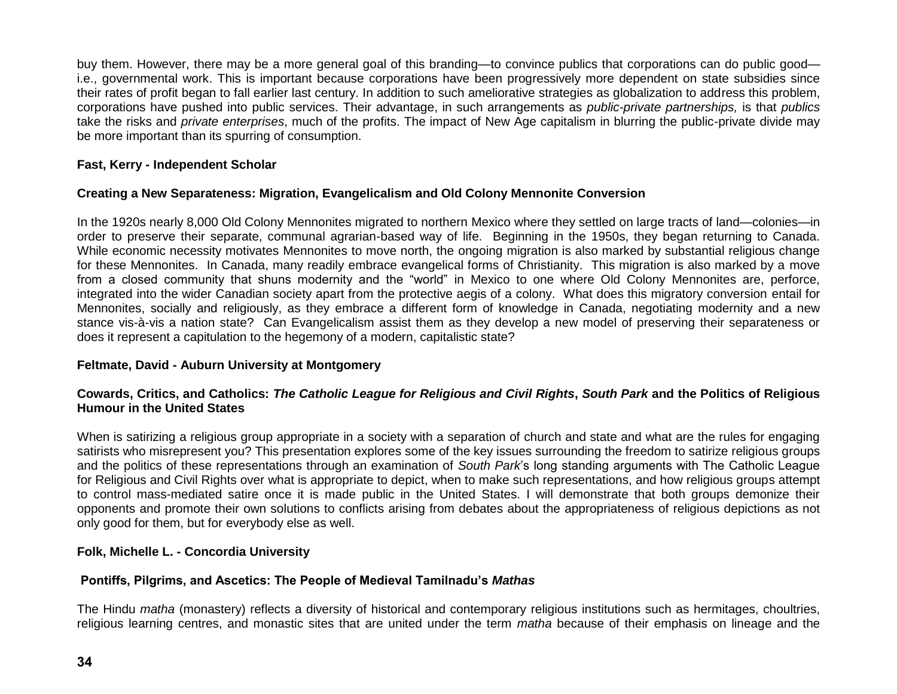buy them. However, there may be a more general goal of this branding—to convince publics that corporations can do public good—i.e., governmental work. This is important because corporations have been progressively more dependent on state subsidies since their rates of profit began to fall earlier last century. In addition to such ameliorative strategies as globalization to address this problem, corporations have pushed into public services. Their advantage, in such arrangements as *public-private partnerships,* is that *publics* take the risks and *private enterprises*, much of the profits. The impact of New Age capitalism in blurring the public-private divide may be more important than its spurring of consumption.

**Fast, Kerry - Independent Scholar**

**Creating a New Separateness: Migration, Evangelicalism and Old Colony Mennonite Conversion**

In the 1920s nearly 8,000 Old Colony Mennonites migrated to northern Mexico where they settled on large tracts of land—colonies—in order to preserve their separate, communal agrarian-based way of life. Beginning in the 1950s, they began returning to Canada. While economic necessity motivates Mennonites to move north, the ongoing migration is also marked by substantial religious change for these Mennonites. In Canada, many readily embrace evangelical forms of Christianity. This migration is also marked by a move from a closed community that shuns modernity and the "world" in Mexico to one where Old Colony Mennonites are, perforce, integrated into the wider Canadian society apart from the protective aegis of a colony. What does this migratory conversion entail for Mennonites, socially and religiously, as they embrace a different form of knowledge in Canada, negotiating modernity and a new stance vis-à-vis a nation state? Can Evangelicalism assist them as they develop a new model of preserving their separateness or does it represent a capitulation to the hegemony of a modern, capitalistic state?

**Feltmate, David - Auburn University at Montgomery**

**Cowards, Critics, and Catholics: *The Catholic League for Religious and Civil Rights*, *South Park* and the Politics of Religious Humour in the United States**

When is satirizing a religious group appropriate in a society with a separation of church and state and what are the rules for engaging satirists who misrepresent you? This presentation explores some of the key issues surrounding the freedom to satirize religious groups and the politics of these representations through an examination of *South Park*'s long standing arguments with The Catholic League for Religious and Civil Rights over what is appropriate to depict, when to make such representations, and how religious groups attempt to control mass-mediated satire once it is made public in the United States. I will demonstrate that both groups demonize their opponents and promote their own solutions to conflicts arising from debates about the appropriateness of religious depictions as not only good for them, but for everybody else as well.

**Folk, Michelle L. - Concordia University**

**Pontiffs, Pilgrims, and Ascetics: The People of Medieval Tamilnadu's *Mathas***

The Hindu *matha* (monastery) reflects a diversity of historical and contemporary religious institutions such as hermitages, choultries, religious learning centres, and monastic sites that are united under the term *matha* because of their emphasis on lineage and the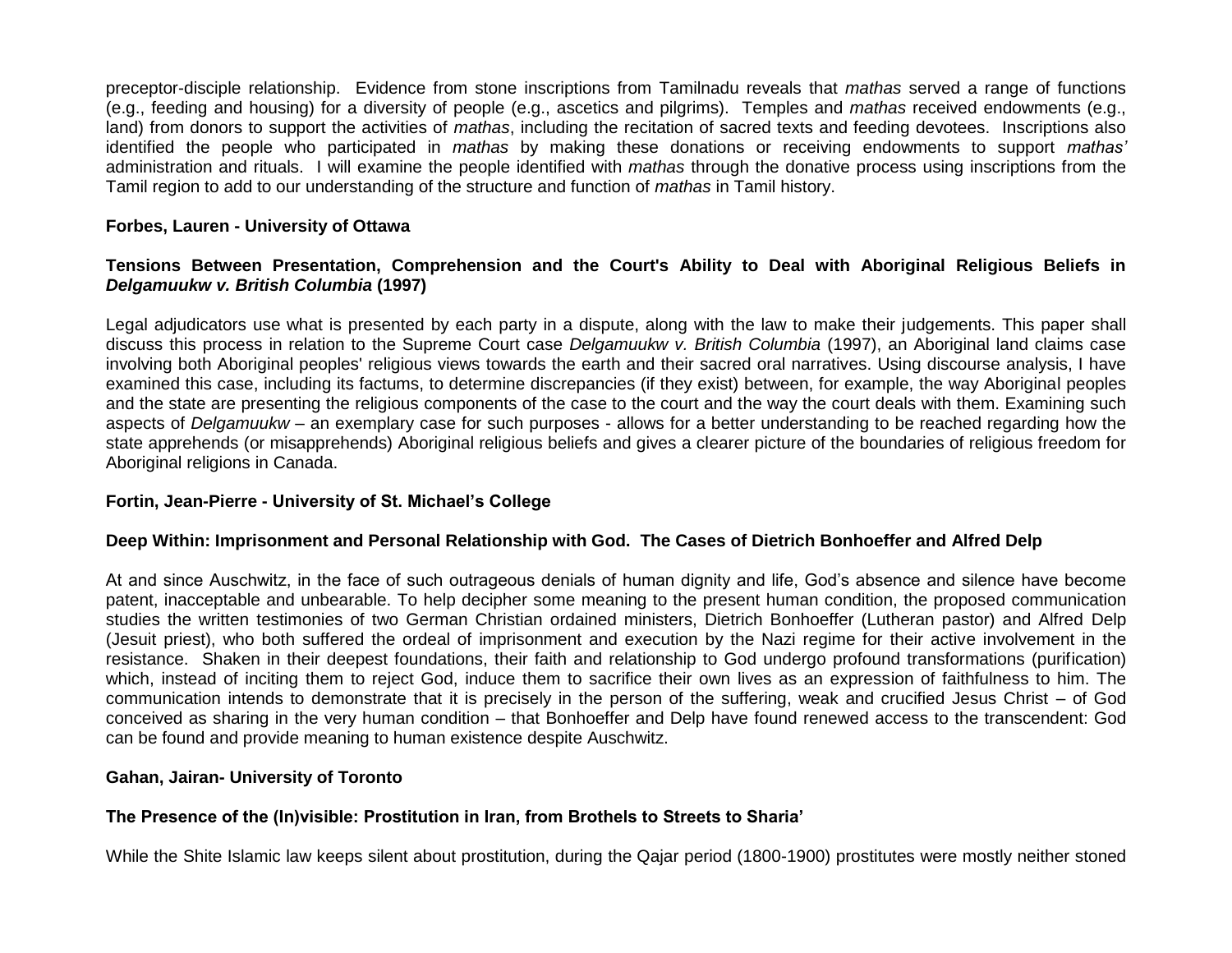preceptor-disciple relationship. Evidence from stone inscriptions from Tamilnadu reveals that *mathas* served a range of functions (e.g., feeding and housing) for a diversity of people (e.g., ascetics and pilgrims). Temples and *mathas* received endowments (e.g., land) from donors to support the activities of *mathas*, including the recitation of sacred texts and feeding devotees. Inscriptions also identified the people who participated in *mathas* by making these donations or receiving endowments to support *mathas'* administration and rituals. I will examine the people identified with *mathas* through the donative process using inscriptions from the Tamil region to add to our understanding of the structure and function of *mathas* in Tamil history.

**Forbes, Lauren - University of Ottawa**

**Tensions Between Presentation, Comprehension and the Court's Ability to Deal with Aboriginal Religious Beliefs in *Delgamuukw v. British Columbia* (1997)**

Legal adjudicators use what is presented by each party in a dispute, along with the law to make their judgements. This paper shall discuss this process in relation to the Supreme Court case *Delgamuukw v. British Columbia* (1997), an Aboriginal land claims case involving both Aboriginal peoples' religious views towards the earth and their sacred oral narratives. Using discourse analysis, I have examined this case, including its factums, to determine discrepancies (if they exist) between, for example, the way Aboriginal peoples and the state are presenting the religious components of the case to the court and the way the court deals with them. Examining such aspects of *Delgamuukw* – an exemplary case for such purposes - allows for a better understanding to be reached regarding how the state apprehends (or misapprehends) Aboriginal religious beliefs and gives a clearer picture of the boundaries of religious freedom for Aboriginal religions in Canada.

**Fortin, Jean-Pierre - University of St. Michael's College**

**Deep Within: Imprisonment and Personal Relationship with God. The Cases of Dietrich Bonhoeffer and Alfred Delp**

At and since Auschwitz, in the face of such outrageous denials of human dignity and life, God's absence and silence have become patent, inacceptable and unbearable. To help decipher some meaning to the present human condition, the proposed communication studies the written testimonies of two German Christian ordained ministers, Dietrich Bonhoeffer (Lutheran pastor) and Alfred Delp (Jesuit priest), who both suffered the ordeal of imprisonment and execution by the Nazi regime for their active involvement in the resistance. Shaken in their deepest foundations, their faith and relationship to God undergo profound transformations (purification) which, instead of inciting them to reject God, induce them to sacrifice their own lives as an expression of faithfulness to him. The communication intends to demonstrate that it is precisely in the person of the suffering, weak and crucified Jesus Christ – of God conceived as sharing in the very human condition – that Bonhoeffer and Delp have found renewed access to the transcendent: God can be found and provide meaning to human existence despite Auschwitz.

**Gahan, Jairan- University of Toronto**

**The Presence of the (In)visible: Prostitution in Iran, from Brothels to Streets to Sharia'**

While the Shite Islamic law keeps silent about prostitution, during the Qajar period (1800-1900) prostitutes were mostly neither stoned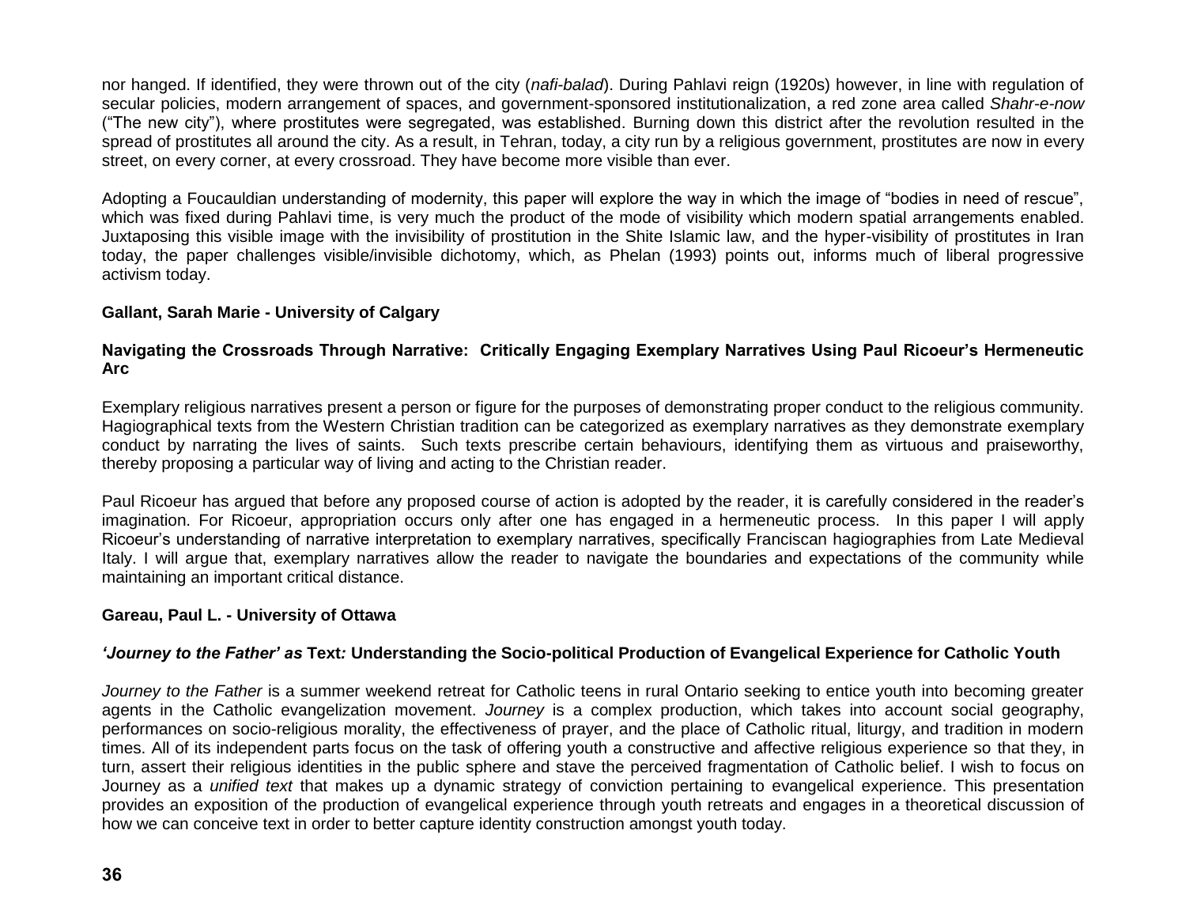nor hanged. If identified, they were thrown out of the city (*nafi-balad*). During Pahlavi reign (1920s) however, in line with regulation of secular policies, modern arrangement of spaces, and government-sponsored institutionalization, a red zone area called *Shahr-e-now* ("The new city"), where prostitutes were segregated, was established. Burning down this district after the revolution resulted in the spread of prostitutes all around the city. As a result, in Tehran, today, a city run by a religious government, prostitutes are now in every street, on every corner, at every crossroad. They have become more visible than ever.

Adopting a Foucauldian understanding of modernity, this paper will explore the way in which the image of "bodies in need of rescue", which was fixed during Pahlavi time, is very much the product of the mode of visibility which modern spatial arrangements enabled. Juxtaposing this visible image with the invisibility of prostitution in the Shite Islamic law, and the hyper-visibility of prostitutes in Iran today, the paper challenges visible/invisible dichotomy, which, as Phelan (1993) points out, informs much of liberal progressive activism today.

**Gallant, Sarah Marie - University of Calgary**

**Navigating the Crossroads Through Narrative: Critically Engaging Exemplary Narratives Using Paul Ricoeur's Hermeneutic Arc**

Exemplary religious narratives present a person or figure for the purposes of demonstrating proper conduct to the religious community. Hagiographical texts from the Western Christian tradition can be categorized as exemplary narratives as they demonstrate exemplary conduct by narrating the lives of saints. Such texts prescribe certain behaviours, identifying them as virtuous and praiseworthy, thereby proposing a particular way of living and acting to the Christian reader.

Paul Ricoeur has argued that before any proposed course of action is adopted by the reader, it is carefully considered in the reader's imagination. For Ricoeur, appropriation occurs only after one has engaged in a hermeneutic process. In this paper I will apply Ricoeur's understanding of narrative interpretation to exemplary narratives, specifically Franciscan hagiographies from Late Medieval Italy. I will argue that, exemplary narratives allow the reader to navigate the boundaries and expectations of the community while maintaining an important critical distance.

**Gareau, Paul L. - University of Ottawa**

***'Journey to the Father' as* Text: Understanding the Socio-political Production of Evangelical Experience for Catholic Youth**

*Journey to the Father* is a summer weekend retreat for Catholic teens in rural Ontario seeking to entice youth into becoming greater agents in the Catholic evangelization movement. *Journey* is a complex production, which takes into account social geography, performances on socio-religious morality, the effectiveness of prayer, and the place of Catholic ritual, liturgy, and tradition in modern times. All of its independent parts focus on the task of offering youth a constructive and affective religious experience so that they, in turn, assert their religious identities in the public sphere and stave the perceived fragmentation of Catholic belief. I wish to focus on Journey as a *unified text* that makes up a dynamic strategy of conviction pertaining to evangelical experience. This presentation provides an exposition of the production of evangelical experience through youth retreats and engages in a theoretical discussion of how we can conceive text in order to better capture identity construction amongst youth today.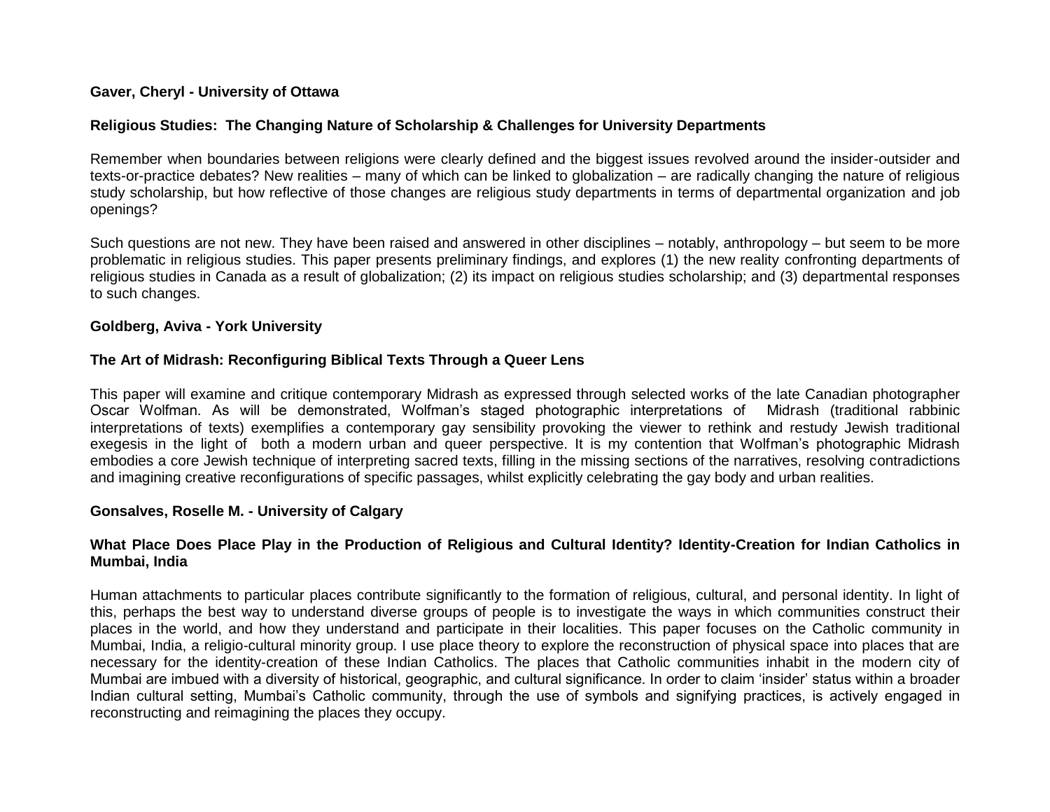**Gaver, Cheryl - University of Ottawa**

**Religious Studies: The Changing Nature of Scholarship & Challenges for University Departments**

Remember when boundaries between religions were clearly defined and the biggest issues revolved around the insider-outsider and texts-or-practice debates? New realities – many of which can be linked to globalization – are radically changing the nature of religious study scholarship, but how reflective of those changes are religious study departments in terms of departmental organization and job openings?

Such questions are not new. They have been raised and answered in other disciplines – notably, anthropology – but seem to be more problematic in religious studies. This paper presents preliminary findings, and explores (1) the new reality confronting departments of religious studies in Canada as a result of globalization; (2) its impact on religious studies scholarship; and (3) departmental responses to such changes.

**Goldberg, Aviva - York University**

**The Art of Midrash: Reconfiguring Biblical Texts Through a Queer Lens**

This paper will examine and critique contemporary Midrash as expressed through selected works of the late Canadian photographer Oscar Wolfman. As will be demonstrated, Wolfman's staged photographic interpretations of Midrash (traditional rabbinic interpretations of texts) exemplifies a contemporary gay sensibility provoking the viewer to rethink and restudy Jewish traditional exegesis in the light of both a modern urban and queer perspective. It is my contention that Wolfman's photographic Midrash embodies a core Jewish technique of interpreting sacred texts, filling in the missing sections of the narratives, resolving contradictions and imagining creative reconfigurations of specific passages, whilst explicitly celebrating the gay body and urban realities.

**Gonsalves, Roselle M. - University of Calgary**

**What Place Does Place Play in the Production of Religious and Cultural Identity? Identity-Creation for Indian Catholics in Mumbai, India**

Human attachments to particular places contribute significantly to the formation of religious, cultural, and personal identity. In light of this, perhaps the best way to understand diverse groups of people is to investigate the ways in which communities construct their places in the world, and how they understand and participate in their localities. This paper focuses on the Catholic community in Mumbai, India, a religio-cultural minority group. I use place theory to explore the reconstruction of physical space into places that are necessary for the identity-creation of these Indian Catholics. The places that Catholic communities inhabit in the modern city of Mumbai are imbued with a diversity of historical, geographic, and cultural significance. In order to claim 'insider' status within a broader Indian cultural setting, Mumbai's Catholic community, through the use of symbols and signifying practices, is actively engaged in reconstructing and reimagining the places they occupy.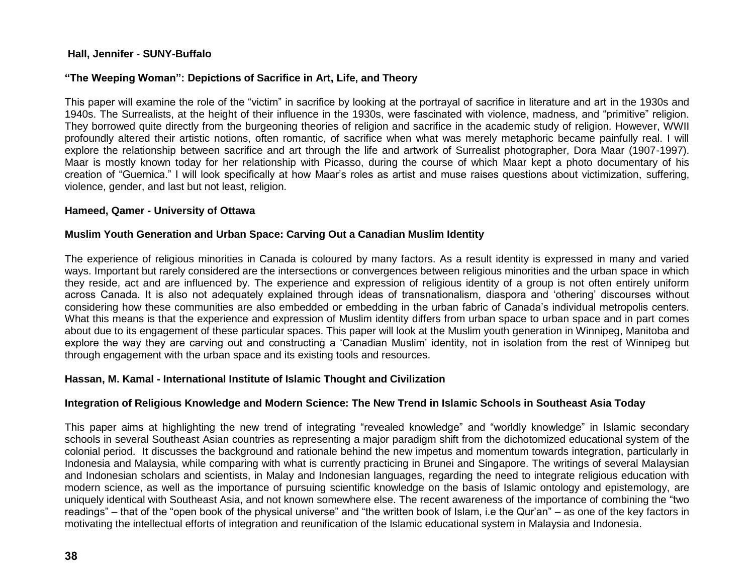**Hall, Jennifer - SUNY-Buffalo**

**"The Weeping Woman": Depictions of Sacrifice in Art, Life, and Theory**

This paper will examine the role of the "victim" in sacrifice by looking at the portrayal of sacrifice in literature and art in the 1930s and 1940s. The Surrealists, at the height of their influence in the 1930s, were fascinated with violence, madness, and "primitive" religion. They borrowed quite directly from the burgeoning theories of religion and sacrifice in the academic study of religion. However, WWII profoundly altered their artistic notions, often romantic, of sacrifice when what was merely metaphoric became painfully real. I will explore the relationship between sacrifice and art through the life and artwork of Surrealist photographer, Dora Maar (1907-1997). Maar is mostly known today for her relationship with Picasso, during the course of which Maar kept a photo documentary of his creation of "Guernica." I will look specifically at how Maar's roles as artist and muse raises questions about victimization, suffering, violence, gender, and last but not least, religion.

**Hameed, Qamer - University of Ottawa**

**Muslim Youth Generation and Urban Space: Carving Out a Canadian Muslim Identity**

The experience of religious minorities in Canada is coloured by many factors. As a result identity is expressed in many and varied ways. Important but rarely considered are the intersections or convergences between religious minorities and the urban space in which they reside, act and are influenced by. The experience and expression of religious identity of a group is not often entirely uniform across Canada. It is also not adequately explained through ideas of transnationalism, diaspora and 'othering' discourses without considering how these communities are also embedded or embedding in the urban fabric of Canada's individual metropolis centers. What this means is that the experience and expression of Muslim identity differs from urban space to urban space and in part comes about due to its engagement of these particular spaces. This paper will look at the Muslim youth generation in Winnipeg, Manitoba and explore the way they are carving out and constructing a 'Canadian Muslim' identity, not in isolation from the rest of Winnipeg but through engagement with the urban space and its existing tools and resources.

**Hassan, M. Kamal - International Institute of Islamic Thought and Civilization**

**Integration of Religious Knowledge and Modern Science: The New Trend in Islamic Schools in Southeast Asia Today**

This paper aims at highlighting the new trend of integrating "revealed knowledge" and "worldly knowledge" in Islamic secondary schools in several Southeast Asian countries as representing a major paradigm shift from the dichotomized educational system of the colonial period. It discusses the background and rationale behind the new impetus and momentum towards integration, particularly in Indonesia and Malaysia, while comparing with what is currently practicing in Brunei and Singapore. The writings of several Malaysian and Indonesian scholars and scientists, in Malay and Indonesian languages, regarding the need to integrate religious education with modern science, as well as the importance of pursuing scientific knowledge on the basis of Islamic ontology and epistemology, are uniquely identical with Southeast Asia, and not known somewhere else. The recent awareness of the importance of combining the "two readings" – that of the "open book of the physical universe" and "the written book of Islam, i.e the Qur'an" – as one of the key factors in motivating the intellectual efforts of integration and reunification of the Islamic educational system in Malaysia and Indonesia.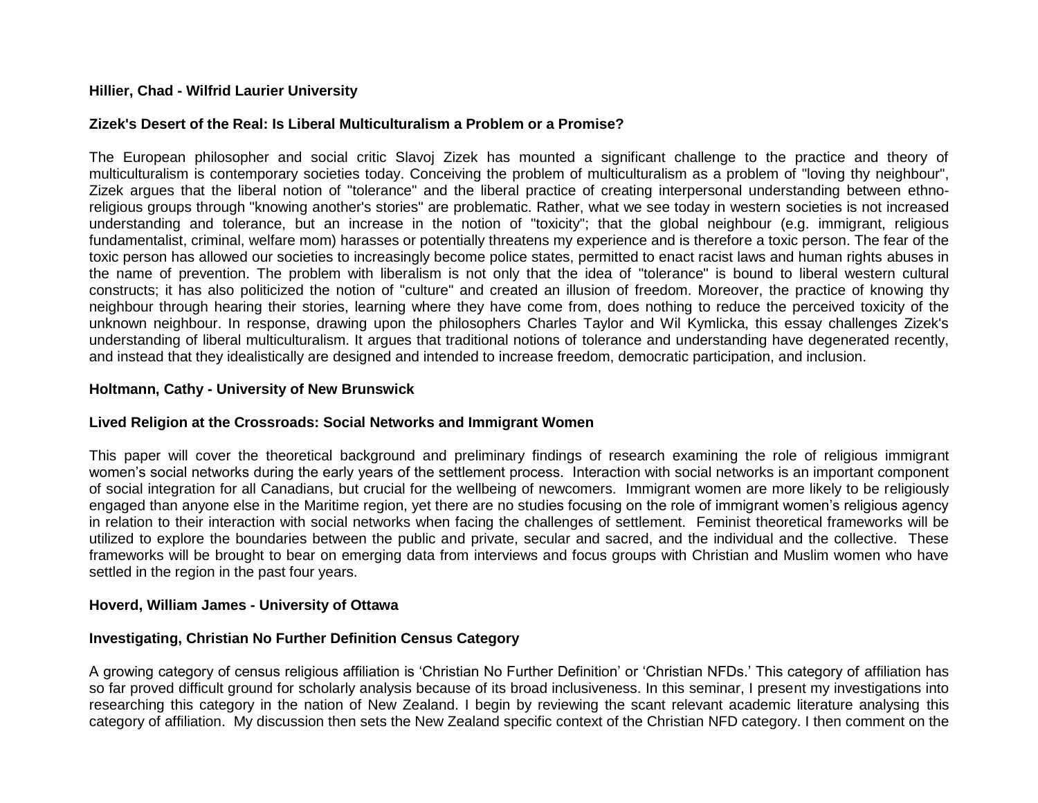**Hillier, Chad - Wilfrid Laurier University**

**Zizek's Desert of the Real: Is Liberal Multiculturalism a Problem or a Promise?**

The European philosopher and social critic Slavoj Zizek has mounted a significant challenge to the practice and theory of multiculturalism is contemporary societies today. Conceiving the problem of multiculturalism as a problem of "loving thy neighbour", Zizek argues that the liberal notion of "tolerance" and the liberal practice of creating interpersonal understanding between ethno-religious groups through "knowing another's stories" are problematic. Rather, what we see today in western societies is not increased understanding and tolerance, but an increase in the notion of "toxicity"; that the global neighbour (e.g. immigrant, religious fundamentalist, criminal, welfare mom) harasses or potentially threatens my experience and is therefore a toxic person. The fear of the toxic person has allowed our societies to increasingly become police states, permitted to enact racist laws and human rights abuses in the name of prevention. The problem with liberalism is not only that the idea of "tolerance" is bound to liberal western cultural constructs; it has also politicized the notion of "culture" and created an illusion of freedom. Moreover, the practice of knowing thy neighbour through hearing their stories, learning where they have come from, does nothing to reduce the perceived toxicity of the unknown neighbour. In response, drawing upon the philosophers Charles Taylor and Wil Kymlicka, this essay challenges Zizek's understanding of liberal multiculturalism. It argues that traditional notions of tolerance and understanding have degenerated recently, and instead that they idealistically are designed and intended to increase freedom, democratic participation, and inclusion.

**Holtmann, Cathy - University of New Brunswick**

**Lived Religion at the Crossroads: Social Networks and Immigrant Women**

This paper will cover the theoretical background and preliminary findings of research examining the role of religious immigrant women's social networks during the early years of the settlement process. Interaction with social networks is an important component of social integration for all Canadians, but crucial for the wellbeing of newcomers. Immigrant women are more likely to be religiously engaged than anyone else in the Maritime region, yet there are no studies focusing on the role of immigrant women's religious agency in relation to their interaction with social networks when facing the challenges of settlement. Feminist theoretical frameworks will be utilized to explore the boundaries between the public and private, secular and sacred, and the individual and the collective. These frameworks will be brought to bear on emerging data from interviews and focus groups with Christian and Muslim women who have settled in the region in the past four years.

**Hoverd, William James - University of Ottawa**

**Investigating, Christian No Further Definition Census Category**

A growing category of census religious affiliation is 'Christian No Further Definition' or 'Christian NFDs.' This category of affiliation has so far proved difficult ground for scholarly analysis because of its broad inclusiveness. In this seminar, I present my investigations into researching this category in the nation of New Zealand. I begin by reviewing the scant relevant academic literature analysing this category of affiliation. My discussion then sets the New Zealand specific context of the Christian NFD category. I then comment on the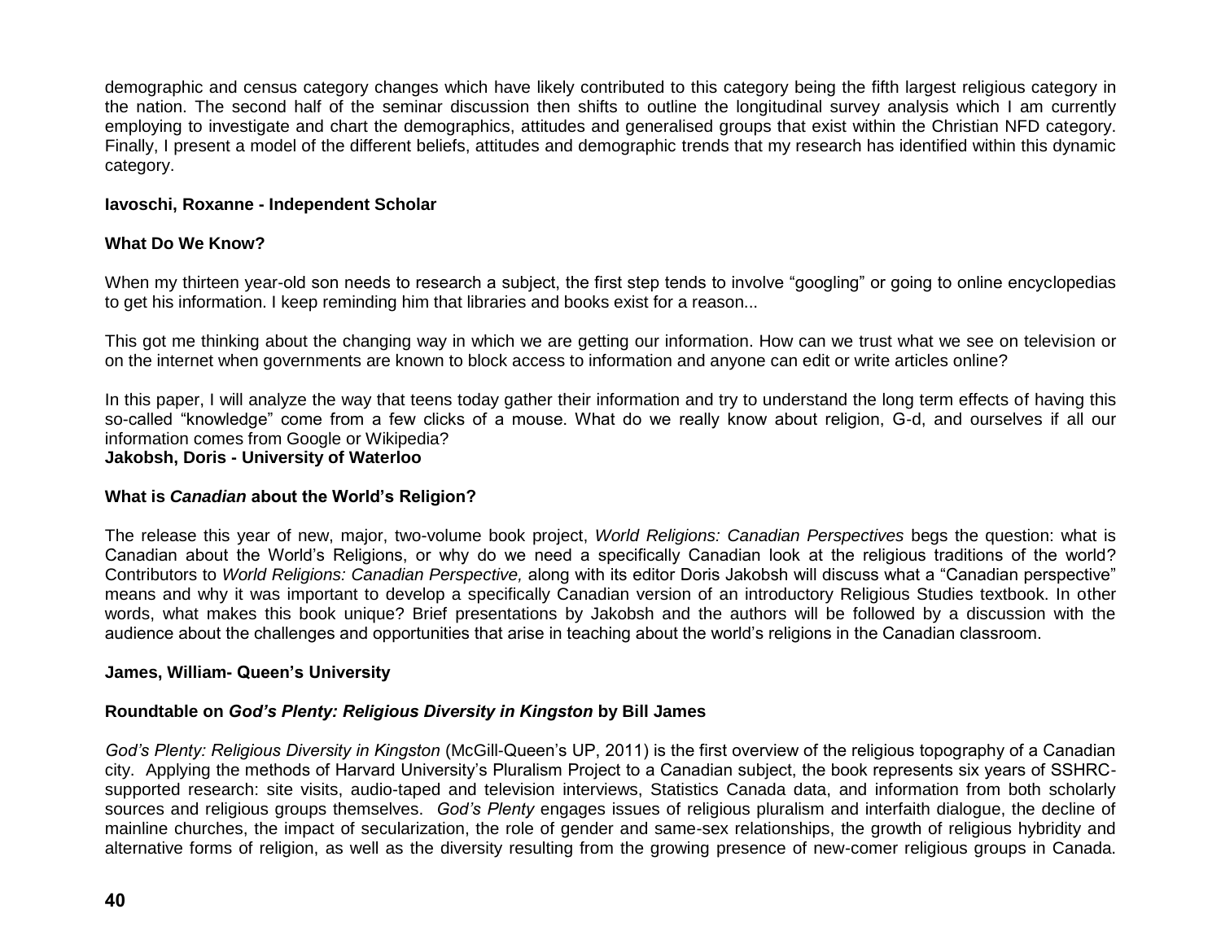demographic and census category changes which have likely contributed to this category being the fifth largest religious category in the nation. The second half of the seminar discussion then shifts to outline the longitudinal survey analysis which I am currently employing to investigate and chart the demographics, attitudes and generalised groups that exist within the Christian NFD category. Finally, I present a model of the different beliefs, attitudes and demographic trends that my research has identified within this dynamic category.

**Iavoschi, Roxanne - Independent Scholar**

**What Do We Know?**

When my thirteen year-old son needs to research a subject, the first step tends to involve "googling" or going to online encyclopedias to get his information. I keep reminding him that libraries and books exist for a reason...

This got me thinking about the changing way in which we are getting our information. How can we trust what we see on television or on the internet when governments are known to block access to information and anyone can edit or write articles online?

In this paper, I will analyze the way that teens today gather their information and try to understand the long term effects of having this so-called "knowledge" come from a few clicks of a mouse. What do we really know about religion, G-d, and ourselves if all our information comes from Google or Wikipedia?

**Jakobsh, Doris - University of Waterloo**

**What is *Canadian* about the World's Religion?**

The release this year of new, major, two-volume book project, *World Religions: Canadian Perspectives* begs the question: what is Canadian about the World's Religions, or why do we need a specifically Canadian look at the religious traditions of the world? Contributors to *World Religions: Canadian Perspective,* along with its editor Doris Jakobsh will discuss what a "Canadian perspective" means and why it was important to develop a specifically Canadian version of an introductory Religious Studies textbook. In other words, what makes this book unique? Brief presentations by Jakobsh and the authors will be followed by a discussion with the audience about the challenges and opportunities that arise in teaching about the world's religions in the Canadian classroom.

**James, William- Queen's University**

**Roundtable on *God's Plenty: Religious Diversity in Kingston* by Bill James**

*God's Plenty: Religious Diversity in Kingston* (McGill-Queen's UP, 2011) is the first overview of the religious topography of a Canadian city. Applying the methods of Harvard University's Pluralism Project to a Canadian subject, the book represents six years of SSHRC-supported research: site visits, audio-taped and television interviews, Statistics Canada data, and information from both scholarly sources and religious groups themselves. *God's Plenty* engages issues of religious pluralism and interfaith dialogue, the decline of mainline churches, the impact of secularization, the role of gender and same-sex relationships, the growth of religious hybridity and alternative forms of religion, as well as the diversity resulting from the growing presence of new-comer religious groups in Canada.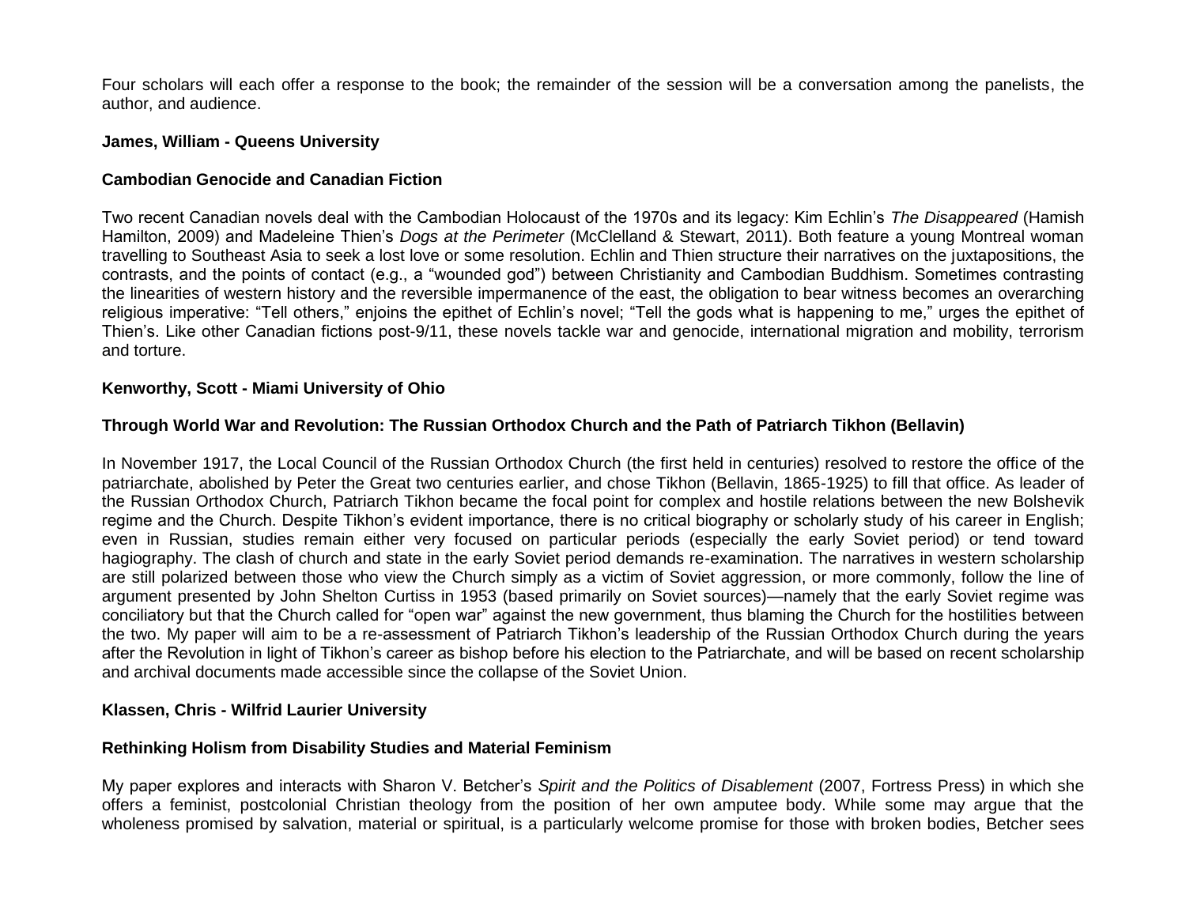Four scholars will each offer a response to the book; the remainder of the session will be a conversation among the panelists, the author, and audience.

**James, William - Queens University**

**Cambodian Genocide and Canadian Fiction**

Two recent Canadian novels deal with the Cambodian Holocaust of the 1970s and its legacy: Kim Echlin's *The Disappeared* (Hamish Hamilton, 2009) and Madeleine Thien's *Dogs at the Perimeter* (McClelland & Stewart, 2011). Both feature a young Montreal woman travelling to Southeast Asia to seek a lost love or some resolution. Echlin and Thien structure their narratives on the juxtapositions, the contrasts, and the points of contact (e.g., a "wounded god") between Christianity and Cambodian Buddhism. Sometimes contrasting the linearities of western history and the reversible impermanence of the east, the obligation to bear witness becomes an overarching religious imperative: "Tell others," enjoins the epithet of Echlin's novel; "Tell the gods what is happening to me," urges the epithet of Thien's. Like other Canadian fictions post-9/11, these novels tackle war and genocide, international migration and mobility, terrorism and torture.

**Kenworthy, Scott - Miami University of Ohio**

**Through World War and Revolution: The Russian Orthodox Church and the Path of Patriarch Tikhon (Bellavin)**

In November 1917, the Local Council of the Russian Orthodox Church (the first held in centuries) resolved to restore the office of the patriarchate, abolished by Peter the Great two centuries earlier, and chose Tikhon (Bellavin, 1865-1925) to fill that office. As leader of the Russian Orthodox Church, Patriarch Tikhon became the focal point for complex and hostile relations between the new Bolshevik regime and the Church. Despite Tikhon's evident importance, there is no critical biography or scholarly study of his career in English; even in Russian, studies remain either very focused on particular periods (especially the early Soviet period) or tend toward hagiography. The clash of church and state in the early Soviet period demands re-examination. The narratives in western scholarship are still polarized between those who view the Church simply as a victim of Soviet aggression, or more commonly, follow the line of argument presented by John Shelton Curtiss in 1953 (based primarily on Soviet sources)—namely that the early Soviet regime was conciliatory but that the Church called for "open war" against the new government, thus blaming the Church for the hostilities between the two. My paper will aim to be a re-assessment of Patriarch Tikhon's leadership of the Russian Orthodox Church during the years after the Revolution in light of Tikhon's career as bishop before his election to the Patriarchate, and will be based on recent scholarship and archival documents made accessible since the collapse of the Soviet Union.

**Klassen, Chris - Wilfrid Laurier University**

**Rethinking Holism from Disability Studies and Material Feminism**

My paper explores and interacts with Sharon V. Betcher's *Spirit and the Politics of Disablement* (2007, Fortress Press) in which she offers a feminist, postcolonial Christian theology from the position of her own amputee body. While some may argue that the wholeness promised by salvation, material or spiritual, is a particularly welcome promise for those with broken bodies, Betcher sees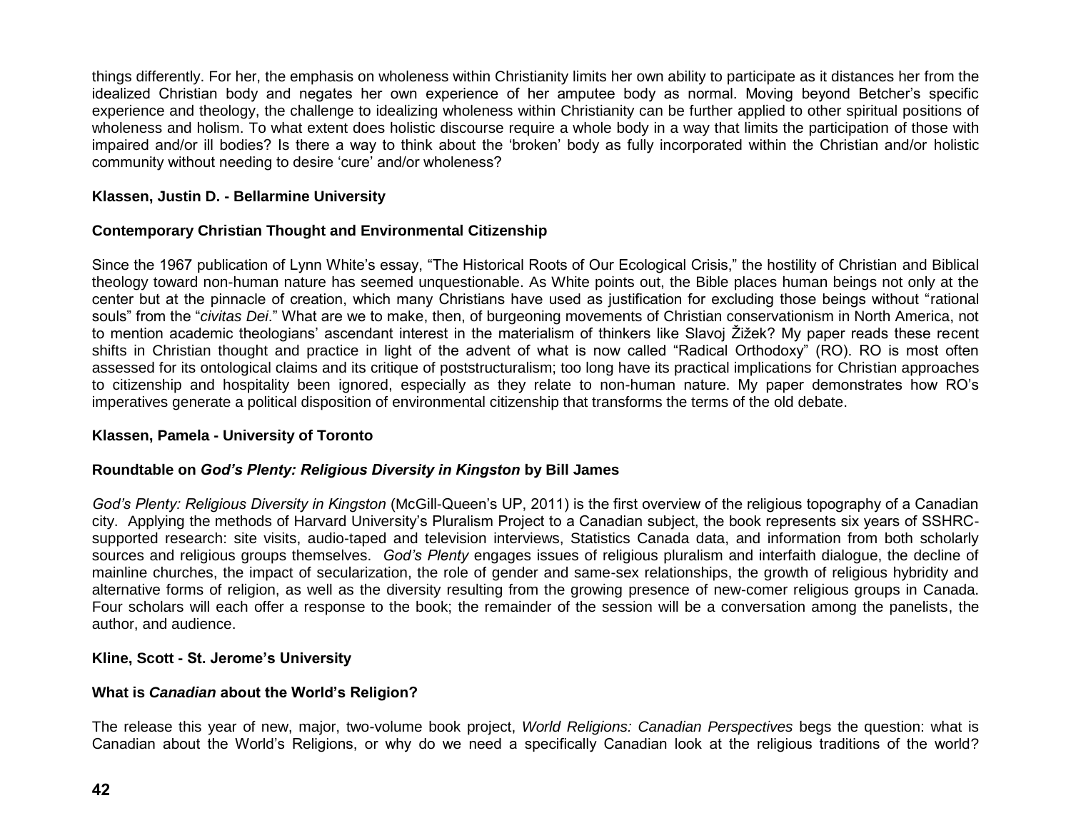things differently. For her, the emphasis on wholeness within Christianity limits her own ability to participate as it distances her from the idealized Christian body and negates her own experience of her amputee body as normal. Moving beyond Betcher's specific experience and theology, the challenge to idealizing wholeness within Christianity can be further applied to other spiritual positions of wholeness and holism. To what extent does holistic discourse require a whole body in a way that limits the participation of those with impaired and/or ill bodies? Is there a way to think about the 'broken' body as fully incorporated within the Christian and/or holistic community without needing to desire 'cure' and/or wholeness?

**Klassen, Justin D. - Bellarmine University**

**Contemporary Christian Thought and Environmental Citizenship**

Since the 1967 publication of Lynn White's essay, "The Historical Roots of Our Ecological Crisis," the hostility of Christian and Biblical theology toward non-human nature has seemed unquestionable. As White points out, the Bible places human beings not only at the center but at the pinnacle of creation, which many Christians have used as justification for excluding those beings without "rational souls" from the "*civitas Dei*." What are we to make, then, of burgeoning movements of Christian conservationism in North America, not to mention academic theologians' ascendant interest in the materialism of thinkers like Slavoj Žižek? My paper reads these recent shifts in Christian thought and practice in light of the advent of what is now called "Radical Orthodoxy" (RO). RO is most often assessed for its ontological claims and its critique of poststructuralism; too long have its practical implications for Christian approaches to citizenship and hospitality been ignored, especially as they relate to non-human nature. My paper demonstrates how RO's imperatives generate a political disposition of environmental citizenship that transforms the terms of the old debate.

**Klassen, Pamela - University of Toronto**

**Roundtable on *God's Plenty: Religious Diversity in Kingston* by Bill James**

*God's Plenty: Religious Diversity in Kingston* (McGill-Queen's UP, 2011) is the first overview of the religious topography of a Canadian city. Applying the methods of Harvard University's Pluralism Project to a Canadian subject, the book represents six years of SSHRC-supported research: site visits, audio-taped and television interviews, Statistics Canada data, and information from both scholarly sources and religious groups themselves. *God's Plenty* engages issues of religious pluralism and interfaith dialogue, the decline of mainline churches, the impact of secularization, the role of gender and same-sex relationships, the growth of religious hybridity and alternative forms of religion, as well as the diversity resulting from the growing presence of new-comer religious groups in Canada. Four scholars will each offer a response to the book; the remainder of the session will be a conversation among the panelists, the author, and audience.

**Kline, Scott - St. Jerome's University**

**What is *Canadian* about the World's Religion?**

The release this year of new, major, two-volume book project, *World Religions: Canadian Perspectives* begs the question: what is Canadian about the World's Religions, or why do we need a specifically Canadian look at the religious traditions of the world?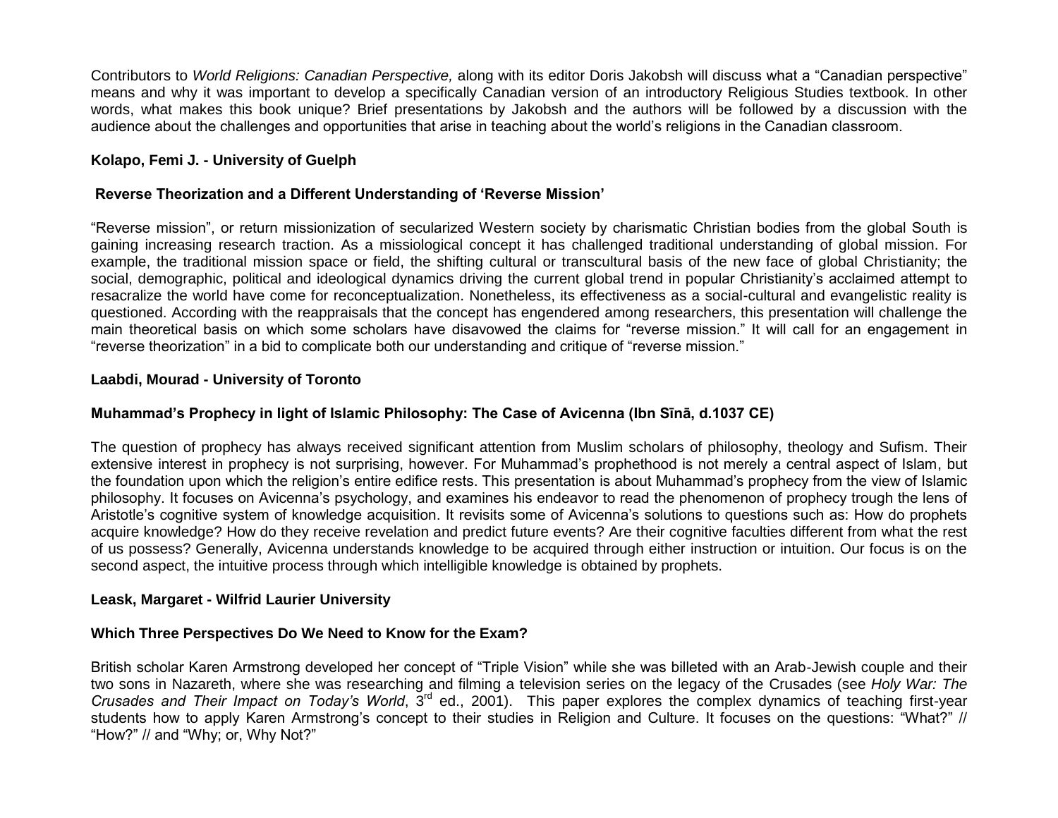Contributors to *World Religions: Canadian Perspective,* along with its editor Doris Jakobsh will discuss what a "Canadian perspective" means and why it was important to develop a specifically Canadian version of an introductory Religious Studies textbook. In other words, what makes this book unique? Brief presentations by Jakobsh and the authors will be followed by a discussion with the audience about the challenges and opportunities that arise in teaching about the world's religions in the Canadian classroom.

**Kolapo, Femi J. - University of Guelph**

**Reverse Theorization and a Different Understanding of 'Reverse Mission'**

"Reverse mission", or return missionization of secularized Western society by charismatic Christian bodies from the global South is gaining increasing research traction. As a missiological concept it has challenged traditional understanding of global mission. For example, the traditional mission space or field, the shifting cultural or transcultural basis of the new face of global Christianity; the social, demographic, political and ideological dynamics driving the current global trend in popular Christianity's acclaimed attempt to resacralize the world have come for reconceptualization. Nonetheless, its effectiveness as a social-cultural and evangelistic reality is questioned. According with the reappraisals that the concept has engendered among researchers, this presentation will challenge the main theoretical basis on which some scholars have disavowed the claims for "reverse mission." It will call for an engagement in "reverse theorization" in a bid to complicate both our understanding and critique of "reverse mission."

**Laabdi, Mourad - University of Toronto**

**Muhammad's Prophecy in light of Islamic Philosophy: The Case of Avicenna (Ibn Sīnā, d.1037 CE)**

The question of prophecy has always received significant attention from Muslim scholars of philosophy, theology and Sufism. Their extensive interest in prophecy is not surprising, however. For Muhammad's prophethood is not merely a central aspect of Islam, but the foundation upon which the religion's entire edifice rests. This presentation is about Muhammad's prophecy from the view of Islamic philosophy. It focuses on Avicenna's psychology, and examines his endeavor to read the phenomenon of prophecy trough the lens of Aristotle's cognitive system of knowledge acquisition. It revisits some of Avicenna's solutions to questions such as: How do prophets acquire knowledge? How do they receive revelation and predict future events? Are their cognitive faculties different from what the rest of us possess? Generally, Avicenna understands knowledge to be acquired through either instruction or intuition. Our focus is on the second aspect, the intuitive process through which intelligible knowledge is obtained by prophets.

**Leask, Margaret - Wilfrid Laurier University**

**Which Three Perspectives Do We Need to Know for the Exam?**

British scholar Karen Armstrong developed her concept of "Triple Vision" while she was billeted with an Arab-Jewish couple and their two sons in Nazareth, where she was researching and filming a television series on the legacy of the Crusades (see *Holy War: The Crusades and Their Impact on Today's World*, 3rd ed., 2001). This paper explores the complex dynamics of teaching first-year students how to apply Karen Armstrong's concept to their studies in Religion and Culture. It focuses on the questions: "What?" // "How?" // and "Why; or, Why Not?"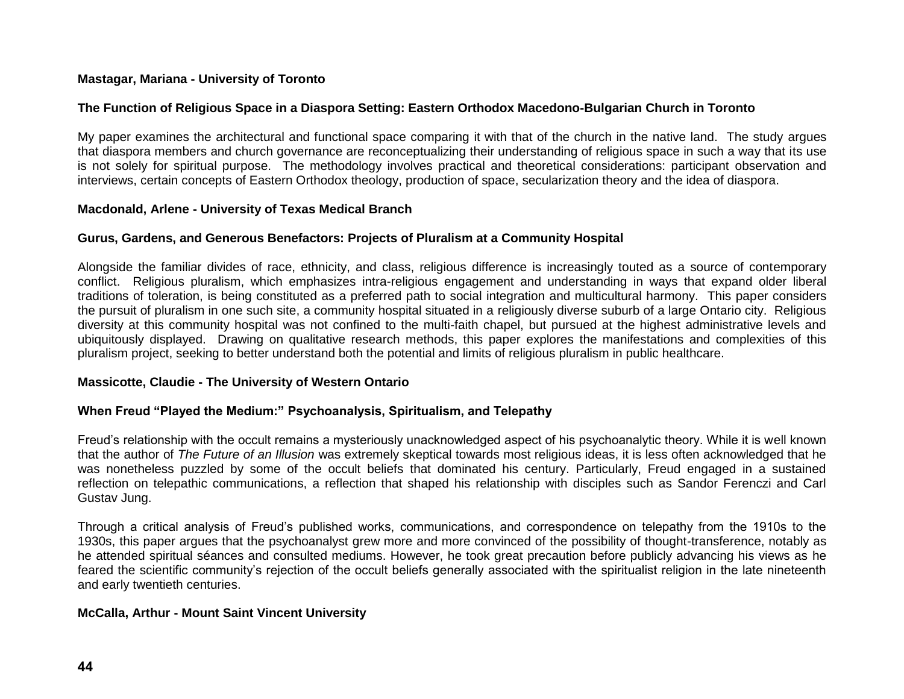**Mastagar, Mariana - University of Toronto**

**The Function of Religious Space in a Diaspora Setting: Eastern Orthodox Macedono-Bulgarian Church in Toronto**

My paper examines the architectural and functional space comparing it with that of the church in the native land. The study argues that diaspora members and church governance are reconceptualizing their understanding of religious space in such a way that its use is not solely for spiritual purpose. The methodology involves practical and theoretical considerations: participant observation and interviews, certain concepts of Eastern Orthodox theology, production of space, secularization theory and the idea of diaspora.

**Macdonald, Arlene - University of Texas Medical Branch**

**Gurus, Gardens, and Generous Benefactors: Projects of Pluralism at a Community Hospital**

Alongside the familiar divides of race, ethnicity, and class, religious difference is increasingly touted as a source of contemporary conflict. Religious pluralism, which emphasizes intra-religious engagement and understanding in ways that expand older liberal traditions of toleration, is being constituted as a preferred path to social integration and multicultural harmony. This paper considers the pursuit of pluralism in one such site, a community hospital situated in a religiously diverse suburb of a large Ontario city. Religious diversity at this community hospital was not confined to the multi-faith chapel, but pursued at the highest administrative levels and ubiquitously displayed. Drawing on qualitative research methods, this paper explores the manifestations and complexities of this pluralism project, seeking to better understand both the potential and limits of religious pluralism in public healthcare.

**Massicotte, Claudie - The University of Western Ontario**

**When Freud "Played the Medium:" Psychoanalysis, Spiritualism, and Telepathy**

Freud's relationship with the occult remains a mysteriously unacknowledged aspect of his psychoanalytic theory. While it is well known that the author of *The Future of an Illusion* was extremely skeptical towards most religious ideas, it is less often acknowledged that he was nonetheless puzzled by some of the occult beliefs that dominated his century. Particularly, Freud engaged in a sustained reflection on telepathic communications, a reflection that shaped his relationship with disciples such as Sandor Ferenczi and Carl Gustav Jung.

Through a critical analysis of Freud's published works, communications, and correspondence on telepathy from the 1910s to the 1930s, this paper argues that the psychoanalyst grew more and more convinced of the possibility of thought-transference, notably as he attended spiritual séances and consulted mediums. However, he took great precaution before publicly advancing his views as he feared the scientific community's rejection of the occult beliefs generally associated with the spiritualist religion in the late nineteenth and early twentieth centuries.

**McCalla, Arthur - Mount Saint Vincent University**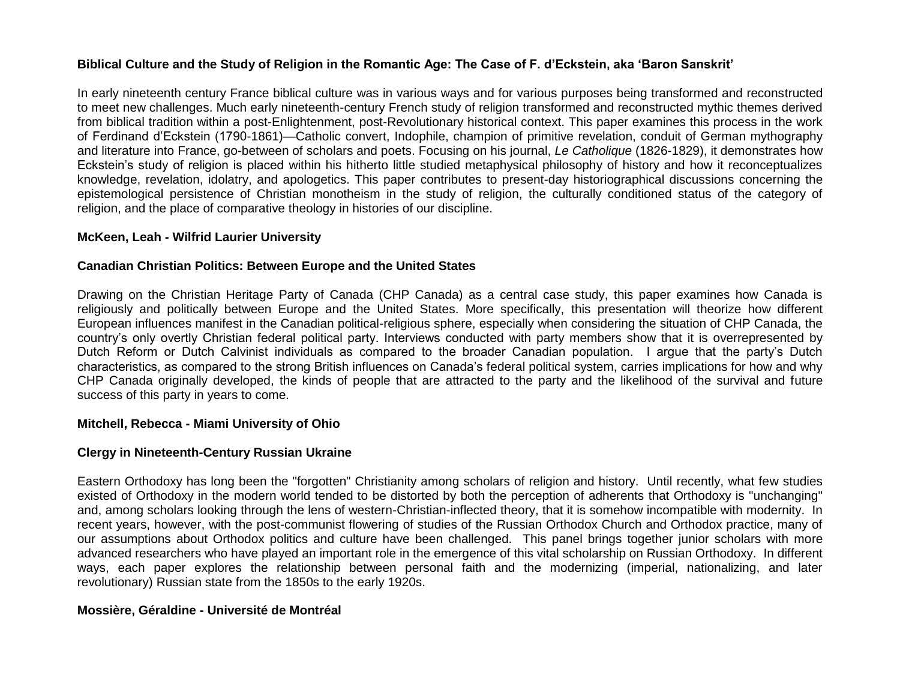**Biblical Culture and the Study of Religion in the Romantic Age: The Case of F. d'Eckstein, aka 'Baron Sanskrit'**

In early nineteenth century France biblical culture was in various ways and for various purposes being transformed and reconstructed to meet new challenges. Much early nineteenth-century French study of religion transformed and reconstructed mythic themes derived from biblical tradition within a post-Enlightenment, post-Revolutionary historical context. This paper examines this process in the work of Ferdinand d'Eckstein (1790-1861)—Catholic convert, Indophile, champion of primitive revelation, conduit of German mythography and literature into France, go-between of scholars and poets. Focusing on his journal, *Le Catholique* (1826-1829), it demonstrates how Eckstein's study of religion is placed within his hitherto little studied metaphysical philosophy of history and how it reconceptualizes knowledge, revelation, idolatry, and apologetics. This paper contributes to present-day historiographical discussions concerning the epistemological persistence of Christian monotheism in the study of religion, the culturally conditioned status of the category of religion, and the place of comparative theology in histories of our discipline.

**McKeen, Leah - Wilfrid Laurier University**

**Canadian Christian Politics: Between Europe and the United States**

Drawing on the Christian Heritage Party of Canada (CHP Canada) as a central case study, this paper examines how Canada is religiously and politically between Europe and the United States. More specifically, this presentation will theorize how different European influences manifest in the Canadian political-religious sphere, especially when considering the situation of CHP Canada, the country's only overtly Christian federal political party. Interviews conducted with party members show that it is overrepresented by Dutch Reform or Dutch Calvinist individuals as compared to the broader Canadian population. I argue that the party's Dutch characteristics, as compared to the strong British influences on Canada's federal political system, carries implications for how and why CHP Canada originally developed, the kinds of people that are attracted to the party and the likelihood of the survival and future success of this party in years to come.

**Mitchell, Rebecca - Miami University of Ohio**

**Clergy in Nineteenth-Century Russian Ukraine**

Eastern Orthodoxy has long been the "forgotten" Christianity among scholars of religion and history. Until recently, what few studies existed of Orthodoxy in the modern world tended to be distorted by both the perception of adherents that Orthodoxy is "unchanging" and, among scholars looking through the lens of western-Christian-inflected theory, that it is somehow incompatible with modernity. In recent years, however, with the post-communist flowering of studies of the Russian Orthodox Church and Orthodox practice, many of our assumptions about Orthodox politics and culture have been challenged. This panel brings together junior scholars with more advanced researchers who have played an important role in the emergence of this vital scholarship on Russian Orthodoxy. In different ways, each paper explores the relationship between personal faith and the modernizing (imperial, nationalizing, and later revolutionary) Russian state from the 1850s to the early 1920s.

**Mossière, Géraldine - Université de Montréal**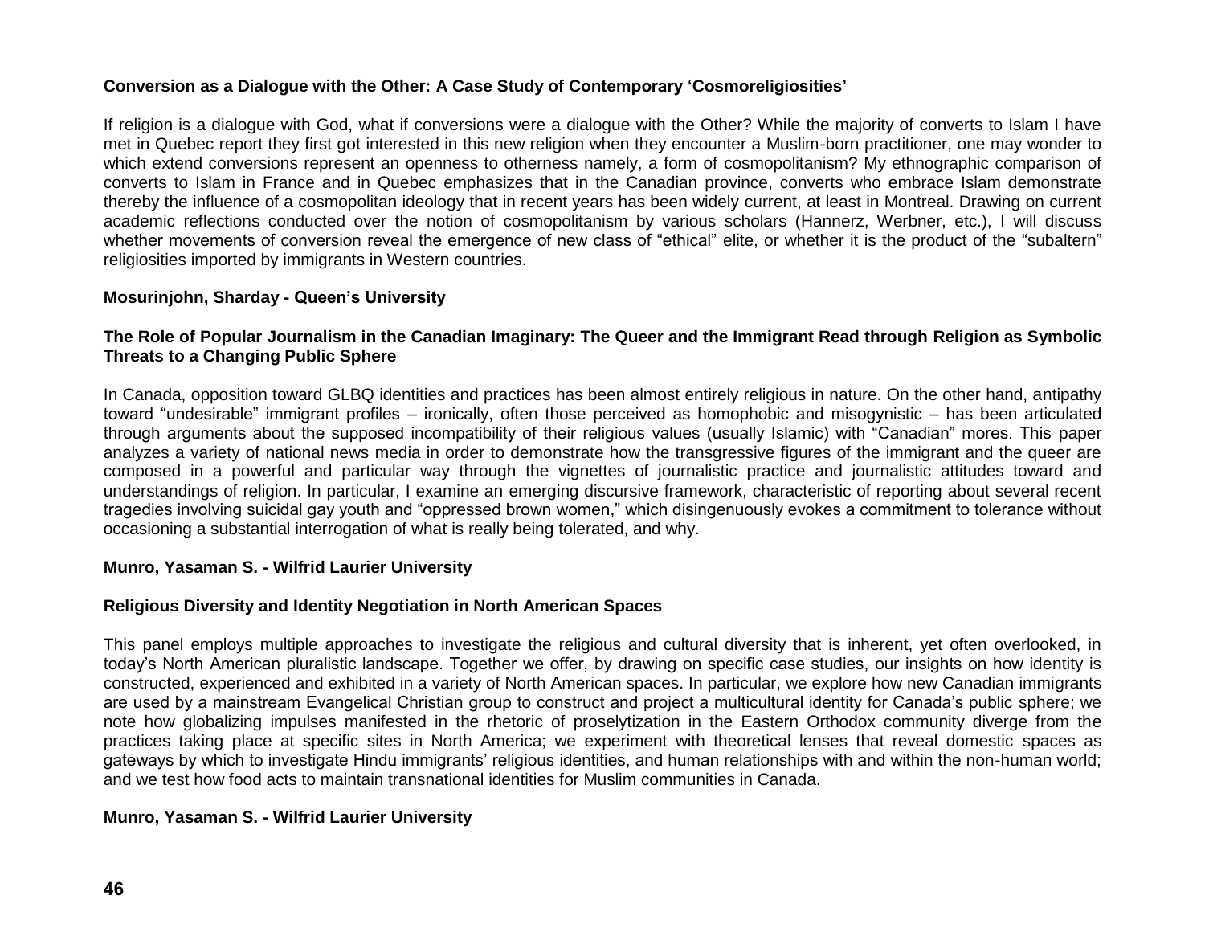**Conversion as a Dialogue with the Other: A Case Study of Contemporary 'Cosmoreligiosities'**

If religion is a dialogue with God, what if conversions were a dialogue with the Other? While the majority of converts to Islam I have met in Quebec report they first got interested in this new religion when they encounter a Muslim-born practitioner, one may wonder to which extend conversions represent an openness to otherness namely, a form of cosmopolitanism? My ethnographic comparison of converts to Islam in France and in Quebec emphasizes that in the Canadian province, converts who embrace Islam demonstrate thereby the influence of a cosmopolitan ideology that in recent years has been widely current, at least in Montreal. Drawing on current academic reflections conducted over the notion of cosmopolitanism by various scholars (Hannerz, Werbner, etc.), I will discuss whether movements of conversion reveal the emergence of new class of "ethical" elite, or whether it is the product of the "subaltern" religiosities imported by immigrants in Western countries.

**Mosurinjohn, Sharday - Queen's University**

**The Role of Popular Journalism in the Canadian Imaginary: The Queer and the Immigrant Read through Religion as Symbolic Threats to a Changing Public Sphere**

In Canada, opposition toward GLBQ identities and practices has been almost entirely religious in nature. On the other hand, antipathy toward "undesirable" immigrant profiles – ironically, often those perceived as homophobic and misogynistic – has been articulated through arguments about the supposed incompatibility of their religious values (usually Islamic) with "Canadian" mores. This paper analyzes a variety of national news media in order to demonstrate how the transgressive figures of the immigrant and the queer are composed in a powerful and particular way through the vignettes of journalistic practice and journalistic attitudes toward and understandings of religion. In particular, I examine an emerging discursive framework, characteristic of reporting about several recent tragedies involving suicidal gay youth and "oppressed brown women," which disingenuously evokes a commitment to tolerance without occasioning a substantial interrogation of what is really being tolerated, and why.

**Munro, Yasaman S. - Wilfrid Laurier University**

**Religious Diversity and Identity Negotiation in North American Spaces**

This panel employs multiple approaches to investigate the religious and cultural diversity that is inherent, yet often overlooked, in today's North American pluralistic landscape. Together we offer, by drawing on specific case studies, our insights on how identity is constructed, experienced and exhibited in a variety of North American spaces. In particular, we explore how new Canadian immigrants are used by a mainstream Evangelical Christian group to construct and project a multicultural identity for Canada's public sphere; we note how globalizing impulses manifested in the rhetoric of proselytization in the Eastern Orthodox community diverge from the practices taking place at specific sites in North America; we experiment with theoretical lenses that reveal domestic spaces as gateways by which to investigate Hindu immigrants' religious identities, and human relationships with and within the non-human world; and we test how food acts to maintain transnational identities for Muslim communities in Canada.

**Munro, Yasaman S. - Wilfrid Laurier University**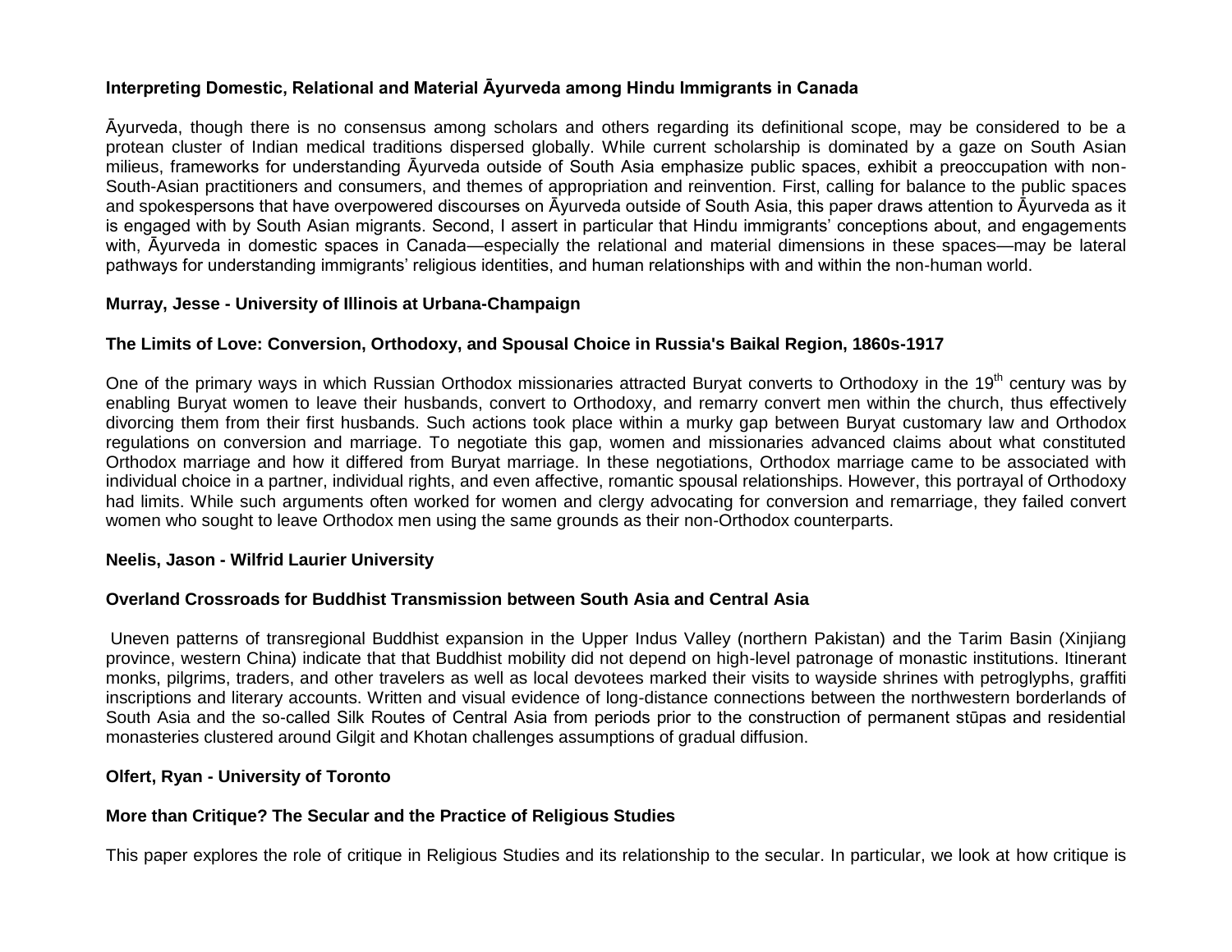**Interpreting Domestic, Relational and Material Āyurveda among Hindu Immigrants in Canada**

Āyurveda, though there is no consensus among scholars and others regarding its definitional scope, may be considered to be a protean cluster of Indian medical traditions dispersed globally. While current scholarship is dominated by a gaze on South Asian milieus, frameworks for understanding Āyurveda outside of South Asia emphasize public spaces, exhibit a preoccupation with non-South-Asian practitioners and consumers, and themes of appropriation and reinvention. First, calling for balance to the public spaces and spokespersons that have overpowered discourses on Āyurveda outside of South Asia, this paper draws attention to Āyurveda as it is engaged with by South Asian migrants. Second, I assert in particular that Hindu immigrants' conceptions about, and engagements with, Āyurveda in domestic spaces in Canada—especially the relational and material dimensions in these spaces—may be lateral pathways for understanding immigrants' religious identities, and human relationships with and within the non-human world.

**Murray, Jesse - University of Illinois at Urbana-Champaign**

**The Limits of Love: Conversion, Orthodoxy, and Spousal Choice in Russia's Baikal Region, 1860s-1917**

One of the primary ways in which Russian Orthodox missionaries attracted Buryat converts to Orthodoxy in the 19th century was by enabling Buryat women to leave their husbands, convert to Orthodoxy, and remarry convert men within the church, thus effectively divorcing them from their first husbands. Such actions took place within a murky gap between Buryat customary law and Orthodox regulations on conversion and marriage. To negotiate this gap, women and missionaries advanced claims about what constituted Orthodox marriage and how it differed from Buryat marriage. In these negotiations, Orthodox marriage came to be associated with individual choice in a partner, individual rights, and even affective, romantic spousal relationships. However, this portrayal of Orthodoxy had limits. While such arguments often worked for women and clergy advocating for conversion and remarriage, they failed convert women who sought to leave Orthodox men using the same grounds as their non-Orthodox counterparts.

**Neelis, Jason - Wilfrid Laurier University**

**Overland Crossroads for Buddhist Transmission between South Asia and Central Asia**

Uneven patterns of transregional Buddhist expansion in the Upper Indus Valley (northern Pakistan) and the Tarim Basin (Xinjiang province, western China) indicate that that Buddhist mobility did not depend on high-level patronage of monastic institutions. Itinerant monks, pilgrims, traders, and other travelers as well as local devotees marked their visits to wayside shrines with petroglyphs, graffiti inscriptions and literary accounts. Written and visual evidence of long-distance connections between the northwestern borderlands of South Asia and the so-called Silk Routes of Central Asia from periods prior to the construction of permanent stūpas and residential monasteries clustered around Gilgit and Khotan challenges assumptions of gradual diffusion.

**Olfert, Ryan - University of Toronto**

**More than Critique? The Secular and the Practice of Religious Studies**

This paper explores the role of critique in Religious Studies and its relationship to the secular. In particular, we look at how critique is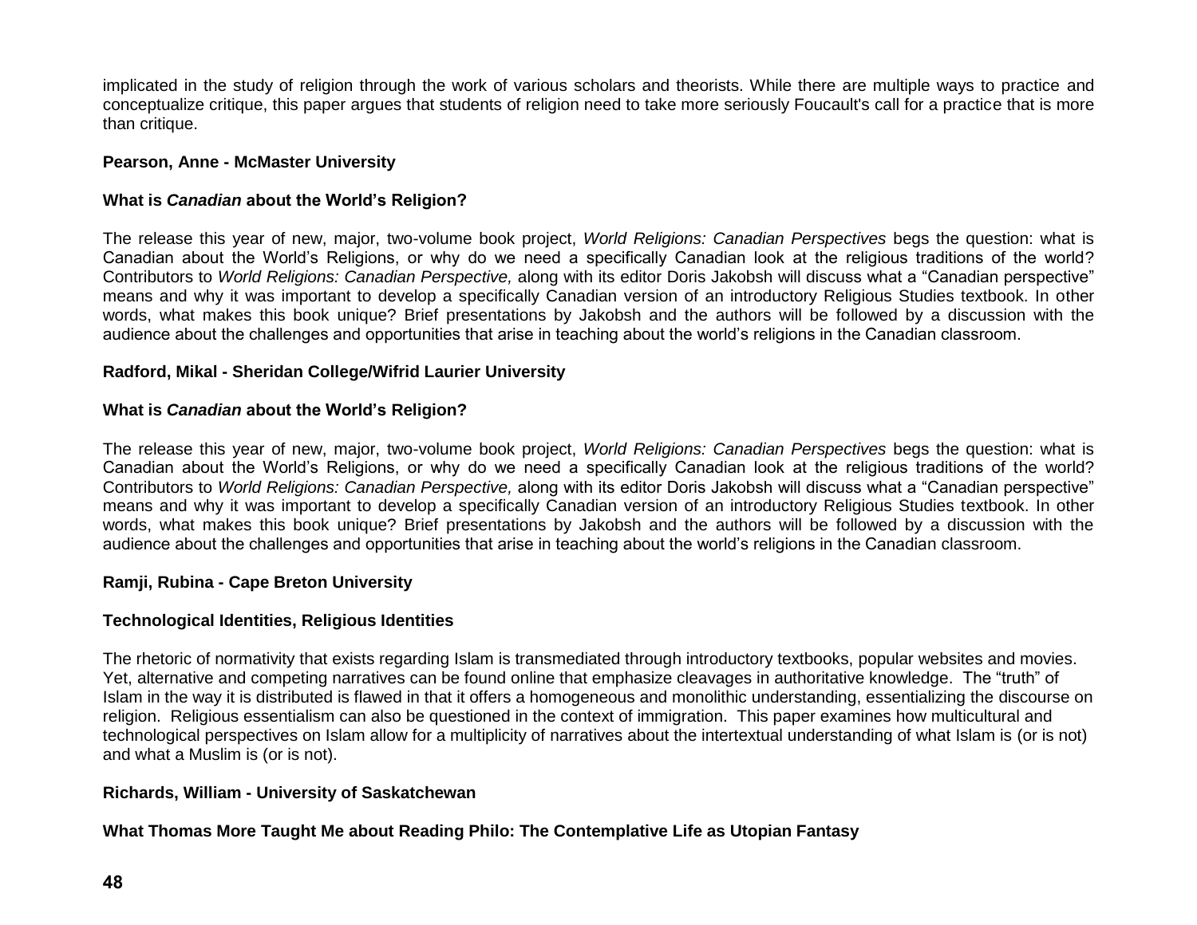implicated in the study of religion through the work of various scholars and theorists. While there are multiple ways to practice and conceptualize critique, this paper argues that students of religion need to take more seriously Foucault's call for a practice that is more than critique.

**Pearson, Anne - McMaster University**

**What is *Canadian* about the World's Religion?**

The release this year of new, major, two-volume book project, *World Religions: Canadian Perspectives* begs the question: what is Canadian about the World's Religions, or why do we need a specifically Canadian look at the religious traditions of the world? Contributors to *World Religions: Canadian Perspective,* along with its editor Doris Jakobsh will discuss what a "Canadian perspective" means and why it was important to develop a specifically Canadian version of an introductory Religious Studies textbook. In other words, what makes this book unique? Brief presentations by Jakobsh and the authors will be followed by a discussion with the audience about the challenges and opportunities that arise in teaching about the world's religions in the Canadian classroom.

**Radford, Mikal - Sheridan College/Wifrid Laurier University**

**What is *Canadian* about the World's Religion?**

The release this year of new, major, two-volume book project, *World Religions: Canadian Perspectives* begs the question: what is Canadian about the World's Religions, or why do we need a specifically Canadian look at the religious traditions of the world? Contributors to *World Religions: Canadian Perspective,* along with its editor Doris Jakobsh will discuss what a "Canadian perspective" means and why it was important to develop a specifically Canadian version of an introductory Religious Studies textbook. In other words, what makes this book unique? Brief presentations by Jakobsh and the authors will be followed by a discussion with the audience about the challenges and opportunities that arise in teaching about the world's religions in the Canadian classroom.

**Ramji, Rubina - Cape Breton University**

**Technological Identities, Religious Identities**

The rhetoric of normativity that exists regarding Islam is transmediated through introductory textbooks, popular websites and movies. Yet, alternative and competing narratives can be found online that emphasize cleavages in authoritative knowledge. The "truth" of Islam in the way it is distributed is flawed in that it offers a homogeneous and monolithic understanding, essentializing the discourse on religion. Religious essentialism can also be questioned in the context of immigration. This paper examines how multicultural and technological perspectives on Islam allow for a multiplicity of narratives about the intertextual understanding of what Islam is (or is not) and what a Muslim is (or is not).

**Richards, William - University of Saskatchewan**

**What Thomas More Taught Me about Reading Philo: The Contemplative Life as Utopian Fantasy**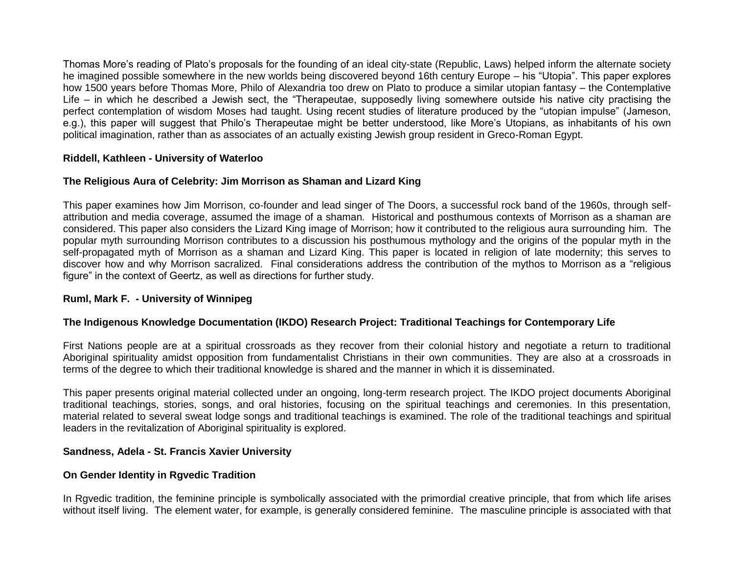Thomas More's reading of Plato's proposals for the founding of an ideal city-state (Republic, Laws) helped inform the alternate society he imagined possible somewhere in the new worlds being discovered beyond 16th century Europe – his "Utopia". This paper explores how 1500 years before Thomas More, Philo of Alexandria too drew on Plato to produce a similar utopian fantasy – the Contemplative Life – in which he described a Jewish sect, the "Therapeutae, supposedly living somewhere outside his native city practising the perfect contemplation of wisdom Moses had taught. Using recent studies of literature produced by the "utopian impulse" (Jameson, e.g.), this paper will suggest that Philo's Therapeutae might be better understood, like More's Utopians, as inhabitants of his own political imagination, rather than as associates of an actually existing Jewish group resident in Greco-Roman Egypt.

**Riddell, Kathleen - University of Waterloo**

**The Religious Aura of Celebrity: Jim Morrison as Shaman and Lizard King**

This paper examines how Jim Morrison, co-founder and lead singer of The Doors, a successful rock band of the 1960s, through self-attribution and media coverage, assumed the image of a shaman. Historical and posthumous contexts of Morrison as a shaman are considered. This paper also considers the Lizard King image of Morrison; how it contributed to the religious aura surrounding him. The popular myth surrounding Morrison contributes to a discussion his posthumous mythology and the origins of the popular myth in the self-propagated myth of Morrison as a shaman and Lizard King. This paper is located in religion of late modernity; this serves to discover how and why Morrison sacralized. Final considerations address the contribution of the mythos to Morrison as a "religious figure" in the context of Geertz, as well as directions for further study.

**Ruml, Mark F. - University of Winnipeg**

**The Indigenous Knowledge Documentation (IKDO) Research Project: Traditional Teachings for Contemporary Life**

First Nations people are at a spiritual crossroads as they recover from their colonial history and negotiate a return to traditional Aboriginal spirituality amidst opposition from fundamentalist Christians in their own communities. They are also at a crossroads in terms of the degree to which their traditional knowledge is shared and the manner in which it is disseminated.

This paper presents original material collected under an ongoing, long-term research project. The IKDO project documents Aboriginal traditional teachings, stories, songs, and oral histories, focusing on the spiritual teachings and ceremonies. In this presentation, material related to several sweat lodge songs and traditional teachings is examined. The role of the traditional teachings and spiritual leaders in the revitalization of Aboriginal spirituality is explored.

**Sandness, Adela - St. Francis Xavier University**

**On Gender Identity in Rgvedic Tradition**

In Rgvedic tradition, the feminine principle is symbolically associated with the primordial creative principle, that from which life arises without itself living. The element water, for example, is generally considered feminine. The masculine principle is associated with that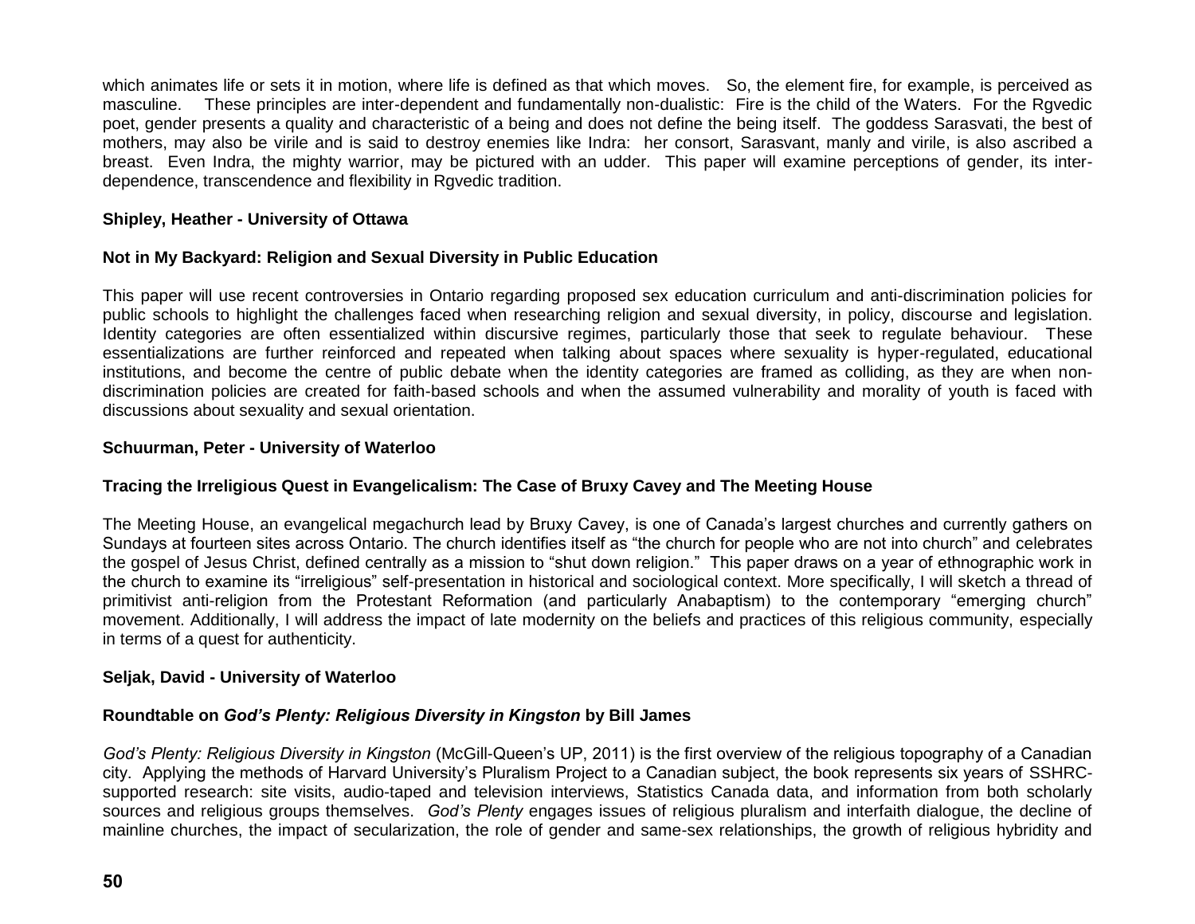which animates life or sets it in motion, where life is defined as that which moves. So, the element fire, for example, is perceived as masculine. These principles are inter-dependent and fundamentally non-dualistic: Fire is the child of the Waters. For the Rgvedic poet, gender presents a quality and characteristic of a being and does not define the being itself. The goddess Sarasvati, the best of mothers, may also be virile and is said to destroy enemies like Indra: her consort, Sarasvant, manly and virile, is also ascribed a breast. Even Indra, the mighty warrior, may be pictured with an udder. This paper will examine perceptions of gender, its inter-dependence, transcendence and flexibility in Rgvedic tradition.

**Shipley, Heather - University of Ottawa**

**Not in My Backyard: Religion and Sexual Diversity in Public Education**

This paper will use recent controversies in Ontario regarding proposed sex education curriculum and anti-discrimination policies for public schools to highlight the challenges faced when researching religion and sexual diversity, in policy, discourse and legislation. Identity categories are often essentialized within discursive regimes, particularly those that seek to regulate behaviour. These essentializations are further reinforced and repeated when talking about spaces where sexuality is hyper-regulated, educational institutions, and become the centre of public debate when the identity categories are framed as colliding, as they are when non-discrimination policies are created for faith-based schools and when the assumed vulnerability and morality of youth is faced with discussions about sexuality and sexual orientation.

**Schuurman, Peter - University of Waterloo**

**Tracing the Irreligious Quest in Evangelicalism: The Case of Bruxy Cavey and The Meeting House**

The Meeting House, an evangelical megachurch lead by Bruxy Cavey, is one of Canada's largest churches and currently gathers on Sundays at fourteen sites across Ontario. The church identifies itself as "the church for people who are not into church" and celebrates the gospel of Jesus Christ, defined centrally as a mission to "shut down religion." This paper draws on a year of ethnographic work in the church to examine its "irreligious" self-presentation in historical and sociological context. More specifically, I will sketch a thread of primitivist anti-religion from the Protestant Reformation (and particularly Anabaptism) to the contemporary "emerging church" movement. Additionally, I will address the impact of late modernity on the beliefs and practices of this religious community, especially in terms of a quest for authenticity.

**Seljak, David - University of Waterloo**

**Roundtable on *God's Plenty: Religious Diversity in Kingston* by Bill James**

*God's Plenty: Religious Diversity in Kingston* (McGill-Queen's UP, 2011) is the first overview of the religious topography of a Canadian city. Applying the methods of Harvard University's Pluralism Project to a Canadian subject, the book represents six years of SSHRC-supported research: site visits, audio-taped and television interviews, Statistics Canada data, and information from both scholarly sources and religious groups themselves. *God's Plenty* engages issues of religious pluralism and interfaith dialogue, the decline of mainline churches, the impact of secularization, the role of gender and same-sex relationships, the growth of religious hybridity and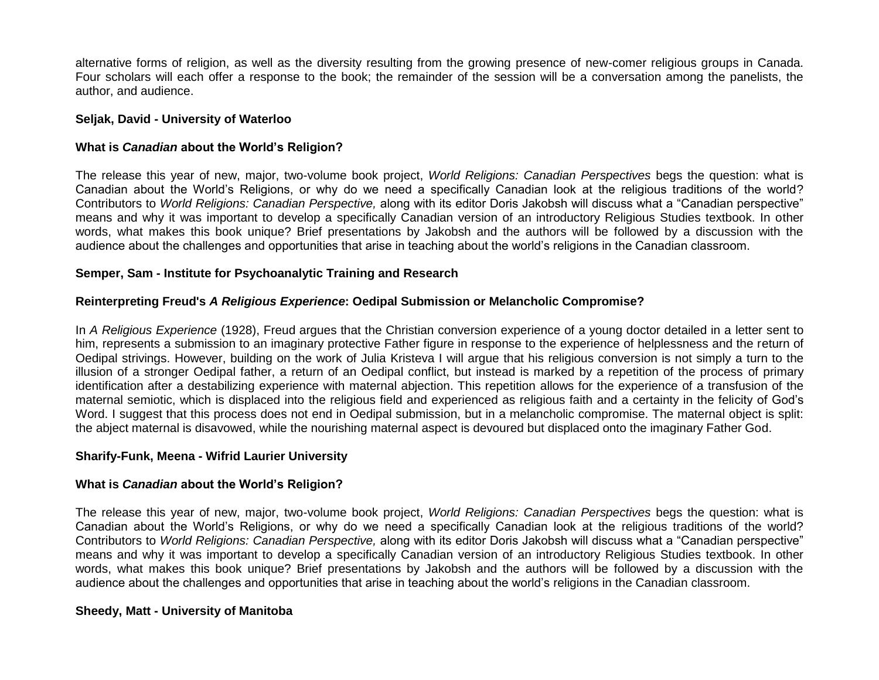alternative forms of religion, as well as the diversity resulting from the growing presence of new-comer religious groups in Canada. Four scholars will each offer a response to the book; the remainder of the session will be a conversation among the panelists, the author, and audience.

**Seljak, David - University of Waterloo**

**What is *Canadian* about the World's Religion?**

The release this year of new, major, two-volume book project, *World Religions: Canadian Perspectives* begs the question: what is Canadian about the World's Religions, or why do we need a specifically Canadian look at the religious traditions of the world? Contributors to *World Religions: Canadian Perspective,* along with its editor Doris Jakobsh will discuss what a "Canadian perspective" means and why it was important to develop a specifically Canadian version of an introductory Religious Studies textbook. In other words, what makes this book unique? Brief presentations by Jakobsh and the authors will be followed by a discussion with the audience about the challenges and opportunities that arise in teaching about the world's religions in the Canadian classroom.

**Semper, Sam - Institute for Psychoanalytic Training and Research**

**Reinterpreting Freud's *A Religious Experience*: Oedipal Submission or Melancholic Compromise?**

In *A Religious Experience* (1928), Freud argues that the Christian conversion experience of a young doctor detailed in a letter sent to him, represents a submission to an imaginary protective Father figure in response to the experience of helplessness and the return of Oedipal strivings. However, building on the work of Julia Kristeva I will argue that his religious conversion is not simply a turn to the illusion of a stronger Oedipal father, a return of an Oedipal conflict, but instead is marked by a repetition of the process of primary identification after a destabilizing experience with maternal abjection. This repetition allows for the experience of a transfusion of the maternal semiotic, which is displaced into the religious field and experienced as religious faith and a certainty in the felicity of God's Word. I suggest that this process does not end in Oedipal submission, but in a melancholic compromise. The maternal object is split: the abject maternal is disavowed, while the nourishing maternal aspect is devoured but displaced onto the imaginary Father God.

**Sharify-Funk, Meena - Wifrid Laurier University**

**What is *Canadian* about the World's Religion?**

The release this year of new, major, two-volume book project, *World Religions: Canadian Perspectives* begs the question: what is Canadian about the World's Religions, or why do we need a specifically Canadian look at the religious traditions of the world? Contributors to *World Religions: Canadian Perspective,* along with its editor Doris Jakobsh will discuss what a "Canadian perspective" means and why it was important to develop a specifically Canadian version of an introductory Religious Studies textbook. In other words, what makes this book unique? Brief presentations by Jakobsh and the authors will be followed by a discussion with the audience about the challenges and opportunities that arise in teaching about the world's religions in the Canadian classroom.

**Sheedy, Matt - University of Manitoba**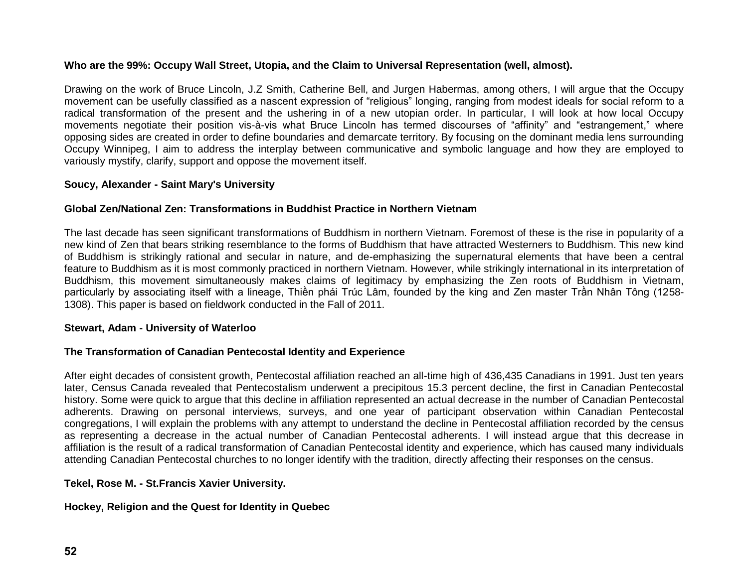**Who are the 99%: Occupy Wall Street, Utopia, and the Claim to Universal Representation (well, almost).**

Drawing on the work of Bruce Lincoln, J.Z Smith, Catherine Bell, and Jurgen Habermas, among others, I will argue that the Occupy movement can be usefully classified as a nascent expression of "religious" longing, ranging from modest ideals for social reform to a radical transformation of the present and the ushering in of a new utopian order. In particular, I will look at how local Occupy movements negotiate their position vis-à-vis what Bruce Lincoln has termed discourses of "affinity" and "estrangement," where opposing sides are created in order to define boundaries and demarcate territory. By focusing on the dominant media lens surrounding Occupy Winnipeg, I aim to address the interplay between communicative and symbolic language and how they are employed to variously mystify, clarify, support and oppose the movement itself.

**Soucy, Alexander - Saint Mary's University**

**Global Zen/National Zen: Transformations in Buddhist Practice in Northern Vietnam**

The last decade has seen significant transformations of Buddhism in northern Vietnam. Foremost of these is the rise in popularity of a new kind of Zen that bears striking resemblance to the forms of Buddhism that have attracted Westerners to Buddhism. This new kind of Buddhism is strikingly rational and secular in nature, and de-emphasizing the supernatural elements that have been a central feature to Buddhism as it is most commonly practiced in northern Vietnam. However, while strikingly international in its interpretation of Buddhism, this movement simultaneously makes claims of legitimacy by emphasizing the Zen roots of Buddhism in Vietnam, particularly by associating itself with a lineage, Thiền phái Trúc Lâm, founded by the king and Zen master Trần Nhân Tông (1258-1308). This paper is based on fieldwork conducted in the Fall of 2011.

**Stewart, Adam - University of Waterloo**

**The Transformation of Canadian Pentecostal Identity and Experience**

After eight decades of consistent growth, Pentecostal affiliation reached an all-time high of 436,435 Canadians in 1991. Just ten years later, Census Canada revealed that Pentecostalism underwent a precipitous 15.3 percent decline, the first in Canadian Pentecostal history. Some were quick to argue that this decline in affiliation represented an actual decrease in the number of Canadian Pentecostal adherents. Drawing on personal interviews, surveys, and one year of participant observation within Canadian Pentecostal congregations, I will explain the problems with any attempt to understand the decline in Pentecostal affiliation recorded by the census as representing a decrease in the actual number of Canadian Pentecostal adherents. I will instead argue that this decrease in affiliation is the result of a radical transformation of Canadian Pentecostal identity and experience, which has caused many individuals attending Canadian Pentecostal churches to no longer identify with the tradition, directly affecting their responses on the census.

**Tekel, Rose M. - St.Francis Xavier University.**

**Hockey, Religion and the Quest for Identity in Quebec**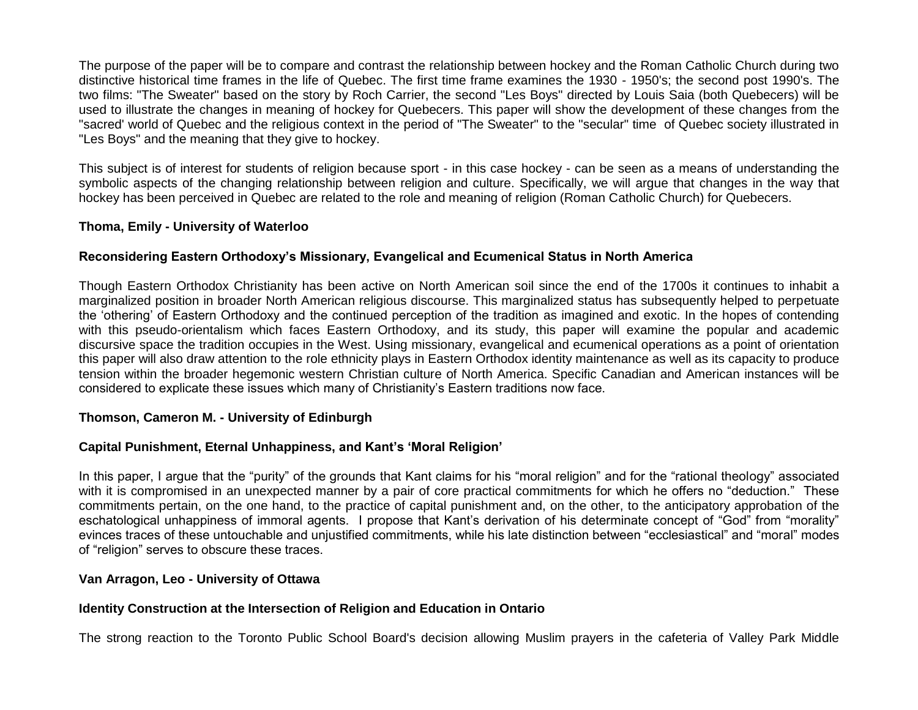The purpose of the paper will be to compare and contrast the relationship between hockey and the Roman Catholic Church during two distinctive historical time frames in the life of Quebec. The first time frame examines the 1930 - 1950's; the second post 1990's. The two films: "The Sweater" based on the story by Roch Carrier, the second "Les Boys" directed by Louis Saia (both Quebecers) will be used to illustrate the changes in meaning of hockey for Quebecers. This paper will show the development of these changes from the "sacred' world of Quebec and the religious context in the period of "The Sweater" to the "secular" time of Quebec society illustrated in "Les Boys" and the meaning that they give to hockey.

This subject is of interest for students of religion because sport - in this case hockey - can be seen as a means of understanding the symbolic aspects of the changing relationship between religion and culture. Specifically, we will argue that changes in the way that hockey has been perceived in Quebec are related to the role and meaning of religion (Roman Catholic Church) for Quebecers.

**Thoma, Emily - University of Waterloo**

**Reconsidering Eastern Orthodoxy's Missionary, Evangelical and Ecumenical Status in North America**

Though Eastern Orthodox Christianity has been active on North American soil since the end of the 1700s it continues to inhabit a marginalized position in broader North American religious discourse. This marginalized status has subsequently helped to perpetuate the 'othering' of Eastern Orthodoxy and the continued perception of the tradition as imagined and exotic. In the hopes of contending with this pseudo-orientalism which faces Eastern Orthodoxy, and its study, this paper will examine the popular and academic discursive space the tradition occupies in the West. Using missionary, evangelical and ecumenical operations as a point of orientation this paper will also draw attention to the role ethnicity plays in Eastern Orthodox identity maintenance as well as its capacity to produce tension within the broader hegemonic western Christian culture of North America. Specific Canadian and American instances will be considered to explicate these issues which many of Christianity's Eastern traditions now face.

**Thomson, Cameron M. - University of Edinburgh**

**Capital Punishment, Eternal Unhappiness, and Kant's 'Moral Religion'**

In this paper, I argue that the "purity" of the grounds that Kant claims for his "moral religion" and for the "rational theology" associated with it is compromised in an unexpected manner by a pair of core practical commitments for which he offers no "deduction." These commitments pertain, on the one hand, to the practice of capital punishment and, on the other, to the anticipatory approbation of the eschatological unhappiness of immoral agents. I propose that Kant's derivation of his determinate concept of "God" from "morality" evinces traces of these untouchable and unjustified commitments, while his late distinction between "ecclesiastical" and "moral" modes of "religion" serves to obscure these traces.

**Van Arragon, Leo - University of Ottawa**

**Identity Construction at the Intersection of Religion and Education in Ontario**

The strong reaction to the Toronto Public School Board's decision allowing Muslim prayers in the cafeteria of Valley Park Middle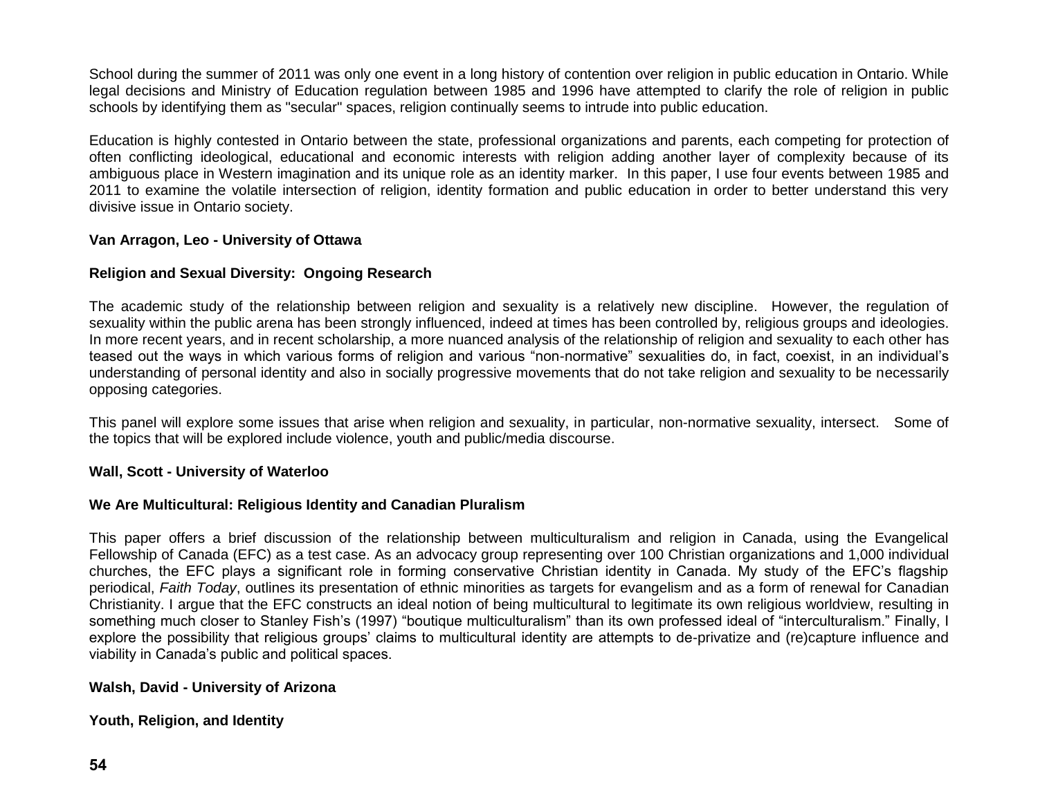School during the summer of 2011 was only one event in a long history of contention over religion in public education in Ontario. While legal decisions and Ministry of Education regulation between 1985 and 1996 have attempted to clarify the role of religion in public schools by identifying them as "secular" spaces, religion continually seems to intrude into public education.

Education is highly contested in Ontario between the state, professional organizations and parents, each competing for protection of often conflicting ideological, educational and economic interests with religion adding another layer of complexity because of its ambiguous place in Western imagination and its unique role as an identity marker. In this paper, I use four events between 1985 and 2011 to examine the volatile intersection of religion, identity formation and public education in order to better understand this very divisive issue in Ontario society.

**Van Arragon, Leo - University of Ottawa**

**Religion and Sexual Diversity: Ongoing Research**

The academic study of the relationship between religion and sexuality is a relatively new discipline. However, the regulation of sexuality within the public arena has been strongly influenced, indeed at times has been controlled by, religious groups and ideologies. In more recent years, and in recent scholarship, a more nuanced analysis of the relationship of religion and sexuality to each other has teased out the ways in which various forms of religion and various "non-normative" sexualities do, in fact, coexist, in an individual's understanding of personal identity and also in socially progressive movements that do not take religion and sexuality to be necessarily opposing categories.

This panel will explore some issues that arise when religion and sexuality, in particular, non-normative sexuality, intersect. Some of the topics that will be explored include violence, youth and public/media discourse.

**Wall, Scott - University of Waterloo**

**We Are Multicultural: Religious Identity and Canadian Pluralism**

This paper offers a brief discussion of the relationship between multiculturalism and religion in Canada, using the Evangelical Fellowship of Canada (EFC) as a test case. As an advocacy group representing over 100 Christian organizations and 1,000 individual churches, the EFC plays a significant role in forming conservative Christian identity in Canada. My study of the EFC's flagship periodical, *Faith Today*, outlines its presentation of ethnic minorities as targets for evangelism and as a form of renewal for Canadian Christianity. I argue that the EFC constructs an ideal notion of being multicultural to legitimate its own religious worldview, resulting in something much closer to Stanley Fish's (1997) "boutique multiculturalism" than its own professed ideal of "interculturalism." Finally, I explore the possibility that religious groups' claims to multicultural identity are attempts to de-privatize and (re)capture influence and viability in Canada's public and political spaces.

**Walsh, David - University of Arizona**

**Youth, Religion, and Identity**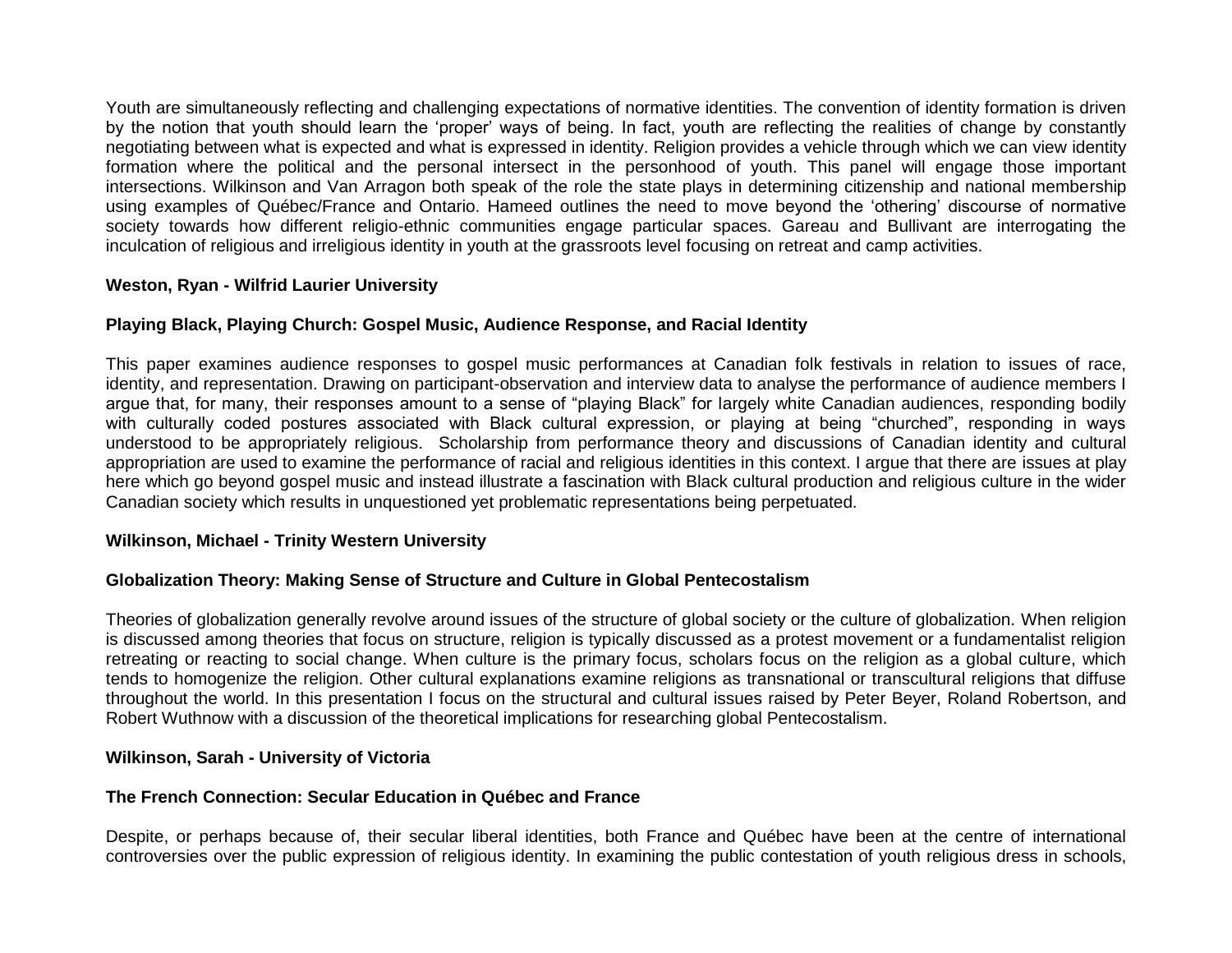Youth are simultaneously reflecting and challenging expectations of normative identities. The convention of identity formation is driven by the notion that youth should learn the 'proper' ways of being. In fact, youth are reflecting the realities of change by constantly negotiating between what is expected and what is expressed in identity. Religion provides a vehicle through which we can view identity formation where the political and the personal intersect in the personhood of youth. This panel will engage those important intersections. Wilkinson and Van Arragon both speak of the role the state plays in determining citizenship and national membership using examples of Québec/France and Ontario. Hameed outlines the need to move beyond the 'othering' discourse of normative society towards how different religio-ethnic communities engage particular spaces. Gareau and Bullivant are interrogating the inculcation of religious and irreligious identity in youth at the grassroots level focusing on retreat and camp activities.

**Weston, Ryan - Wilfrid Laurier University**

**Playing Black, Playing Church: Gospel Music, Audience Response, and Racial Identity**

This paper examines audience responses to gospel music performances at Canadian folk festivals in relation to issues of race, identity, and representation. Drawing on participant-observation and interview data to analyse the performance of audience members I argue that, for many, their responses amount to a sense of "playing Black" for largely white Canadian audiences, responding bodily with culturally coded postures associated with Black cultural expression, or playing at being "churched", responding in ways understood to be appropriately religious. Scholarship from performance theory and discussions of Canadian identity and cultural appropriation are used to examine the performance of racial and religious identities in this context. I argue that there are issues at play here which go beyond gospel music and instead illustrate a fascination with Black cultural production and religious culture in the wider Canadian society which results in unquestioned yet problematic representations being perpetuated.

**Wilkinson, Michael - Trinity Western University**

**Globalization Theory: Making Sense of Structure and Culture in Global Pentecostalism**

Theories of globalization generally revolve around issues of the structure of global society or the culture of globalization. When religion is discussed among theories that focus on structure, religion is typically discussed as a protest movement or a fundamentalist religion retreating or reacting to social change. When culture is the primary focus, scholars focus on the religion as a global culture, which tends to homogenize the religion. Other cultural explanations examine religions as transnational or transcultural religions that diffuse throughout the world. In this presentation I focus on the structural and cultural issues raised by Peter Beyer, Roland Robertson, and Robert Wuthnow with a discussion of the theoretical implications for researching global Pentecostalism.

**Wilkinson, Sarah - University of Victoria**

**The French Connection: Secular Education in Québec and France**

Despite, or perhaps because of, their secular liberal identities, both France and Québec have been at the centre of international controversies over the public expression of religious identity. In examining the public contestation of youth religious dress in schools,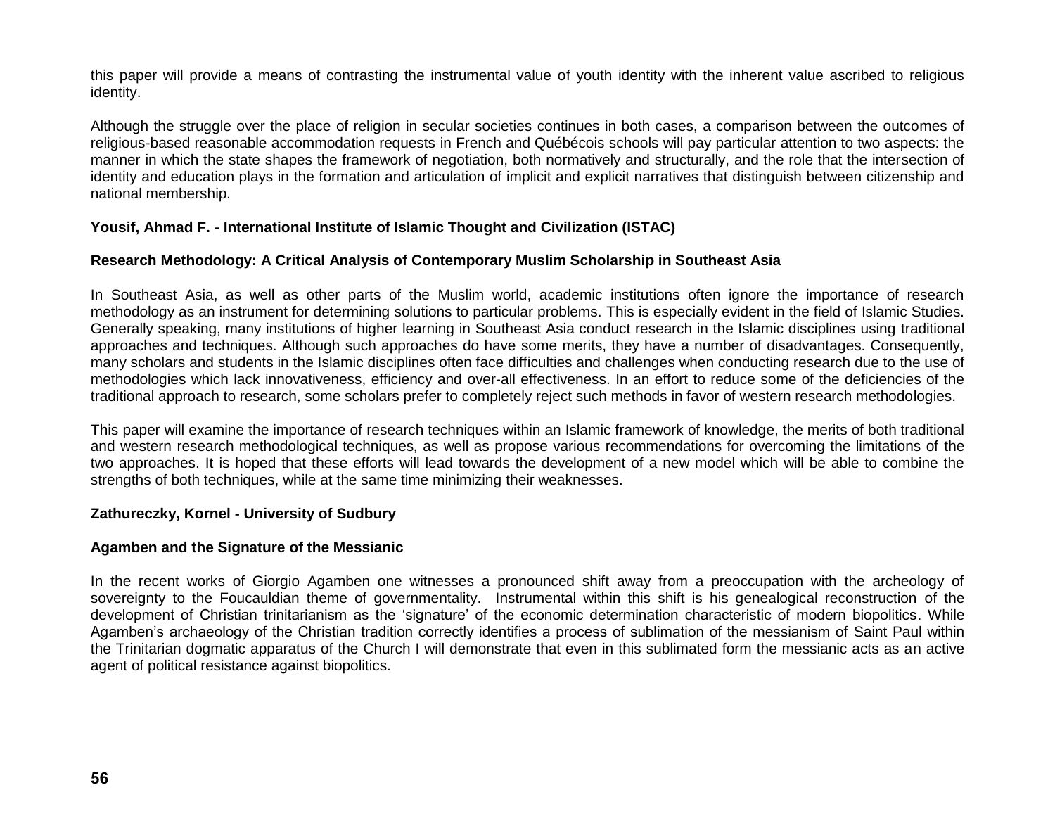this paper will provide a means of contrasting the instrumental value of youth identity with the inherent value ascribed to religious identity.

Although the struggle over the place of religion in secular societies continues in both cases, a comparison between the outcomes of religious-based reasonable accommodation requests in French and Québécois schools will pay particular attention to two aspects: the manner in which the state shapes the framework of negotiation, both normatively and structurally, and the role that the intersection of identity and education plays in the formation and articulation of implicit and explicit narratives that distinguish between citizenship and national membership.

**Yousif, Ahmad F. - International Institute of Islamic Thought and Civilization (ISTAC)**

**Research Methodology: A Critical Analysis of Contemporary Muslim Scholarship in Southeast Asia**

In Southeast Asia, as well as other parts of the Muslim world, academic institutions often ignore the importance of research methodology as an instrument for determining solutions to particular problems. This is especially evident in the field of Islamic Studies. Generally speaking, many institutions of higher learning in Southeast Asia conduct research in the Islamic disciplines using traditional approaches and techniques. Although such approaches do have some merits, they have a number of disadvantages. Consequently, many scholars and students in the Islamic disciplines often face difficulties and challenges when conducting research due to the use of methodologies which lack innovativeness, efficiency and over-all effectiveness. In an effort to reduce some of the deficiencies of the traditional approach to research, some scholars prefer to completely reject such methods in favor of western research methodologies.

This paper will examine the importance of research techniques within an Islamic framework of knowledge, the merits of both traditional and western research methodological techniques, as well as propose various recommendations for overcoming the limitations of the two approaches. It is hoped that these efforts will lead towards the development of a new model which will be able to combine the strengths of both techniques, while at the same time minimizing their weaknesses.

**Zathureczky, Kornel - University of Sudbury**

**Agamben and the Signature of the Messianic**

In the recent works of Giorgio Agamben one witnesses a pronounced shift away from a preoccupation with the archeology of sovereignty to the Foucauldian theme of governmentality. Instrumental within this shift is his genealogical reconstruction of the development of Christian trinitarianism as the 'signature' of the economic determination characteristic of modern biopolitics. While Agamben's archaeology of the Christian tradition correctly identifies a process of sublimation of the messianism of Saint Paul within the Trinitarian dogmatic apparatus of the Church I will demonstrate that even in this sublimated form the messianic acts as an active agent of political resistance against biopolitics.